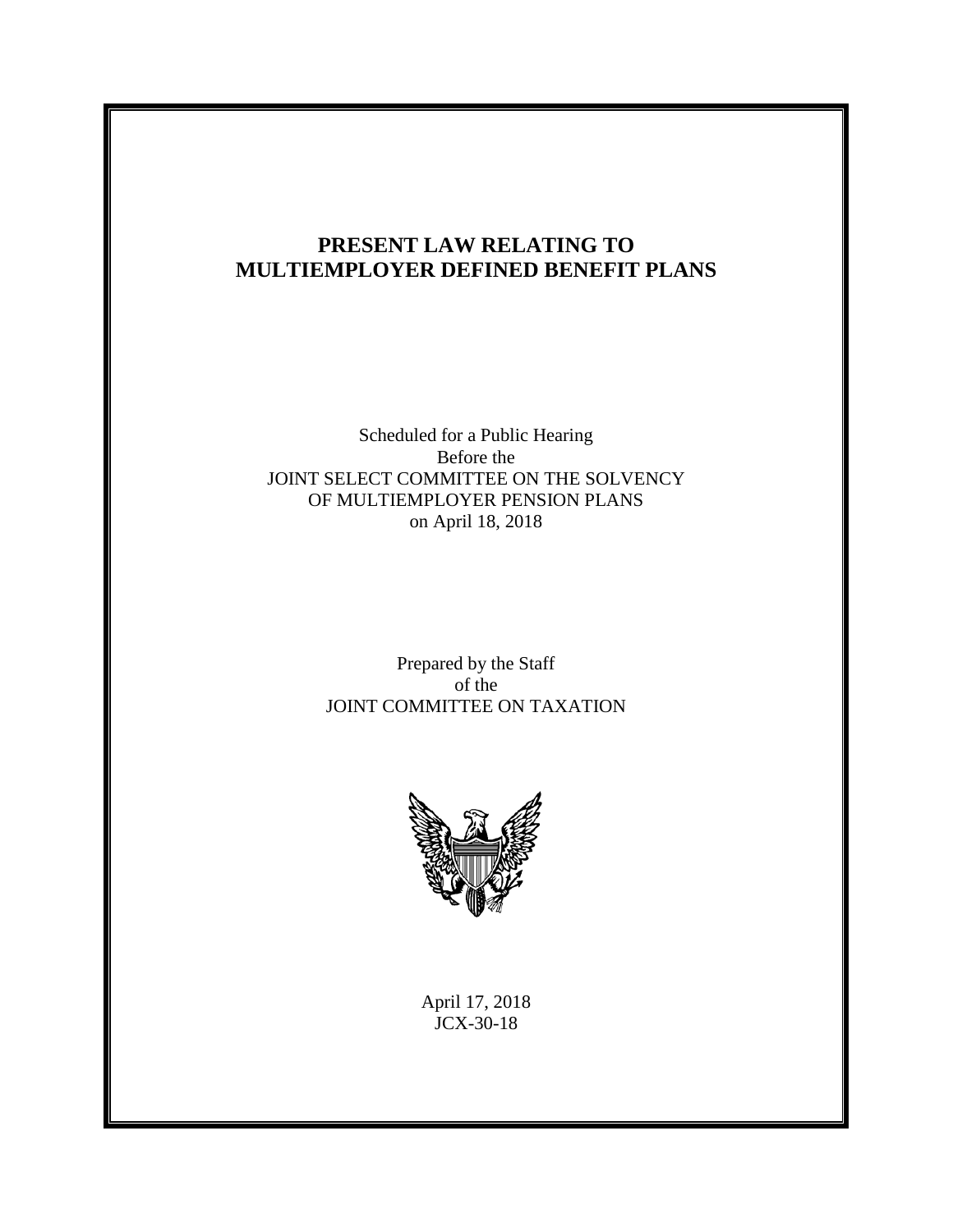# PRESENT LAW RELATING TO MULTIEMPLOYER DEFINED BENEFIT PLANS

Scheduled for a Public Hearing
Before the
JOINT SELECT COMMITTEE ON THE SOLVENCY
OF MULTIEMPLOYER PENSION PLANS
on April 18, 2018

Prepared by the Staff
of the
JOINT COMMITTEE ON TAXATION

April 17, 2018
JCX-30-18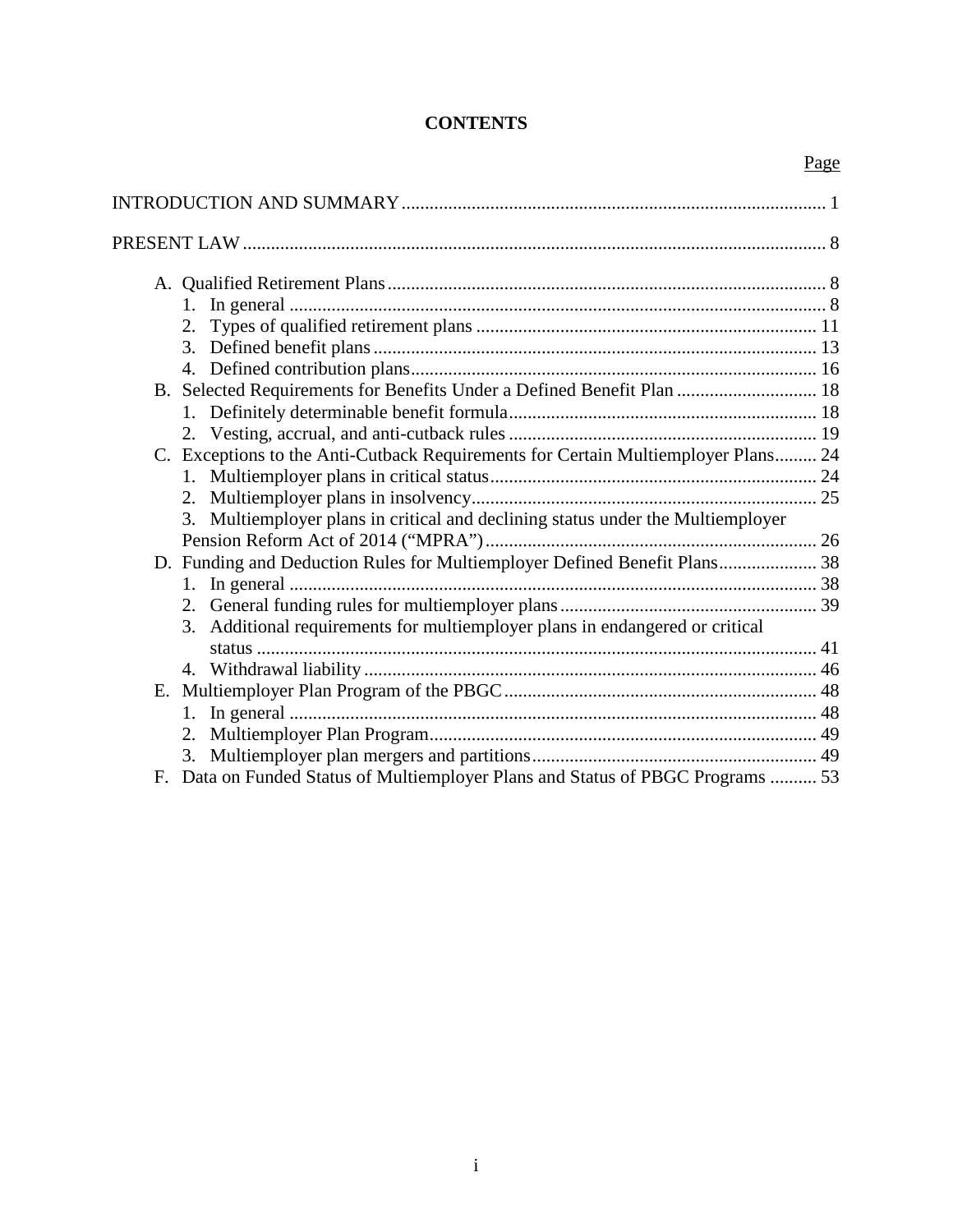# CONTENTS

Page

INTRODUCTION AND SUMMARY .......... 1

PRESENT LAW .......... 8

A. Qualified Retirement Plans .......... 8
   1. In general .......... 8
   2. Types of qualified retirement plans .......... 11
   3. Defined benefit plans .......... 13
   4. Defined contribution plans .......... 16

B. Selected Requirements for Benefits Under a Defined Benefit Plan .......... 18
   1. Definitely determinable benefit formula .......... 18
   2. Vesting, accrual, and anti-cutback rules .......... 19

C. Exceptions to the Anti-Cutback Requirements for Certain Multiemployer Plans .......... 24
   1. Multiemployer plans in critical status .......... 24
   2. Multiemployer plans in insolvency .......... 25
   3. Multiemployer plans in critical and declining status under the Multiemployer Pension Reform Act of 2014 ("MPRA") .......... 26

D. Funding and Deduction Rules for Multiemployer Defined Benefit Plans .......... 38
   1. In general .......... 38
   2. General funding rules for multiemployer plans .......... 39
   3. Additional requirements for multiemployer plans in endangered or critical status .......... 41
   4. Withdrawal liability .......... 46

E. Multiemployer Plan Program of the PBGC .......... 48
   1. In general .......... 48
   2. Multiemployer Plan Program .......... 49
   3. Multiemployer plan mergers and partitions .......... 49

F. Data on Funded Status of Multiemployer Plans and Status of PBGC Programs .......... 53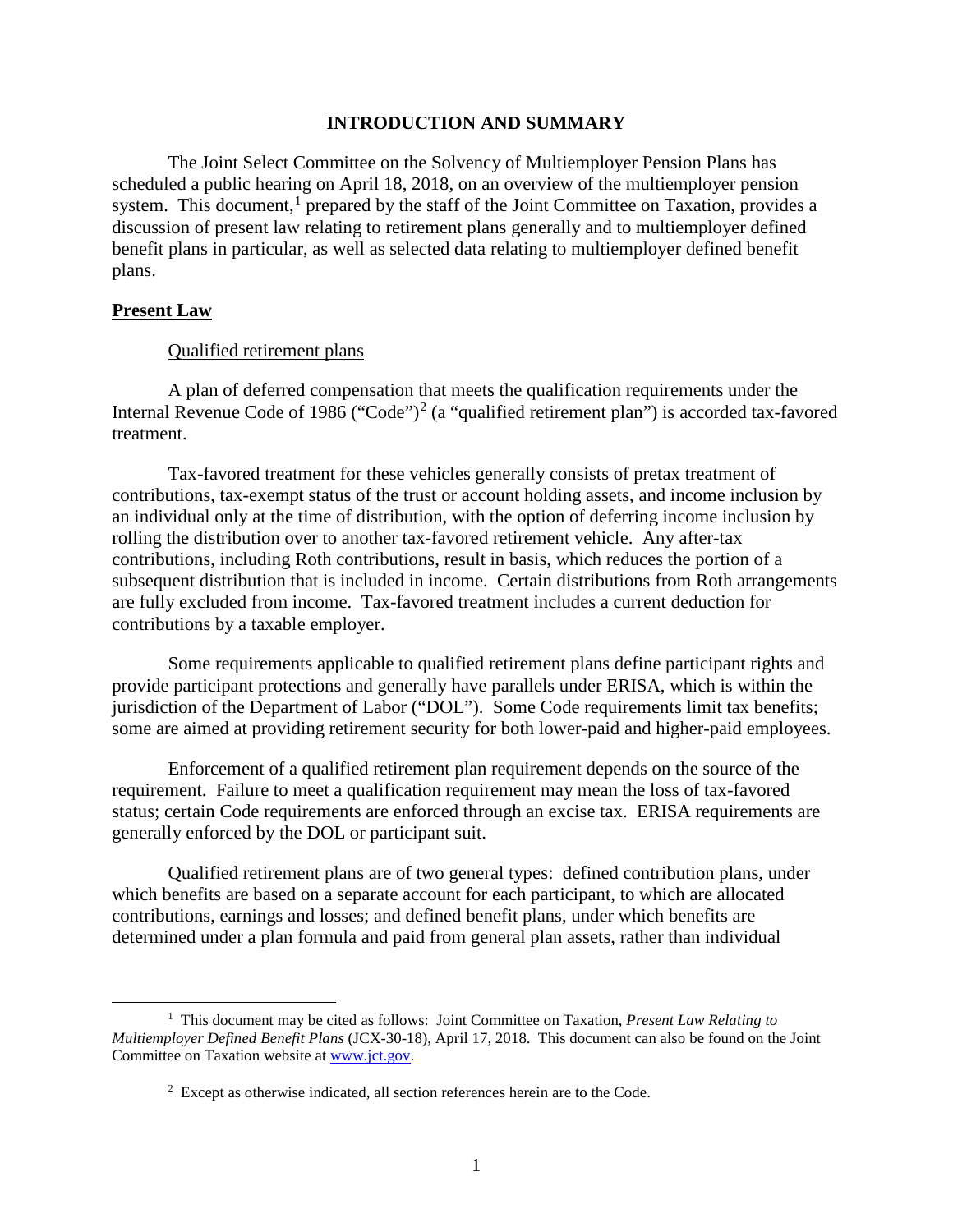# INTRODUCTION AND SUMMARY

The Joint Select Committee on the Solvency of Multiemployer Pension Plans has scheduled a public hearing on April 18, 2018, on an overview of the multiemployer pension system. This document,[1] prepared by the staff of the Joint Committee on Taxation, provides a discussion of present law relating to retirement plans generally and to multiemployer defined benefit plans in particular, as well as selected data relating to multiemployer defined benefit plans.

## Present Law

### Qualified retirement plans

A plan of deferred compensation that meets the qualification requirements under the Internal Revenue Code of 1986 ("Code")[2] (a "qualified retirement plan") is accorded tax-favored treatment.

Tax-favored treatment for these vehicles generally consists of pretax treatment of contributions, tax-exempt status of the trust or account holding assets, and income inclusion by an individual only at the time of distribution, with the option of deferring income inclusion by rolling the distribution over to another tax-favored retirement vehicle. Any after-tax contributions, including Roth contributions, result in basis, which reduces the portion of a subsequent distribution that is included in income. Certain distributions from Roth arrangements are fully excluded from income. Tax-favored treatment includes a current deduction for contributions by a taxable employer.

Some requirements applicable to qualified retirement plans define participant rights and provide participant protections and generally have parallels under ERISA, which is within the jurisdiction of the Department of Labor ("DOL"). Some Code requirements limit tax benefits; some are aimed at providing retirement security for both lower-paid and higher-paid employees.

Enforcement of a qualified retirement plan requirement depends on the source of the requirement. Failure to meet a qualification requirement may mean the loss of tax-favored status; certain Code requirements are enforced through an excise tax. ERISA requirements are generally enforced by the DOL or participant suit.

Qualified retirement plans are of two general types: defined contribution plans, under which benefits are based on a separate account for each participant, to which are allocated contributions, earnings and losses; and defined benefit plans, under which benefits are determined under a plan formula and paid from general plan assets, rather than individual

---

[1] This document may be cited as follows: Joint Committee on Taxation, *Present Law Relating to Multiemployer Defined Benefit Plans* (JCX-30-18), April 17, 2018. This document can also be found on the Joint Committee on Taxation website at www.jct.gov.

[2] Except as otherwise indicated, all section references herein are to the Code.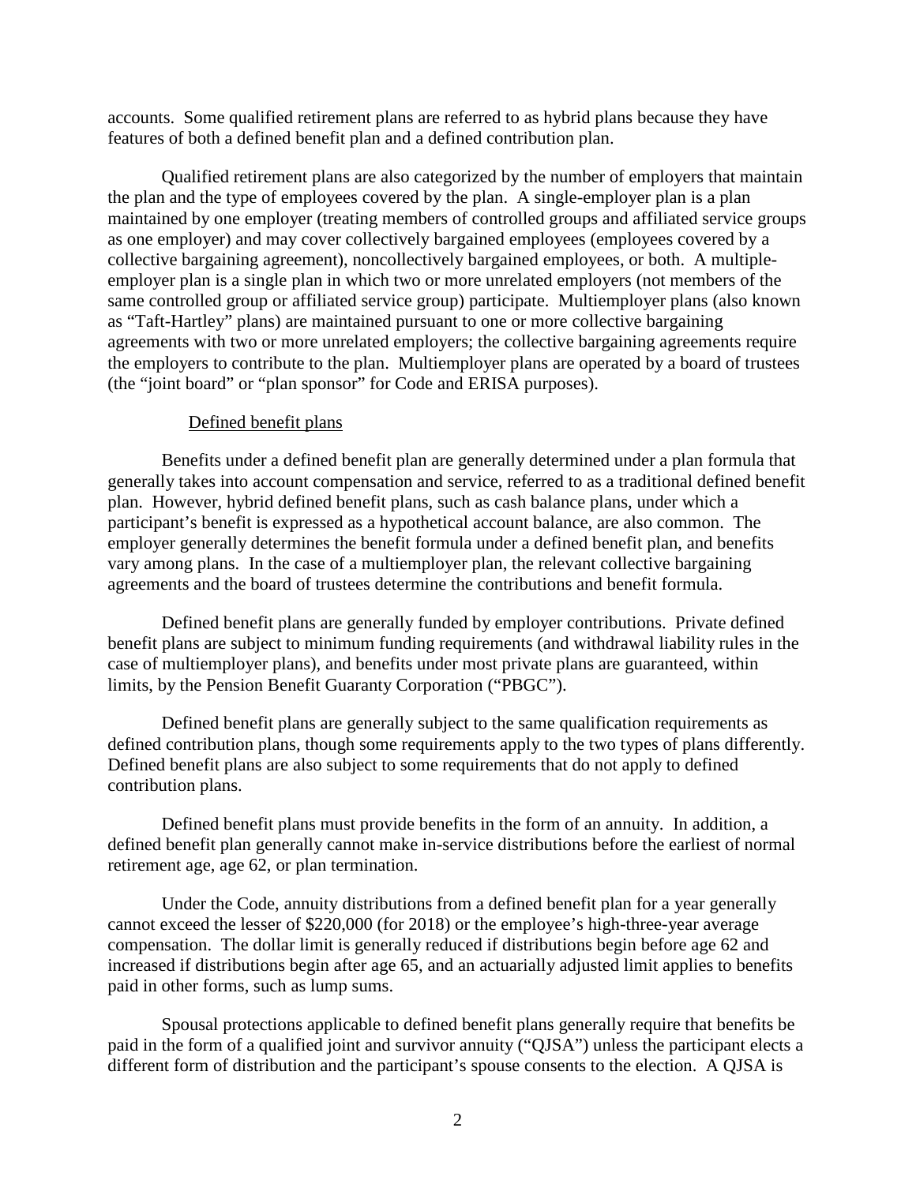accounts. Some qualified retirement plans are referred to as hybrid plans because they have features of both a defined benefit plan and a defined contribution plan.

Qualified retirement plans are also categorized by the number of employers that maintain the plan and the type of employees covered by the plan. A single-employer plan is a plan maintained by one employer (treating members of controlled groups and affiliated service groups as one employer) and may cover collectively bargained employees (employees covered by a collective bargaining agreement), noncollectively bargained employees, or both. A multiple-employer plan is a single plan in which two or more unrelated employers (not members of the same controlled group or affiliated service group) participate. Multiemployer plans (also known as "Taft-Hartley" plans) are maintained pursuant to one or more collective bargaining agreements with two or more unrelated employers; the collective bargaining agreements require the employers to contribute to the plan. Multiemployer plans are operated by a board of trustees (the "joint board" or "plan sponsor" for Code and ERISA purposes).

Defined benefit plans

Benefits under a defined benefit plan are generally determined under a plan formula that generally takes into account compensation and service, referred to as a traditional defined benefit plan. However, hybrid defined benefit plans, such as cash balance plans, under which a participant's benefit is expressed as a hypothetical account balance, are also common. The employer generally determines the benefit formula under a defined benefit plan, and benefits vary among plans. In the case of a multiemployer plan, the relevant collective bargaining agreements and the board of trustees determine the contributions and benefit formula.

Defined benefit plans are generally funded by employer contributions. Private defined benefit plans are subject to minimum funding requirements (and withdrawal liability rules in the case of multiemployer plans), and benefits under most private plans are guaranteed, within limits, by the Pension Benefit Guaranty Corporation ("PBGC").

Defined benefit plans are generally subject to the same qualification requirements as defined contribution plans, though some requirements apply to the two types of plans differently. Defined benefit plans are also subject to some requirements that do not apply to defined contribution plans.

Defined benefit plans must provide benefits in the form of an annuity. In addition, a defined benefit plan generally cannot make in-service distributions before the earliest of normal retirement age, age 62, or plan termination.

Under the Code, annuity distributions from a defined benefit plan for a year generally cannot exceed the lesser of $220,000 (for 2018) or the employee's high-three-year average compensation. The dollar limit is generally reduced if distributions begin before age 62 and increased if distributions begin after age 65, and an actuarially adjusted limit applies to benefits paid in other forms, such as lump sums.

Spousal protections applicable to defined benefit plans generally require that benefits be paid in the form of a qualified joint and survivor annuity ("QJSA") unless the participant elects a different form of distribution and the participant's spouse consents to the election. A QJSA is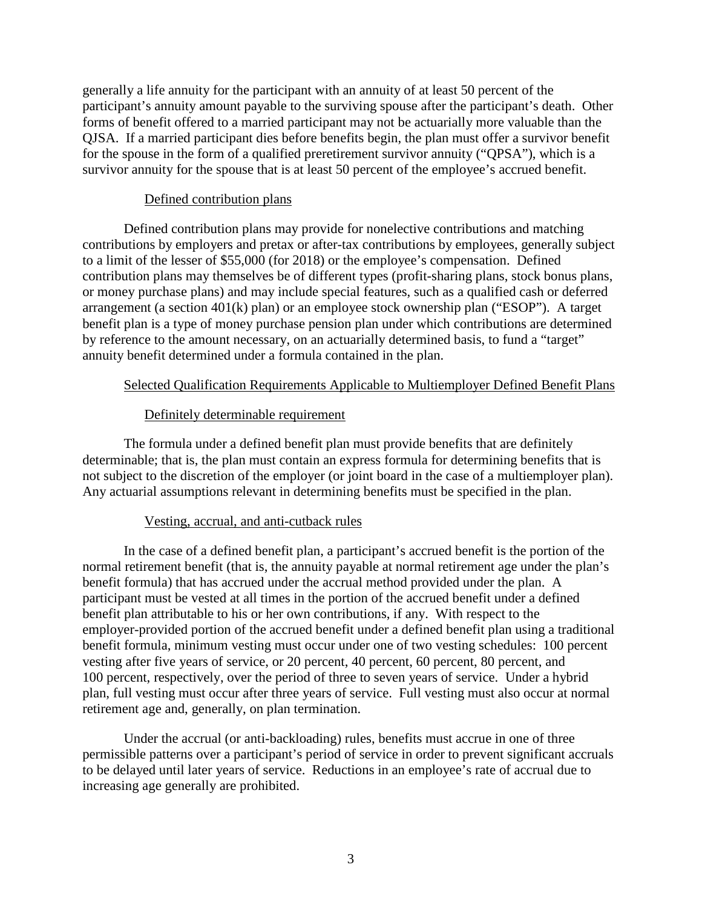generally a life annuity for the participant with an annuity of at least 50 percent of the participant's annuity amount payable to the surviving spouse after the participant's death. Other forms of benefit offered to a married participant may not be actuarially more valuable than the QJSA. If a married participant dies before benefits begin, the plan must offer a survivor benefit for the spouse in the form of a qualified preretirement survivor annuity ("QPSA"), which is a survivor annuity for the spouse that is at least 50 percent of the employee's accrued benefit.

#### Defined contribution plans

Defined contribution plans may provide for nonelective contributions and matching contributions by employers and pretax or after-tax contributions by employees, generally subject to a limit of the lesser of $55,000 (for 2018) or the employee's compensation. Defined contribution plans may themselves be of different types (profit-sharing plans, stock bonus plans, or money purchase plans) and may include special features, such as a qualified cash or deferred arrangement (a section 401(k) plan) or an employee stock ownership plan ("ESOP"). A target benefit plan is a type of money purchase pension plan under which contributions are determined by reference to the amount necessary, on an actuarially determined basis, to fund a "target" annuity benefit determined under a formula contained in the plan.

### Selected Qualification Requirements Applicable to Multiemployer Defined Benefit Plans

#### Definitely determinable requirement

The formula under a defined benefit plan must provide benefits that are definitely determinable; that is, the plan must contain an express formula for determining benefits that is not subject to the discretion of the employer (or joint board in the case of a multiemployer plan). Any actuarial assumptions relevant in determining benefits must be specified in the plan.

#### Vesting, accrual, and anti-cutback rules

In the case of a defined benefit plan, a participant's accrued benefit is the portion of the normal retirement benefit (that is, the annuity payable at normal retirement age under the plan's benefit formula) that has accrued under the accrual method provided under the plan. A participant must be vested at all times in the portion of the accrued benefit under a defined benefit plan attributable to his or her own contributions, if any. With respect to the employer-provided portion of the accrued benefit under a defined benefit plan using a traditional benefit formula, minimum vesting must occur under one of two vesting schedules: 100 percent vesting after five years of service, or 20 percent, 40 percent, 60 percent, 80 percent, and 100 percent, respectively, over the period of three to seven years of service. Under a hybrid plan, full vesting must occur after three years of service. Full vesting must also occur at normal retirement age and, generally, on plan termination.

Under the accrual (or anti-backloading) rules, benefits must accrue in one of three permissible patterns over a participant's period of service in order to prevent significant accruals to be delayed until later years of service. Reductions in an employee's rate of accrual due to increasing age generally are prohibited.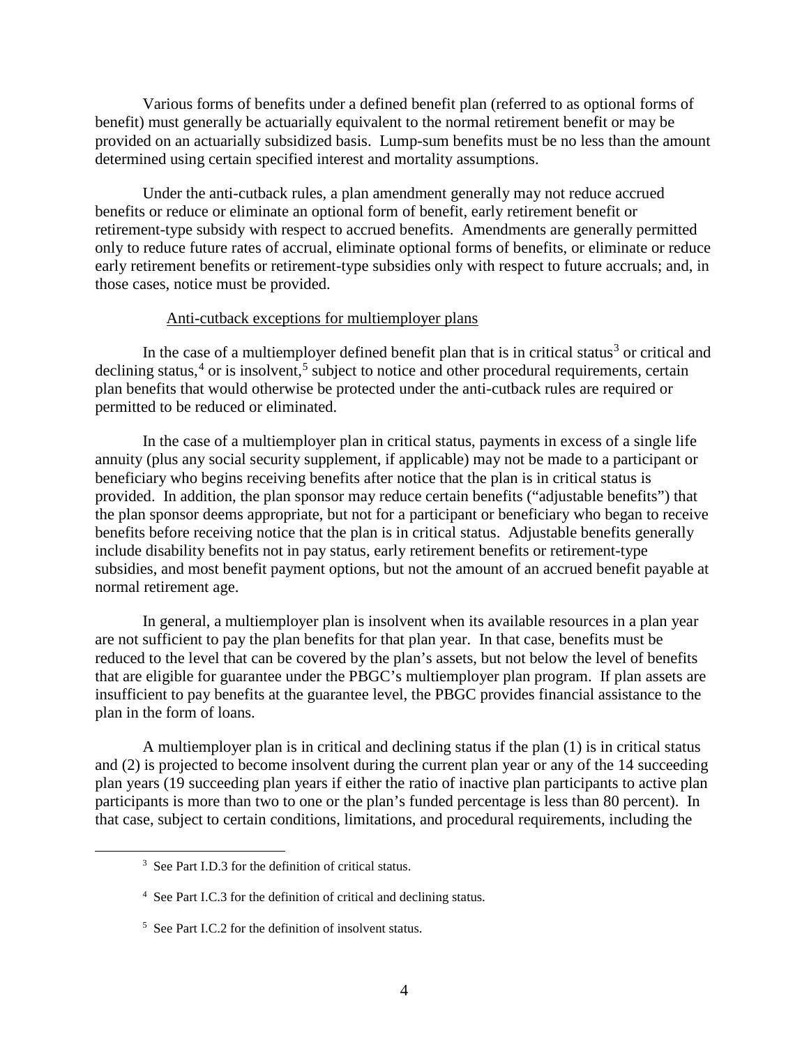Various forms of benefits under a defined benefit plan (referred to as optional forms of benefit) must generally be actuarially equivalent to the normal retirement benefit or may be provided on an actuarially subsidized basis. Lump-sum benefits must be no less than the amount determined using certain specified interest and mortality assumptions.

Under the anti-cutback rules, a plan amendment generally may not reduce accrued benefits or reduce or eliminate an optional form of benefit, early retirement benefit or retirement-type subsidy with respect to accrued benefits. Amendments are generally permitted only to reduce future rates of accrual, eliminate optional forms of benefits, or eliminate or reduce early retirement benefits or retirement-type subsidies only with respect to future accruals; and, in those cases, notice must be provided.

<u>Anti-cutback exceptions for multiemployer plans</u>

In the case of a multiemployer defined benefit plan that is in critical status[3] or critical and declining status,[4] or is insolvent,[5] subject to notice and other procedural requirements, certain plan benefits that would otherwise be protected under the anti-cutback rules are required or permitted to be reduced or eliminated.

In the case of a multiemployer plan in critical status, payments in excess of a single life annuity (plus any social security supplement, if applicable) may not be made to a participant or beneficiary who begins receiving benefits after notice that the plan is in critical status is provided. In addition, the plan sponsor may reduce certain benefits ("adjustable benefits") that the plan sponsor deems appropriate, but not for a participant or beneficiary who began to receive benefits before receiving notice that the plan is in critical status. Adjustable benefits generally include disability benefits not in pay status, early retirement benefits or retirement-type subsidies, and most benefit payment options, but not the amount of an accrued benefit payable at normal retirement age.

In general, a multiemployer plan is insolvent when its available resources in a plan year are not sufficient to pay the plan benefits for that plan year. In that case, benefits must be reduced to the level that can be covered by the plan's assets, but not below the level of benefits that are eligible for guarantee under the PBGC's multiemployer plan program. If plan assets are insufficient to pay benefits at the guarantee level, the PBGC provides financial assistance to the plan in the form of loans.

A multiemployer plan is in critical and declining status if the plan (1) is in critical status and (2) is projected to become insolvent during the current plan year or any of the 14 succeeding plan years (19 succeeding plan years if either the ratio of inactive plan participants to active plan participants is more than two to one or the plan's funded percentage is less than 80 percent). In that case, subject to certain conditions, limitations, and procedural requirements, including the

[3] See Part I.D.3 for the definition of critical status.

[4] See Part I.C.3 for the definition of critical and declining status.

[5] See Part I.C.2 for the definition of insolvent status.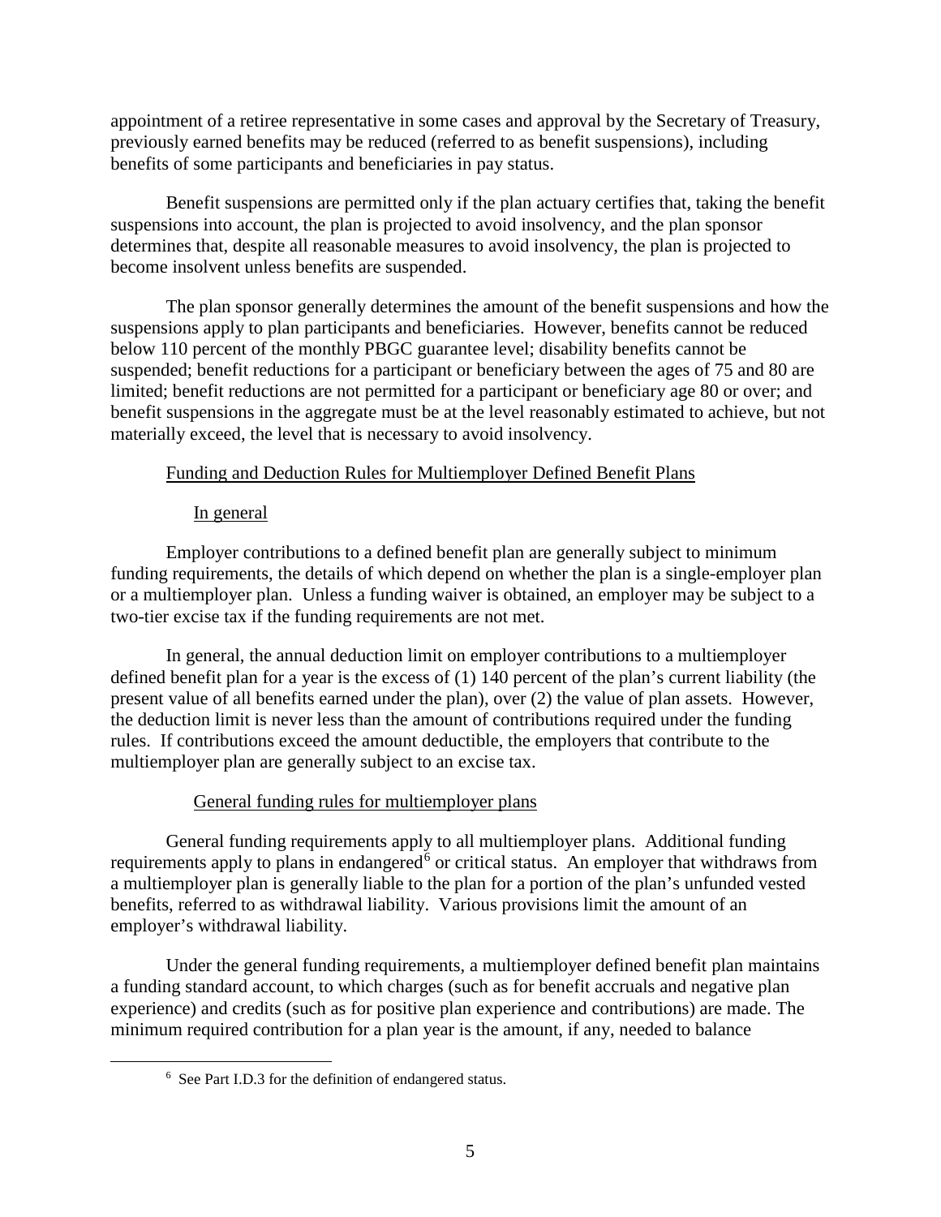appointment of a retiree representative in some cases and approval by the Secretary of Treasury, previously earned benefits may be reduced (referred to as benefit suspensions), including benefits of some participants and beneficiaries in pay status.

Benefit suspensions are permitted only if the plan actuary certifies that, taking the benefit suspensions into account, the plan is projected to avoid insolvency, and the plan sponsor determines that, despite all reasonable measures to avoid insolvency, the plan is projected to become insolvent unless benefits are suspended.

The plan sponsor generally determines the amount of the benefit suspensions and how the suspensions apply to plan participants and beneficiaries. However, benefits cannot be reduced below 110 percent of the monthly PBGC guarantee level; disability benefits cannot be suspended; benefit reductions for a participant or beneficiary between the ages of 75 and 80 are limited; benefit reductions are not permitted for a participant or beneficiary age 80 or over; and benefit suspensions in the aggregate must be at the level reasonably estimated to achieve, but not materially exceed, the level that is necessary to avoid insolvency.

### Funding and Deduction Rules for Multiemployer Defined Benefit Plans

#### In general

Employer contributions to a defined benefit plan are generally subject to minimum funding requirements, the details of which depend on whether the plan is a single-employer plan or a multiemployer plan. Unless a funding waiver is obtained, an employer may be subject to a two-tier excise tax if the funding requirements are not met.

In general, the annual deduction limit on employer contributions to a multiemployer defined benefit plan for a year is the excess of (1) 140 percent of the plan's current liability (the present value of all benefits earned under the plan), over (2) the value of plan assets. However, the deduction limit is never less than the amount of contributions required under the funding rules. If contributions exceed the amount deductible, the employers that contribute to the multiemployer plan are generally subject to an excise tax.

#### General funding rules for multiemployer plans

General funding requirements apply to all multiemployer plans. Additional funding requirements apply to plans in endangered[6] or critical status. An employer that withdraws from a multiemployer plan is generally liable to the plan for a portion of the plan's unfunded vested benefits, referred to as withdrawal liability. Various provisions limit the amount of an employer's withdrawal liability.

Under the general funding requirements, a multiemployer defined benefit plan maintains a funding standard account, to which charges (such as for benefit accruals and negative plan experience) and credits (such as for positive plan experience and contributions) are made. The minimum required contribution for a plan year is the amount, if any, needed to balance

[6] See Part I.D.3 for the definition of endangered status.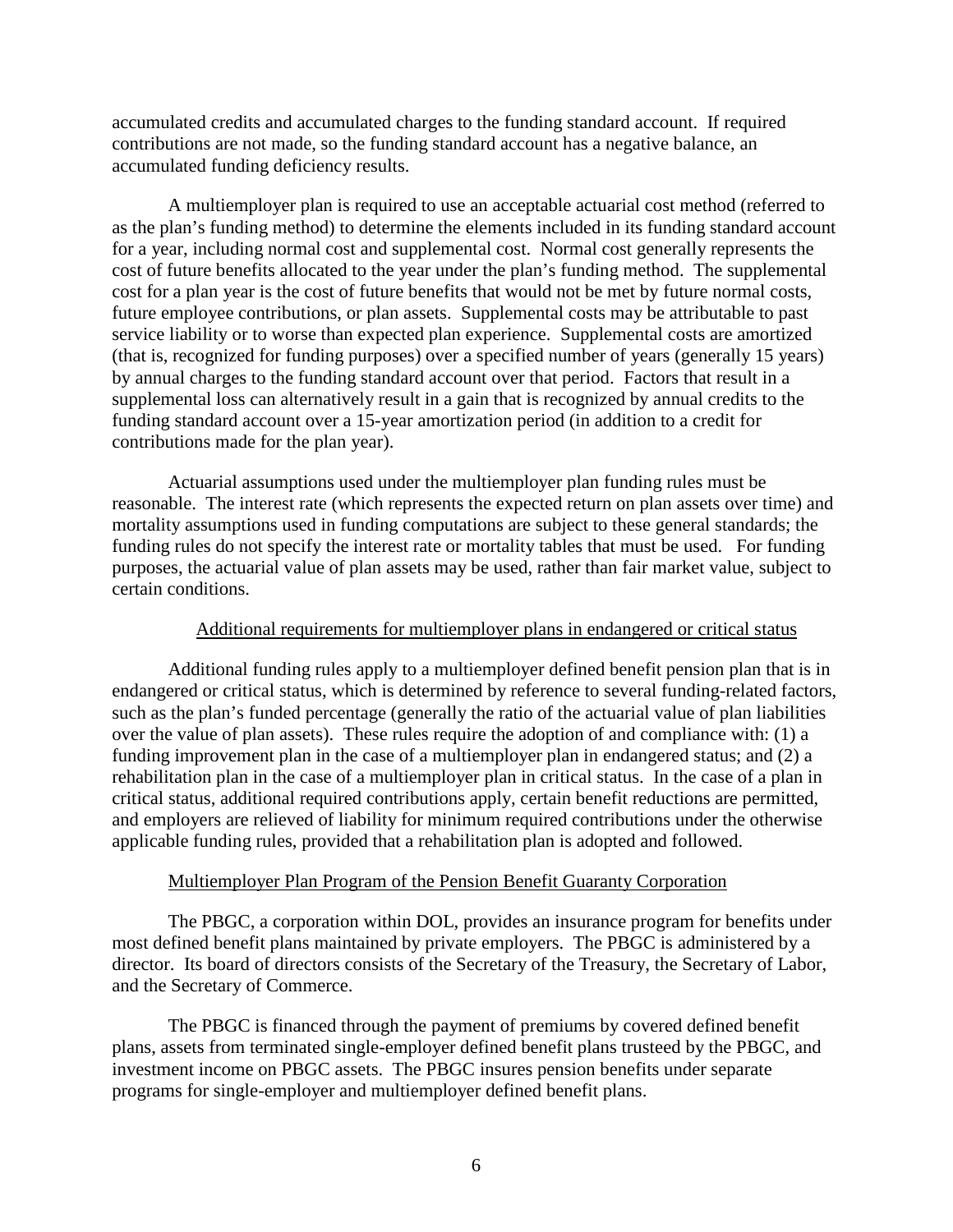accumulated credits and accumulated charges to the funding standard account. If required contributions are not made, so the funding standard account has a negative balance, an accumulated funding deficiency results.

A multiemployer plan is required to use an acceptable actuarial cost method (referred to as the plan's funding method) to determine the elements included in its funding standard account for a year, including normal cost and supplemental cost. Normal cost generally represents the cost of future benefits allocated to the year under the plan's funding method. The supplemental cost for a plan year is the cost of future benefits that would not be met by future normal costs, future employee contributions, or plan assets. Supplemental costs may be attributable to past service liability or to worse than expected plan experience. Supplemental costs are amortized (that is, recognized for funding purposes) over a specified number of years (generally 15 years) by annual charges to the funding standard account over that period. Factors that result in a supplemental loss can alternatively result in a gain that is recognized by annual credits to the funding standard account over a 15-year amortization period (in addition to a credit for contributions made for the plan year).

Actuarial assumptions used under the multiemployer plan funding rules must be reasonable. The interest rate (which represents the expected return on plan assets over time) and mortality assumptions used in funding computations are subject to these general standards; the funding rules do not specify the interest rate or mortality tables that must be used. For funding purposes, the actuarial value of plan assets may be used, rather than fair market value, subject to certain conditions.

### Additional requirements for multiemployer plans in endangered or critical status

Additional funding rules apply to a multiemployer defined benefit pension plan that is in endangered or critical status, which is determined by reference to several funding-related factors, such as the plan's funded percentage (generally the ratio of the actuarial value of plan liabilities over the value of plan assets). These rules require the adoption of and compliance with: (1) a funding improvement plan in the case of a multiemployer plan in endangered status; and (2) a rehabilitation plan in the case of a multiemployer plan in critical status. In the case of a plan in critical status, additional required contributions apply, certain benefit reductions are permitted, and employers are relieved of liability for minimum required contributions under the otherwise applicable funding rules, provided that a rehabilitation plan is adopted and followed.

### Multiemployer Plan Program of the Pension Benefit Guaranty Corporation

The PBGC, a corporation within DOL, provides an insurance program for benefits under most defined benefit plans maintained by private employers. The PBGC is administered by a director. Its board of directors consists of the Secretary of the Treasury, the Secretary of Labor, and the Secretary of Commerce.

The PBGC is financed through the payment of premiums by covered defined benefit plans, assets from terminated single-employer defined benefit plans trusteed by the PBGC, and investment income on PBGC assets. The PBGC insures pension benefits under separate programs for single-employer and multiemployer defined benefit plans.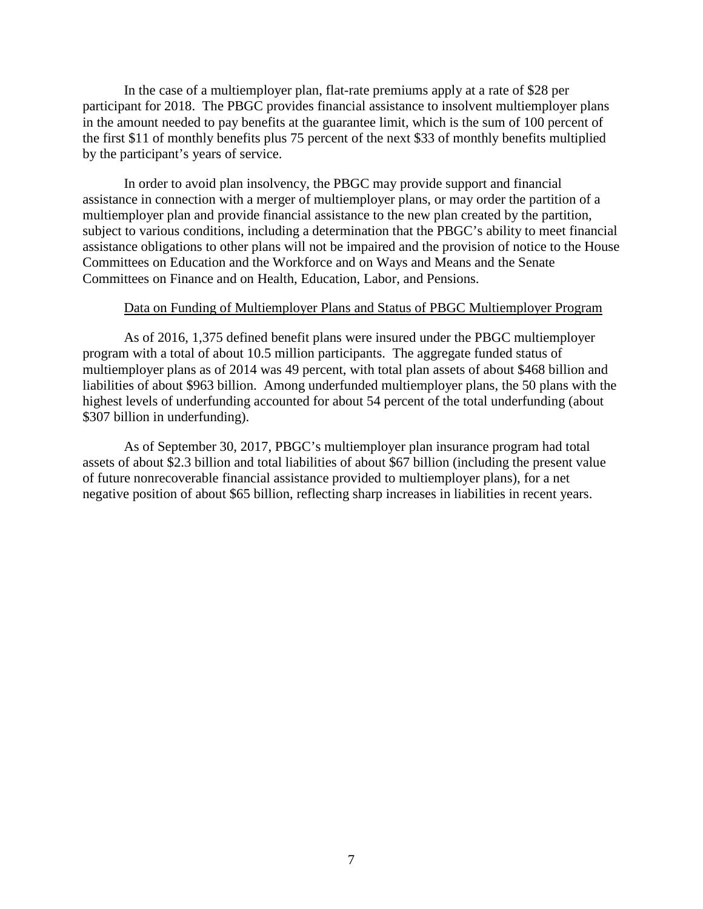In the case of a multiemployer plan, flat-rate premiums apply at a rate of $28 per participant for 2018. The PBGC provides financial assistance to insolvent multiemployer plans in the amount needed to pay benefits at the guarantee limit, which is the sum of 100 percent of the first $11 of monthly benefits plus 75 percent of the next $33 of monthly benefits multiplied by the participant's years of service.

In order to avoid plan insolvency, the PBGC may provide support and financial assistance in connection with a merger of multiemployer plans, or may order the partition of a multiemployer plan and provide financial assistance to the new plan created by the partition, subject to various conditions, including a determination that the PBGC's ability to meet financial assistance obligations to other plans will not be impaired and the provision of notice to the House Committees on Education and the Workforce and on Ways and Means and the Senate Committees on Finance and on Health, Education, Labor, and Pensions.

Data on Funding of Multiemployer Plans and Status of PBGC Multiemployer Program

As of 2016, 1,375 defined benefit plans were insured under the PBGC multiemployer program with a total of about 10.5 million participants. The aggregate funded status of multiemployer plans as of 2014 was 49 percent, with total plan assets of about $468 billion and liabilities of about $963 billion. Among underfunded multiemployer plans, the 50 plans with the highest levels of underfunding accounted for about 54 percent of the total underfunding (about $307 billion in underfunding).

As of September 30, 2017, PBGC's multiemployer plan insurance program had total assets of about $2.3 billion and total liabilities of about $67 billion (including the present value of future nonrecoverable financial assistance provided to multiemployer plans), for a net negative position of about $65 billion, reflecting sharp increases in liabilities in recent years.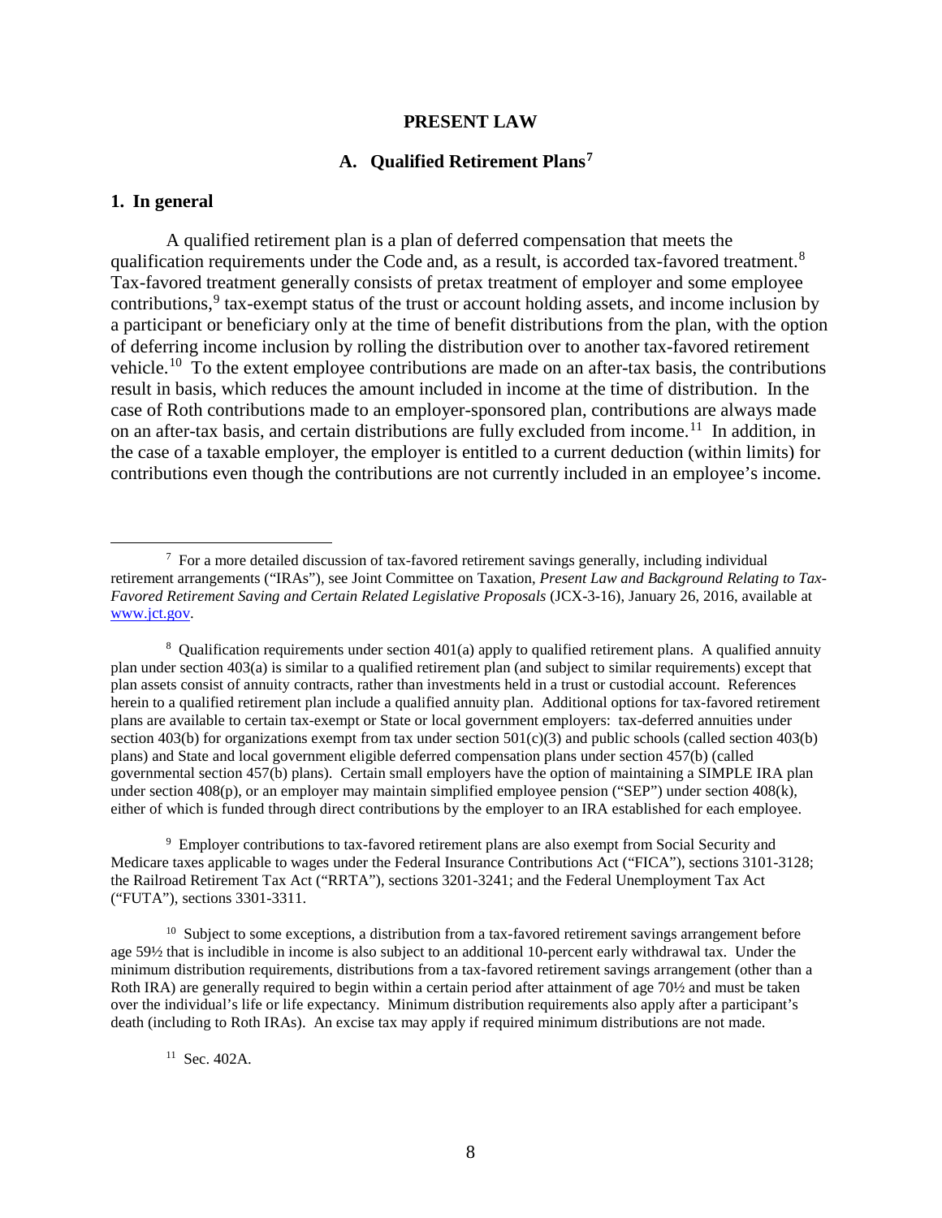# PRESENT LAW

## A. Qualified Retirement Plans[7]

### 1. In general

A qualified retirement plan is a plan of deferred compensation that meets the qualification requirements under the Code and, as a result, is accorded tax-favored treatment.[8] Tax-favored treatment generally consists of pretax treatment of employer and some employee contributions,[9] tax-exempt status of the trust or account holding assets, and income inclusion by a participant or beneficiary only at the time of benefit distributions from the plan, with the option of deferring income inclusion by rolling the distribution over to another tax-favored retirement vehicle.[10] To the extent employee contributions are made on an after-tax basis, the contributions result in basis, which reduces the amount included in income at the time of distribution. In the case of Roth contributions made to an employer-sponsored plan, contributions are always made on an after-tax basis, and certain distributions are fully excluded from income.[11] In addition, in the case of a taxable employer, the employer is entitled to a current deduction (within limits) for contributions even though the contributions are not currently included in an employee's income.

---

[7] For a more detailed discussion of tax-favored retirement savings generally, including individual retirement arrangements ("IRAs"), see Joint Committee on Taxation, *Present Law and Background Relating to Tax-Favored Retirement Saving and Certain Related Legislative Proposals* (JCX-3-16), January 26, 2016, available at www.jct.gov.

[8] Qualification requirements under section 401(a) apply to qualified retirement plans. A qualified annuity plan under section 403(a) is similar to a qualified retirement plan (and subject to similar requirements) except that plan assets consist of annuity contracts, rather than investments held in a trust or custodial account. References herein to a qualified retirement plan include a qualified annuity plan. Additional options for tax-favored retirement plans are available to certain tax-exempt or State or local government employers: tax-deferred annuities under section 403(b) for organizations exempt from tax under section 501(c)(3) and public schools (called section 403(b) plans) and State and local government eligible deferred compensation plans under section 457(b) (called governmental section 457(b) plans). Certain small employers have the option of maintaining a SIMPLE IRA plan under section 408(p), or an employer may maintain simplified employee pension ("SEP") under section 408(k), either of which is funded through direct contributions by the employer to an IRA established for each employee.

[9] Employer contributions to tax-favored retirement plans are also exempt from Social Security and Medicare taxes applicable to wages under the Federal Insurance Contributions Act ("FICA"), sections 3101-3128; the Railroad Retirement Tax Act ("RRTA"), sections 3201-3241; and the Federal Unemployment Tax Act ("FUTA"), sections 3301-3311.

[10] Subject to some exceptions, a distribution from a tax-favored retirement savings arrangement before age 59½ that is includible in income is also subject to an additional 10-percent early withdrawal tax. Under the minimum distribution requirements, distributions from a tax-favored retirement savings arrangement (other than a Roth IRA) are generally required to begin within a certain period after attainment of age 70½ and must be taken over the individual's life or life expectancy. Minimum distribution requirements also apply after a participant's death (including to Roth IRAs). An excise tax may apply if required minimum distributions are not made.

[11] Sec. 402A.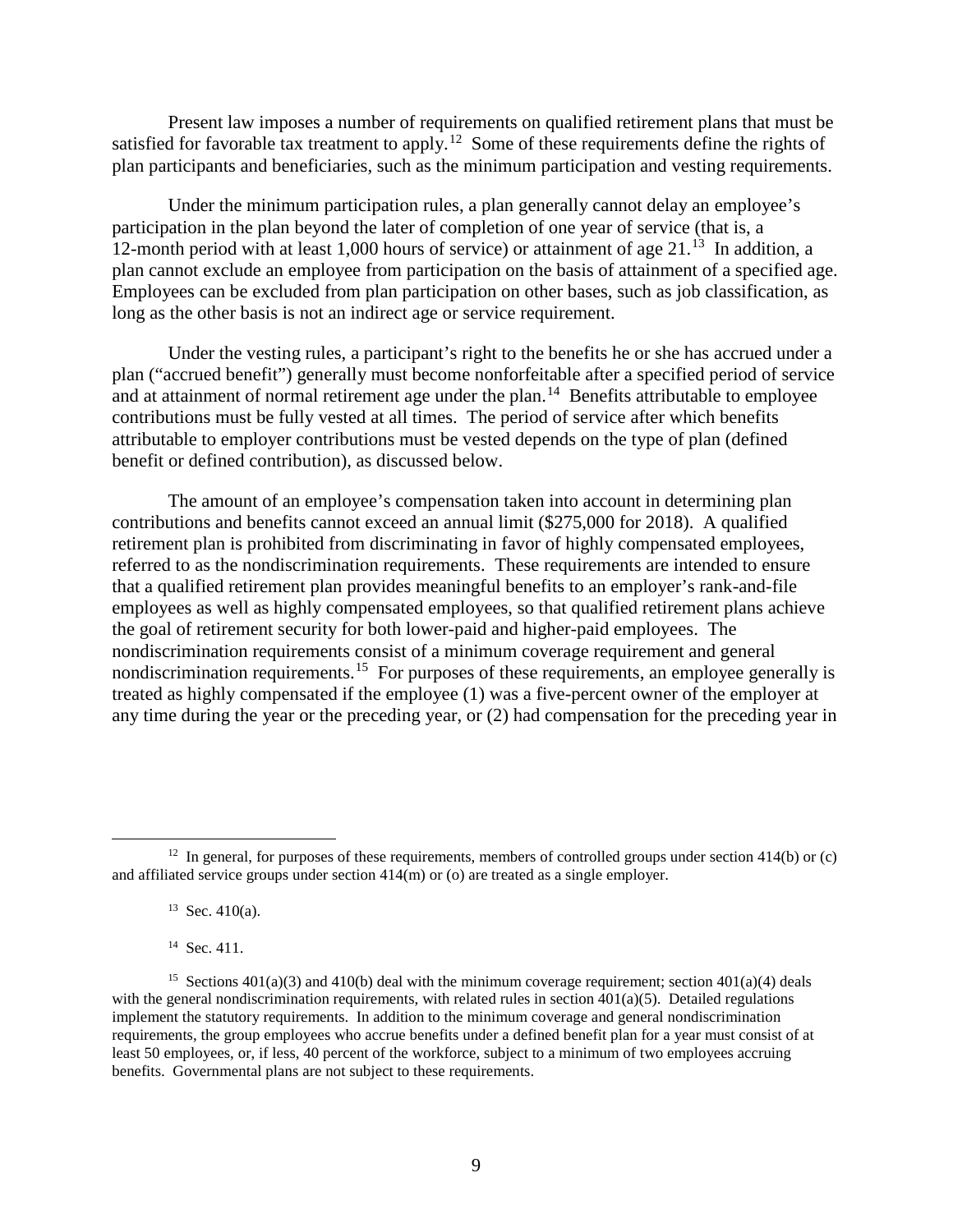Present law imposes a number of requirements on qualified retirement plans that must be satisfied for favorable tax treatment to apply.[12] Some of these requirements define the rights of plan participants and beneficiaries, such as the minimum participation and vesting requirements.

Under the minimum participation rules, a plan generally cannot delay an employee's participation in the plan beyond the later of completion of one year of service (that is, a 12-month period with at least 1,000 hours of service) or attainment of age 21.[13] In addition, a plan cannot exclude an employee from participation on the basis of attainment of a specified age. Employees can be excluded from plan participation on other bases, such as job classification, as long as the other basis is not an indirect age or service requirement.

Under the vesting rules, a participant's right to the benefits he or she has accrued under a plan ("accrued benefit") generally must become nonforfeitable after a specified period of service and at attainment of normal retirement age under the plan.[14] Benefits attributable to employee contributions must be fully vested at all times. The period of service after which benefits attributable to employer contributions must be vested depends on the type of plan (defined benefit or defined contribution), as discussed below.

The amount of an employee's compensation taken into account in determining plan contributions and benefits cannot exceed an annual limit ($275,000 for 2018). A qualified retirement plan is prohibited from discriminating in favor of highly compensated employees, referred to as the nondiscrimination requirements. These requirements are intended to ensure that a qualified retirement plan provides meaningful benefits to an employer's rank-and-file employees as well as highly compensated employees, so that qualified retirement plans achieve the goal of retirement security for both lower-paid and higher-paid employees. The nondiscrimination requirements consist of a minimum coverage requirement and general nondiscrimination requirements.[15] For purposes of these requirements, an employee generally is treated as highly compensated if the employee (1) was a five-percent owner of the employer at any time during the year or the preceding year, or (2) had compensation for the preceding year in

---

[12] In general, for purposes of these requirements, members of controlled groups under section 414(b) or (c) and affiliated service groups under section 414(m) or (o) are treated as a single employer.

[13] Sec. 410(a).

[14] Sec. 411.

[15] Sections 401(a)(3) and 410(b) deal with the minimum coverage requirement; section 401(a)(4) deals with the general nondiscrimination requirements, with related rules in section 401(a)(5). Detailed regulations implement the statutory requirements. In addition to the minimum coverage and general nondiscrimination requirements, the group employees who accrue benefits under a defined benefit plan for a year must consist of at least 50 employees, or, if less, 40 percent of the workforce, subject to a minimum of two employees accruing benefits. Governmental plans are not subject to these requirements.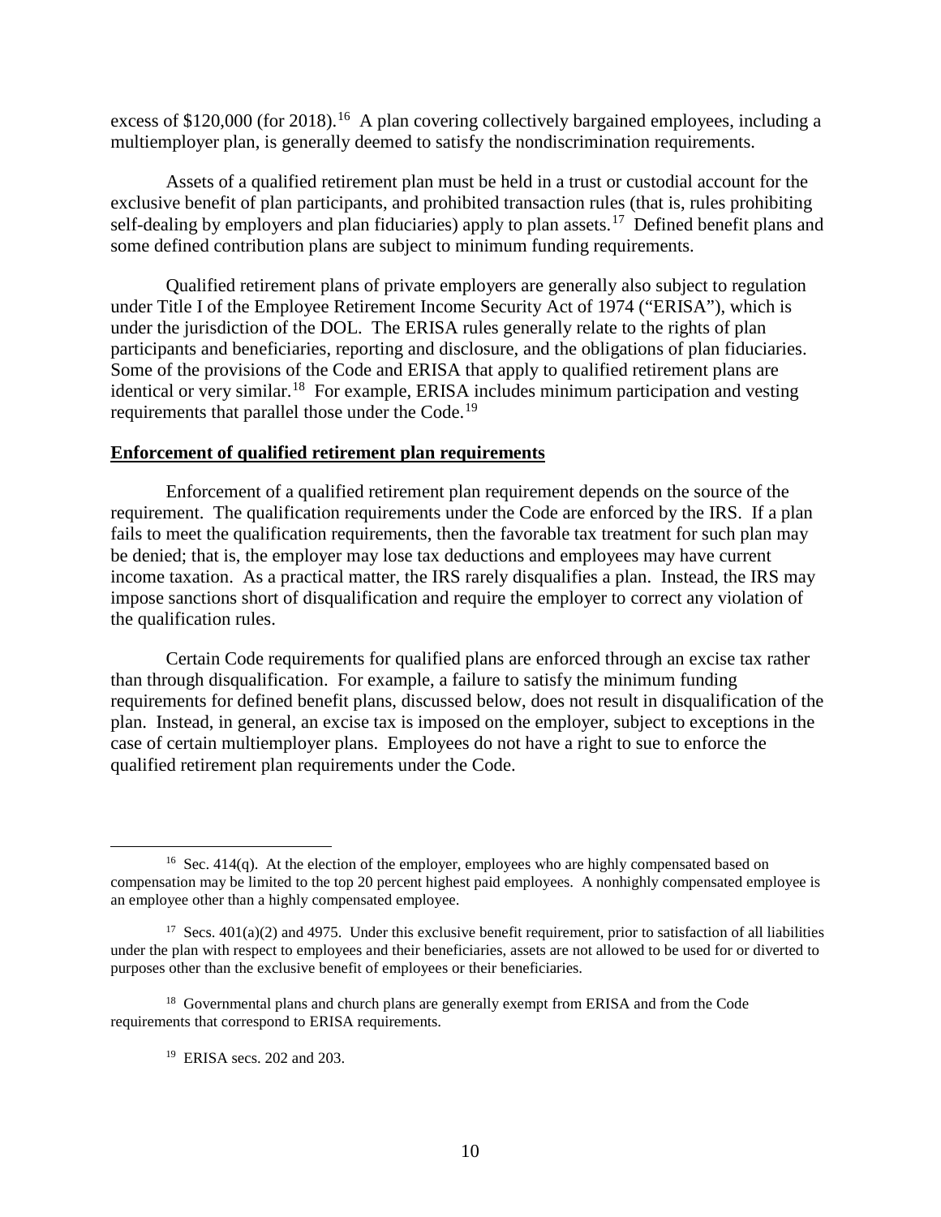excess of $120,000 (for 2018).[16] A plan covering collectively bargained employees, including a multiemployer plan, is generally deemed to satisfy the nondiscrimination requirements.

Assets of a qualified retirement plan must be held in a trust or custodial account for the exclusive benefit of plan participants, and prohibited transaction rules (that is, rules prohibiting self-dealing by employers and plan fiduciaries) apply to plan assets.[17] Defined benefit plans and some defined contribution plans are subject to minimum funding requirements.

Qualified retirement plans of private employers are generally also subject to regulation under Title I of the Employee Retirement Income Security Act of 1974 ("ERISA"), which is under the jurisdiction of the DOL. The ERISA rules generally relate to the rights of plan participants and beneficiaries, reporting and disclosure, and the obligations of plan fiduciaries. Some of the provisions of the Code and ERISA that apply to qualified retirement plans are identical or very similar.[18] For example, ERISA includes minimum participation and vesting requirements that parallel those under the Code.[19]

**Enforcement of qualified retirement plan requirements**

Enforcement of a qualified retirement plan requirement depends on the source of the requirement. The qualification requirements under the Code are enforced by the IRS. If a plan fails to meet the qualification requirements, then the favorable tax treatment for such plan may be denied; that is, the employer may lose tax deductions and employees may have current income taxation. As a practical matter, the IRS rarely disqualifies a plan. Instead, the IRS may impose sanctions short of disqualification and require the employer to correct any violation of the qualification rules.

Certain Code requirements for qualified plans are enforced through an excise tax rather than through disqualification. For example, a failure to satisfy the minimum funding requirements for defined benefit plans, discussed below, does not result in disqualification of the plan. Instead, in general, an excise tax is imposed on the employer, subject to exceptions in the case of certain multiemployer plans. Employees do not have a right to sue to enforce the qualified retirement plan requirements under the Code.

---

[16] Sec. 414(q). At the election of the employer, employees who are highly compensated based on compensation may be limited to the top 20 percent highest paid employees. A nonhighly compensated employee is an employee other than a highly compensated employee.

[17] Secs. 401(a)(2) and 4975. Under this exclusive benefit requirement, prior to satisfaction of all liabilities under the plan with respect to employees and their beneficiaries, assets are not allowed to be used for or diverted to purposes other than the exclusive benefit of employees or their beneficiaries.

[18] Governmental plans and church plans are generally exempt from ERISA and from the Code requirements that correspond to ERISA requirements.

[19] ERISA secs. 202 and 203.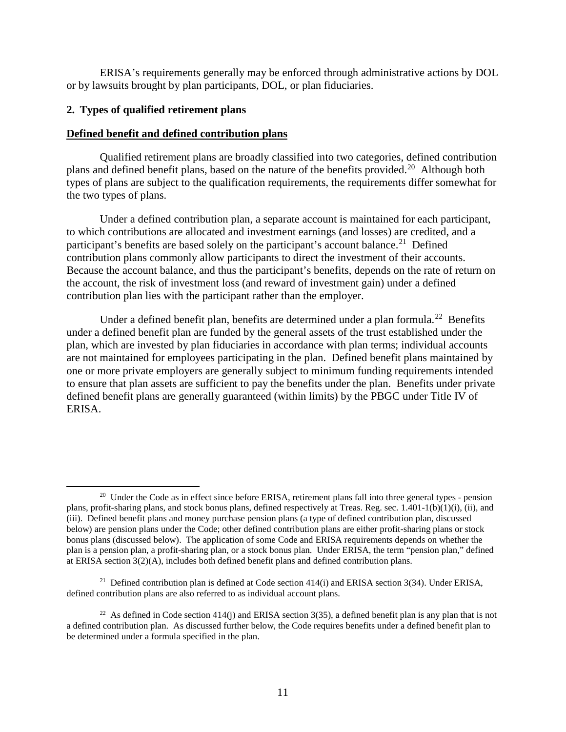ERISA's requirements generally may be enforced through administrative actions by DOL or by lawsuits brought by plan participants, DOL, or plan fiduciaries.

### 2. Types of qualified retirement plans

**Defined benefit and defined contribution plans**

Qualified retirement plans are broadly classified into two categories, defined contribution plans and defined benefit plans, based on the nature of the benefits provided.[20] Although both types of plans are subject to the qualification requirements, the requirements differ somewhat for the two types of plans.

Under a defined contribution plan, a separate account is maintained for each participant, to which contributions are allocated and investment earnings (and losses) are credited, and a participant's benefits are based solely on the participant's account balance.[21] Defined contribution plans commonly allow participants to direct the investment of their accounts. Because the account balance, and thus the participant's benefits, depends on the rate of return on the account, the risk of investment loss (and reward of investment gain) under a defined contribution plan lies with the participant rather than the employer.

Under a defined benefit plan, benefits are determined under a plan formula.[22] Benefits under a defined benefit plan are funded by the general assets of the trust established under the plan, which are invested by plan fiduciaries in accordance with plan terms; individual accounts are not maintained for employees participating in the plan. Defined benefit plans maintained by one or more private employers are generally subject to minimum funding requirements intended to ensure that plan assets are sufficient to pay the benefits under the plan. Benefits under private defined benefit plans are generally guaranteed (within limits) by the PBGC under Title IV of ERISA.

---

[20] Under the Code as in effect since before ERISA, retirement plans fall into three general types - pension plans, profit-sharing plans, and stock bonus plans, defined respectively at Treas. Reg. sec. 1.401-1(b)(1)(i), (ii), and (iii). Defined benefit plans and money purchase pension plans (a type of defined contribution plan, discussed below) are pension plans under the Code; other defined contribution plans are either profit-sharing plans or stock bonus plans (discussed below). The application of some Code and ERISA requirements depends on whether the plan is a pension plan, a profit-sharing plan, or a stock bonus plan. Under ERISA, the term "pension plan," defined at ERISA section 3(2)(A), includes both defined benefit plans and defined contribution plans.

[21] Defined contribution plan is defined at Code section 414(i) and ERISA section 3(34). Under ERISA, defined contribution plans are also referred to as individual account plans.

[22] As defined in Code section 414(j) and ERISA section 3(35), a defined benefit plan is any plan that is not a defined contribution plan. As discussed further below, the Code requires benefits under a defined benefit plan to be determined under a formula specified in the plan.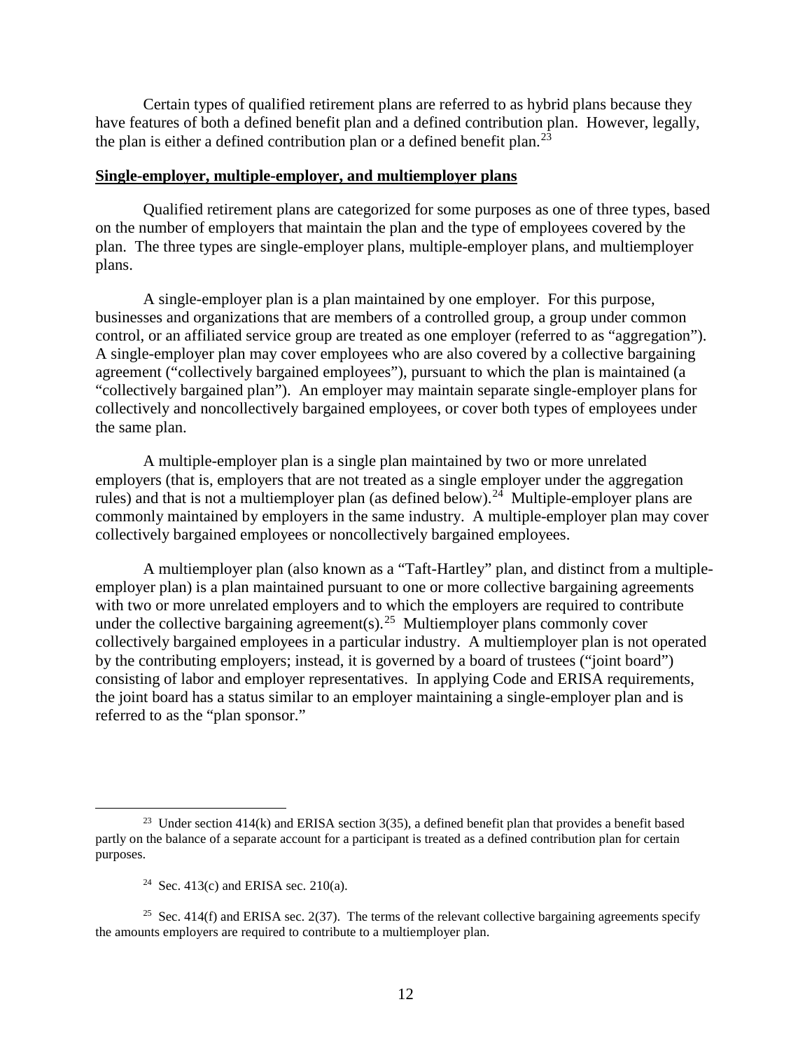Certain types of qualified retirement plans are referred to as hybrid plans because they have features of both a defined benefit plan and a defined contribution plan. However, legally, the plan is either a defined contribution plan or a defined benefit plan.[23]

**Single-employer, multiple-employer, and multiemployer plans**

Qualified retirement plans are categorized for some purposes as one of three types, based on the number of employers that maintain the plan and the type of employees covered by the plan. The three types are single-employer plans, multiple-employer plans, and multiemployer plans.

A single-employer plan is a plan maintained by one employer. For this purpose, businesses and organizations that are members of a controlled group, a group under common control, or an affiliated service group are treated as one employer (referred to as "aggregation"). A single-employer plan may cover employees who are also covered by a collective bargaining agreement ("collectively bargained employees"), pursuant to which the plan is maintained (a "collectively bargained plan"). An employer may maintain separate single-employer plans for collectively and noncollectively bargained employees, or cover both types of employees under the same plan.

A multiple-employer plan is a single plan maintained by two or more unrelated employers (that is, employers that are not treated as a single employer under the aggregation rules) and that is not a multiemployer plan (as defined below).[24] Multiple-employer plans are commonly maintained by employers in the same industry. A multiple-employer plan may cover collectively bargained employees or noncollectively bargained employees.

A multiemployer plan (also known as a "Taft-Hartley" plan, and distinct from a multiple-employer plan) is a plan maintained pursuant to one or more collective bargaining agreements with two or more unrelated employers and to which the employers are required to contribute under the collective bargaining agreement(s).[25] Multiemployer plans commonly cover collectively bargained employees in a particular industry. A multiemployer plan is not operated by the contributing employers; instead, it is governed by a board of trustees ("joint board") consisting of labor and employer representatives. In applying Code and ERISA requirements, the joint board has a status similar to an employer maintaining a single-employer plan and is referred to as the "plan sponsor."

---

[23] Under section 414(k) and ERISA section 3(35), a defined benefit plan that provides a benefit based partly on the balance of a separate account for a participant is treated as a defined contribution plan for certain purposes.

[24] Sec. 413(c) and ERISA sec. 210(a).

[25] Sec. 414(f) and ERISA sec. 2(37). The terms of the relevant collective bargaining agreements specify the amounts employers are required to contribute to a multiemployer plan.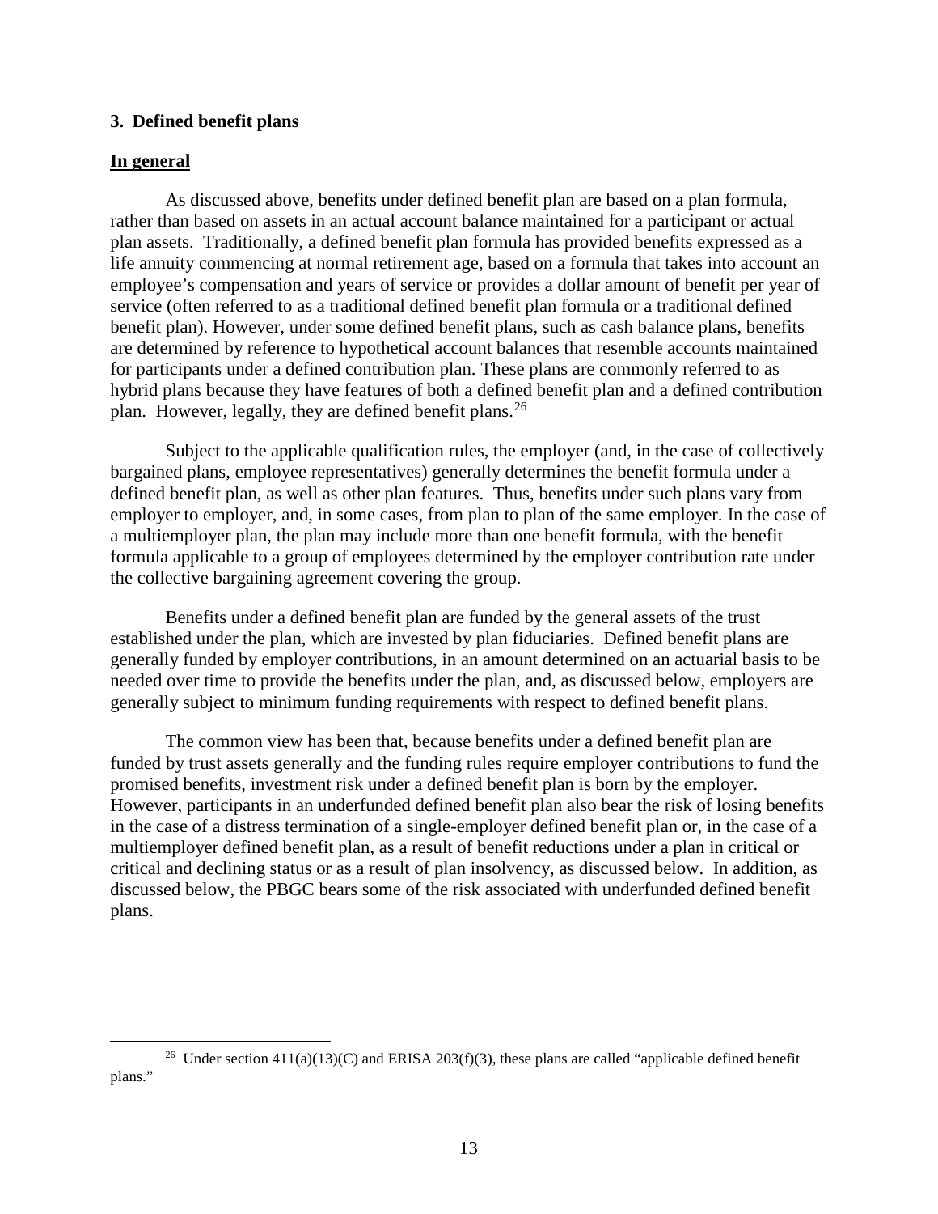### 3. Defined benefit plans

**In general**

As discussed above, benefits under defined benefit plan are based on a plan formula, rather than based on assets in an actual account balance maintained for a participant or actual plan assets. Traditionally, a defined benefit plan formula has provided benefits expressed as a life annuity commencing at normal retirement age, based on a formula that takes into account an employee's compensation and years of service or provides a dollar amount of benefit per year of service (often referred to as a traditional defined benefit plan formula or a traditional defined benefit plan). However, under some defined benefit plans, such as cash balance plans, benefits are determined by reference to hypothetical account balances that resemble accounts maintained for participants under a defined contribution plan. These plans are commonly referred to as hybrid plans because they have features of both a defined benefit plan and a defined contribution plan. However, legally, they are defined benefit plans.[26]

Subject to the applicable qualification rules, the employer (and, in the case of collectively bargained plans, employee representatives) generally determines the benefit formula under a defined benefit plan, as well as other plan features. Thus, benefits under such plans vary from employer to employer, and, in some cases, from plan to plan of the same employer. In the case of a multiemployer plan, the plan may include more than one benefit formula, with the benefit formula applicable to a group of employees determined by the employer contribution rate under the collective bargaining agreement covering the group.

Benefits under a defined benefit plan are funded by the general assets of the trust established under the plan, which are invested by plan fiduciaries. Defined benefit plans are generally funded by employer contributions, in an amount determined on an actuarial basis to be needed over time to provide the benefits under the plan, and, as discussed below, employers are generally subject to minimum funding requirements with respect to defined benefit plans.

The common view has been that, because benefits under a defined benefit plan are funded by trust assets generally and the funding rules require employer contributions to fund the promised benefits, investment risk under a defined benefit plan is born by the employer. However, participants in an underfunded defined benefit plan also bear the risk of losing benefits in the case of a distress termination of a single-employer defined benefit plan or, in the case of a multiemployer defined benefit plan, as a result of benefit reductions under a plan in critical or critical and declining status or as a result of plan insolvency, as discussed below. In addition, as discussed below, the PBGC bears some of the risk associated with underfunded defined benefit plans.

[26] Under section 411(a)(13)(C) and ERISA 203(f)(3), these plans are called "applicable defined benefit plans."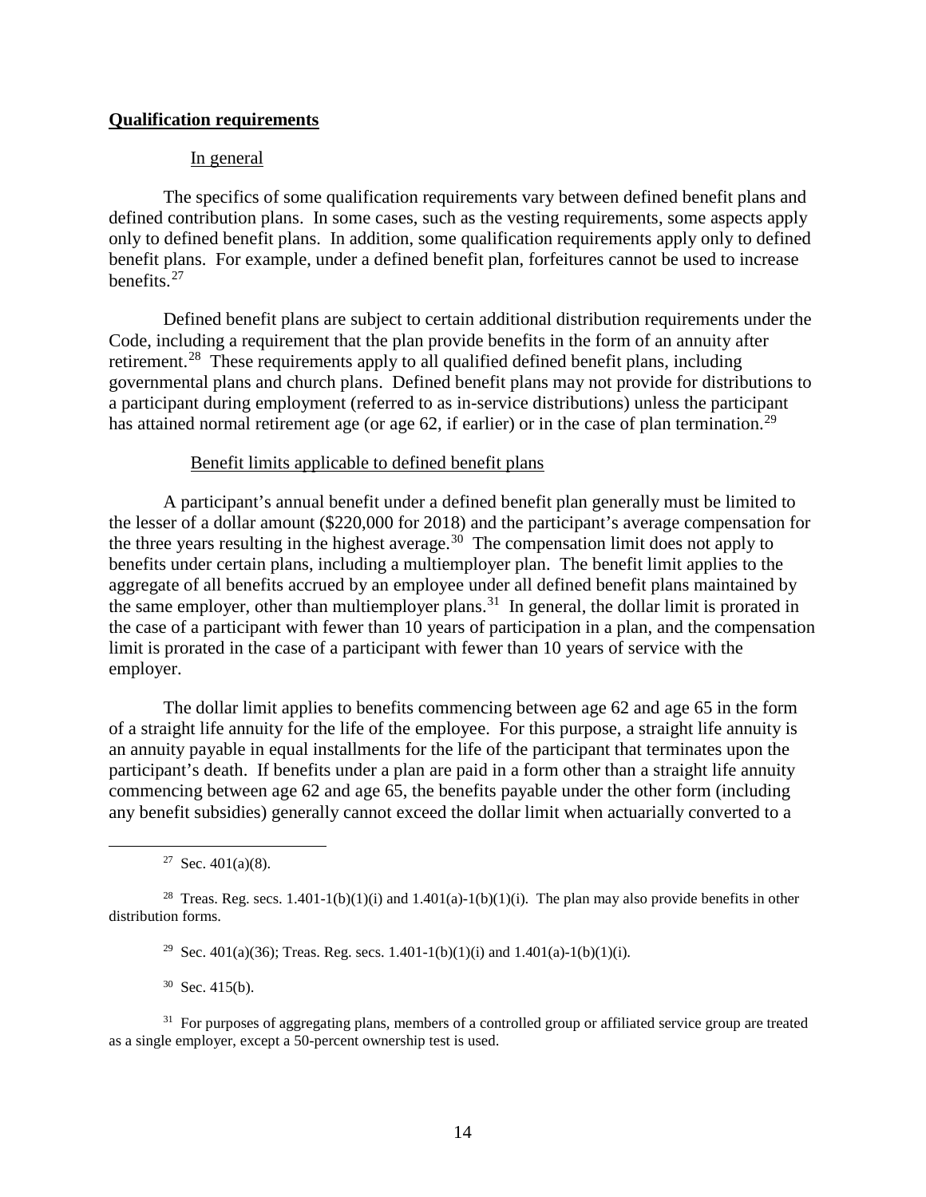**Qualification requirements**

In general

The specifics of some qualification requirements vary between defined benefit plans and defined contribution plans. In some cases, such as the vesting requirements, some aspects apply only to defined benefit plans. In addition, some qualification requirements apply only to defined benefit plans. For example, under a defined benefit plan, forfeitures cannot be used to increase benefits.[27]

Defined benefit plans are subject to certain additional distribution requirements under the Code, including a requirement that the plan provide benefits in the form of an annuity after retirement.[28] These requirements apply to all qualified defined benefit plans, including governmental plans and church plans. Defined benefit plans may not provide for distributions to a participant during employment (referred to as in-service distributions) unless the participant has attained normal retirement age (or age 62, if earlier) or in the case of plan termination.[29]

Benefit limits applicable to defined benefit plans

A participant's annual benefit under a defined benefit plan generally must be limited to the lesser of a dollar amount ($220,000 for 2018) and the participant's average compensation for the three years resulting in the highest average.[30] The compensation limit does not apply to benefits under certain plans, including a multiemployer plan. The benefit limit applies to the aggregate of all benefits accrued by an employee under all defined benefit plans maintained by the same employer, other than multiemployer plans.[31] In general, the dollar limit is prorated in the case of a participant with fewer than 10 years of participation in a plan, and the compensation limit is prorated in the case of a participant with fewer than 10 years of service with the employer.

The dollar limit applies to benefits commencing between age 62 and age 65 in the form of a straight life annuity for the life of the employee. For this purpose, a straight life annuity is an annuity payable in equal installments for the life of the participant that terminates upon the participant's death. If benefits under a plan are paid in a form other than a straight life annuity commencing between age 62 and age 65, the benefits payable under the other form (including any benefit subsidies) generally cannot exceed the dollar limit when actuarially converted to a

---

[27] Sec. 401(a)(8).

[28] Treas. Reg. secs. 1.401-1(b)(1)(i) and 1.401(a)-1(b)(1)(i). The plan may also provide benefits in other distribution forms.

[29] Sec. 401(a)(36); Treas. Reg. secs. 1.401-1(b)(1)(i) and 1.401(a)-1(b)(1)(i).

[30] Sec. 415(b).

[31] For purposes of aggregating plans, members of a controlled group or affiliated service group are treated as a single employer, except a 50-percent ownership test is used.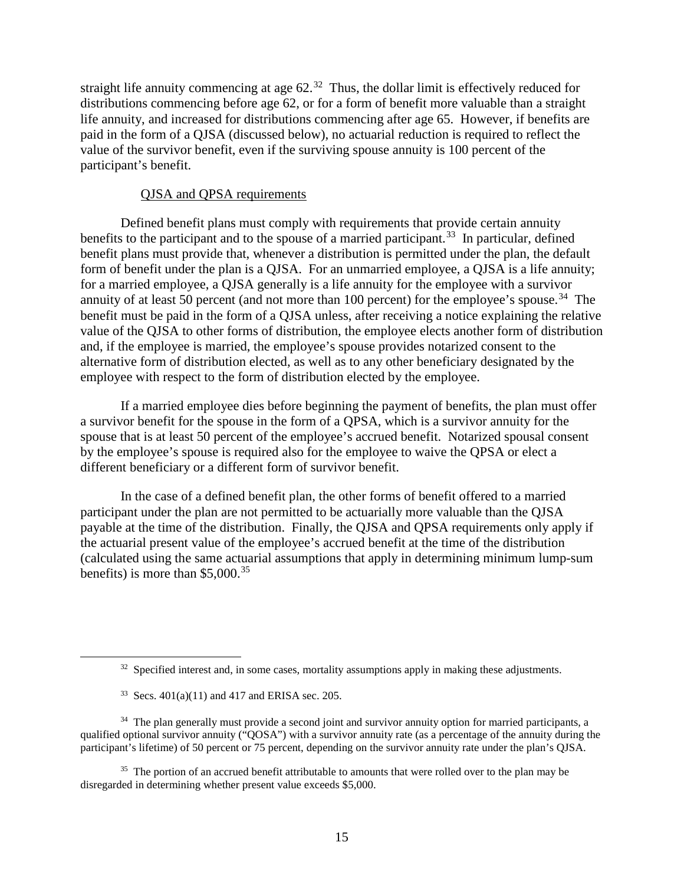straight life annuity commencing at age 62.[32] Thus, the dollar limit is effectively reduced for distributions commencing before age 62, or for a form of benefit more valuable than a straight life annuity, and increased for distributions commencing after age 65. However, if benefits are paid in the form of a QJSA (discussed below), no actuarial reduction is required to reflect the value of the survivor benefit, even if the surviving spouse annuity is 100 percent of the participant's benefit.

QJSA and QPSA requirements

Defined benefit plans must comply with requirements that provide certain annuity benefits to the participant and to the spouse of a married participant.[33] In particular, defined benefit plans must provide that, whenever a distribution is permitted under the plan, the default form of benefit under the plan is a QJSA. For an unmarried employee, a QJSA is a life annuity; for a married employee, a QJSA generally is a life annuity for the employee with a survivor annuity of at least 50 percent (and not more than 100 percent) for the employee's spouse.[34] The benefit must be paid in the form of a QJSA unless, after receiving a notice explaining the relative value of the QJSA to other forms of distribution, the employee elects another form of distribution and, if the employee is married, the employee's spouse provides notarized consent to the alternative form of distribution elected, as well as to any other beneficiary designated by the employee with respect to the form of distribution elected by the employee.

If a married employee dies before beginning the payment of benefits, the plan must offer a survivor benefit for the spouse in the form of a QPSA, which is a survivor annuity for the spouse that is at least 50 percent of the employee's accrued benefit. Notarized spousal consent by the employee's spouse is required also for the employee to waive the QPSA or elect a different beneficiary or a different form of survivor benefit.

In the case of a defined benefit plan, the other forms of benefit offered to a married participant under the plan are not permitted to be actuarially more valuable than the QJSA payable at the time of the distribution. Finally, the QJSA and QPSA requirements only apply if the actuarial present value of the employee's accrued benefit at the time of the distribution (calculated using the same actuarial assumptions that apply in determining minimum lump-sum benefits) is more than $5,000.[35]

---

[32] Specified interest and, in some cases, mortality assumptions apply in making these adjustments.

[33] Secs. 401(a)(11) and 417 and ERISA sec. 205.

[34] The plan generally must provide a second joint and survivor annuity option for married participants, a qualified optional survivor annuity ("QOSA") with a survivor annuity rate (as a percentage of the annuity during the participant's lifetime) of 50 percent or 75 percent, depending on the survivor annuity rate under the plan's QJSA.

[35] The portion of an accrued benefit attributable to amounts that were rolled over to the plan may be disregarded in determining whether present value exceeds $5,000.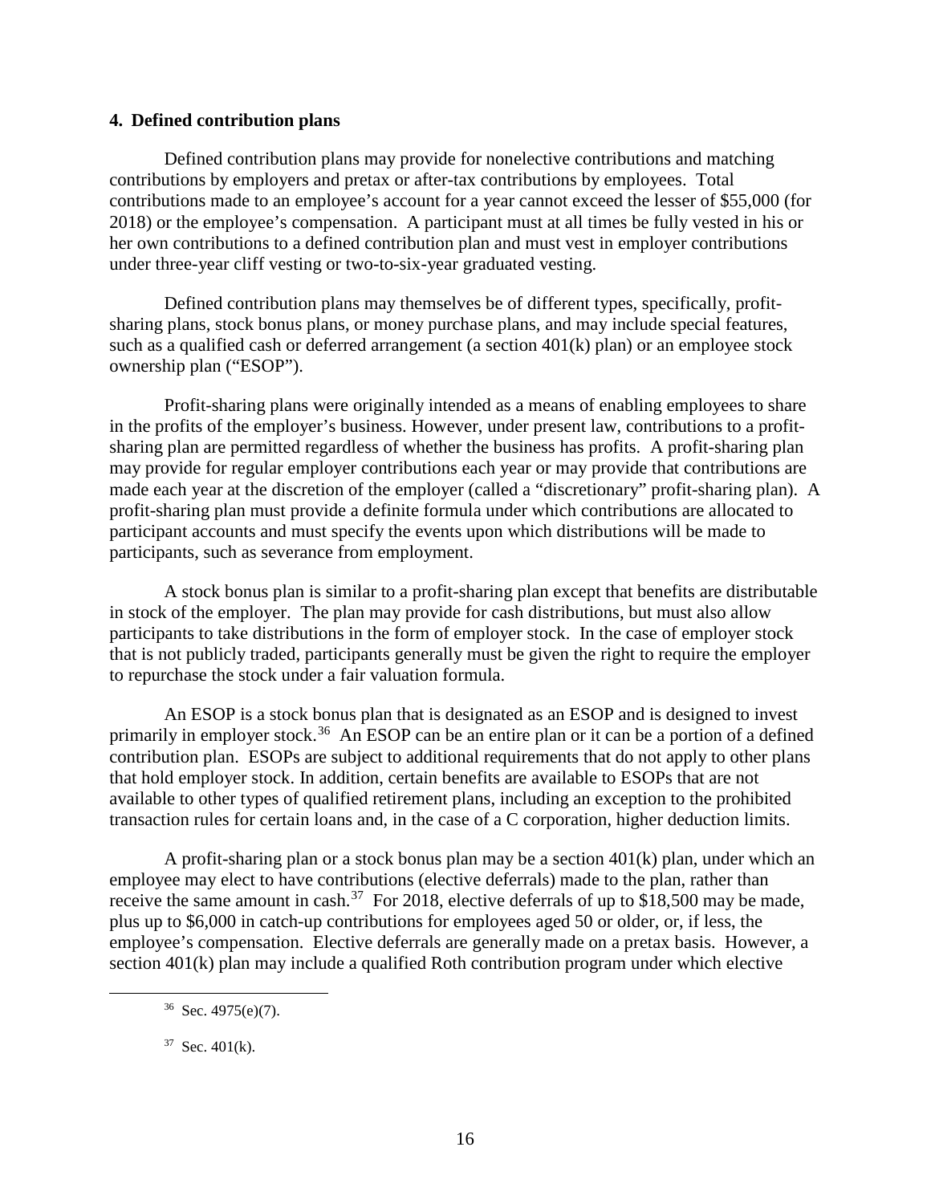#### 4. Defined contribution plans

Defined contribution plans may provide for nonelective contributions and matching contributions by employers and pretax or after-tax contributions by employees. Total contributions made to an employee's account for a year cannot exceed the lesser of $55,000 (for 2018) or the employee's compensation. A participant must at all times be fully vested in his or her own contributions to a defined contribution plan and must vest in employer contributions under three-year cliff vesting or two-to-six-year graduated vesting.

Defined contribution plans may themselves be of different types, specifically, profit-sharing plans, stock bonus plans, or money purchase plans, and may include special features, such as a qualified cash or deferred arrangement (a section 401(k) plan) or an employee stock ownership plan ("ESOP").

Profit-sharing plans were originally intended as a means of enabling employees to share in the profits of the employer's business. However, under present law, contributions to a profit-sharing plan are permitted regardless of whether the business has profits. A profit-sharing plan may provide for regular employer contributions each year or may provide that contributions are made each year at the discretion of the employer (called a "discretionary" profit-sharing plan). A profit-sharing plan must provide a definite formula under which contributions are allocated to participant accounts and must specify the events upon which distributions will be made to participants, such as severance from employment.

A stock bonus plan is similar to a profit-sharing plan except that benefits are distributable in stock of the employer. The plan may provide for cash distributions, but must also allow participants to take distributions in the form of employer stock. In the case of employer stock that is not publicly traded, participants generally must be given the right to require the employer to repurchase the stock under a fair valuation formula.

An ESOP is a stock bonus plan that is designated as an ESOP and is designed to invest primarily in employer stock.[36] An ESOP can be an entire plan or it can be a portion of a defined contribution plan. ESOPs are subject to additional requirements that do not apply to other plans that hold employer stock. In addition, certain benefits are available to ESOPs that are not available to other types of qualified retirement plans, including an exception to the prohibited transaction rules for certain loans and, in the case of a C corporation, higher deduction limits.

A profit-sharing plan or a stock bonus plan may be a section 401(k) plan, under which an employee may elect to have contributions (elective deferrals) made to the plan, rather than receive the same amount in cash.[37] For 2018, elective deferrals of up to $18,500 may be made, plus up to $6,000 in catch-up contributions for employees aged 50 or older, or, if less, the employee's compensation. Elective deferrals are generally made on a pretax basis. However, a section 401(k) plan may include a qualified Roth contribution program under which elective

[36] Sec. 4975(e)(7).

[37] Sec. 401(k).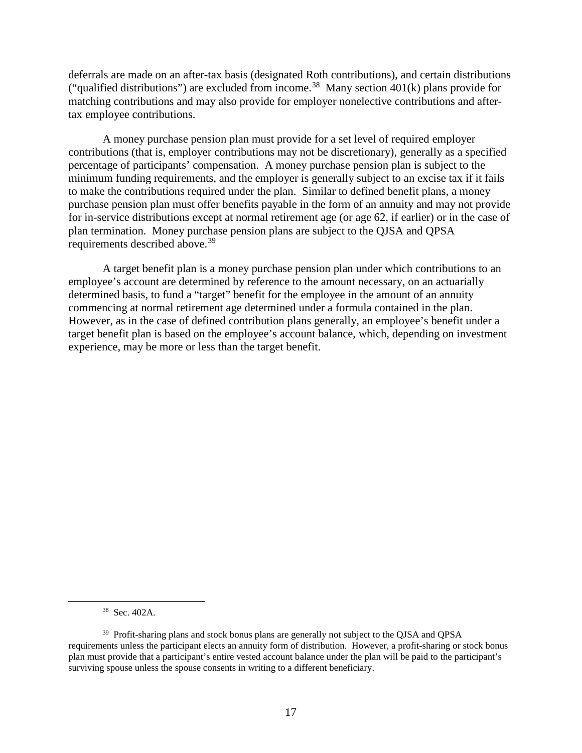deferrals are made on an after-tax basis (designated Roth contributions), and certain distributions ("qualified distributions") are excluded from income.[38] Many section 401(k) plans provide for matching contributions and may also provide for employer nonelective contributions and after-tax employee contributions.

A money purchase pension plan must provide for a set level of required employer contributions (that is, employer contributions may not be discretionary), generally as a specified percentage of participants' compensation. A money purchase pension plan is subject to the minimum funding requirements, and the employer is generally subject to an excise tax if it fails to make the contributions required under the plan. Similar to defined benefit plans, a money purchase pension plan must offer benefits payable in the form of an annuity and may not provide for in-service distributions except at normal retirement age (or age 62, if earlier) or in the case of plan termination. Money purchase pension plans are subject to the QJSA and QPSA requirements described above.[39]

A target benefit plan is a money purchase pension plan under which contributions to an employee's account are determined by reference to the amount necessary, on an actuarially determined basis, to fund a "target" benefit for the employee in the amount of an annuity commencing at normal retirement age determined under a formula contained in the plan. However, as in the case of defined contribution plans generally, an employee's benefit under a target benefit plan is based on the employee's account balance, which, depending on investment experience, may be more or less than the target benefit.

[38] Sec. 402A.

[39] Profit-sharing plans and stock bonus plans are generally not subject to the QJSA and QPSA requirements unless the participant elects an annuity form of distribution. However, a profit-sharing or stock bonus plan must provide that a participant's entire vested account balance under the plan will be paid to the participant's surviving spouse unless the spouse consents in writing to a different beneficiary.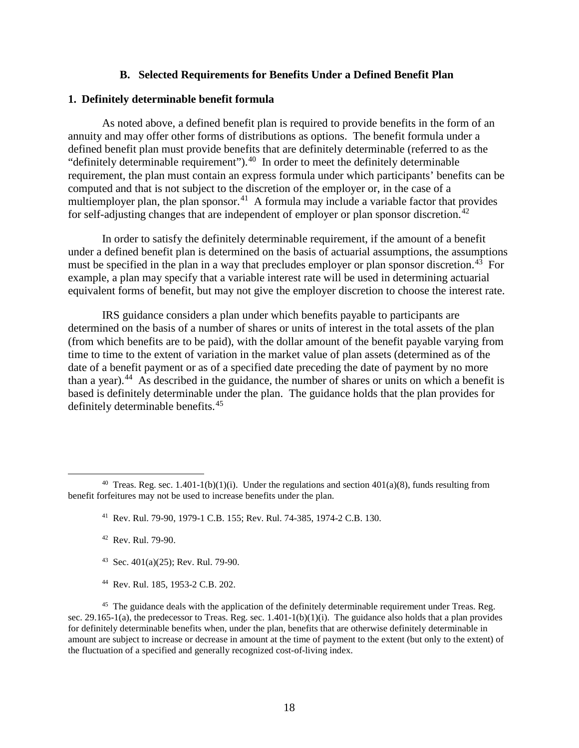## B. Selected Requirements for Benefits Under a Defined Benefit Plan

### 1. Definitely determinable benefit formula

As noted above, a defined benefit plan is required to provide benefits in the form of an annuity and may offer other forms of distributions as options. The benefit formula under a defined benefit plan must provide benefits that are definitely determinable (referred to as the "definitely determinable requirement").[40] In order to meet the definitely determinable requirement, the plan must contain an express formula under which participants' benefits can be computed and that is not subject to the discretion of the employer or, in the case of a multiemployer plan, the plan sponsor.[41] A formula may include a variable factor that provides for self-adjusting changes that are independent of employer or plan sponsor discretion.[42]

In order to satisfy the definitely determinable requirement, if the amount of a benefit under a defined benefit plan is determined on the basis of actuarial assumptions, the assumptions must be specified in the plan in a way that precludes employer or plan sponsor discretion.[43] For example, a plan may specify that a variable interest rate will be used in determining actuarial equivalent forms of benefit, but may not give the employer discretion to choose the interest rate.

IRS guidance considers a plan under which benefits payable to participants are determined on the basis of a number of shares or units of interest in the total assets of the plan (from which benefits are to be paid), with the dollar amount of the benefit payable varying from time to time to the extent of variation in the market value of plan assets (determined as of the date of a benefit payment or as of a specified date preceding the date of payment by no more than a year).[44] As described in the guidance, the number of shares or units on which a benefit is based is definitely determinable under the plan. The guidance holds that the plan provides for definitely determinable benefits.[45]

---

[40] Treas. Reg. sec. 1.401-1(b)(1)(i). Under the regulations and section 401(a)(8), funds resulting from benefit forfeitures may not be used to increase benefits under the plan.

[41] Rev. Rul. 79-90, 1979-1 C.B. 155; Rev. Rul. 74-385, 1974-2 C.B. 130.

[42] Rev. Rul. 79-90.

[43] Sec. 401(a)(25); Rev. Rul. 79-90.

[44] Rev. Rul. 185, 1953-2 C.B. 202.

[45] The guidance deals with the application of the definitely determinable requirement under Treas. Reg. sec. 29.165-1(a), the predecessor to Treas. Reg. sec. 1.401-1(b)(1)(i). The guidance also holds that a plan provides for definitely determinable benefits when, under the plan, benefits that are otherwise definitely determinable in amount are subject to increase or decrease in amount at the time of payment to the extent (but only to the extent) of the fluctuation of a specified and generally recognized cost-of-living index.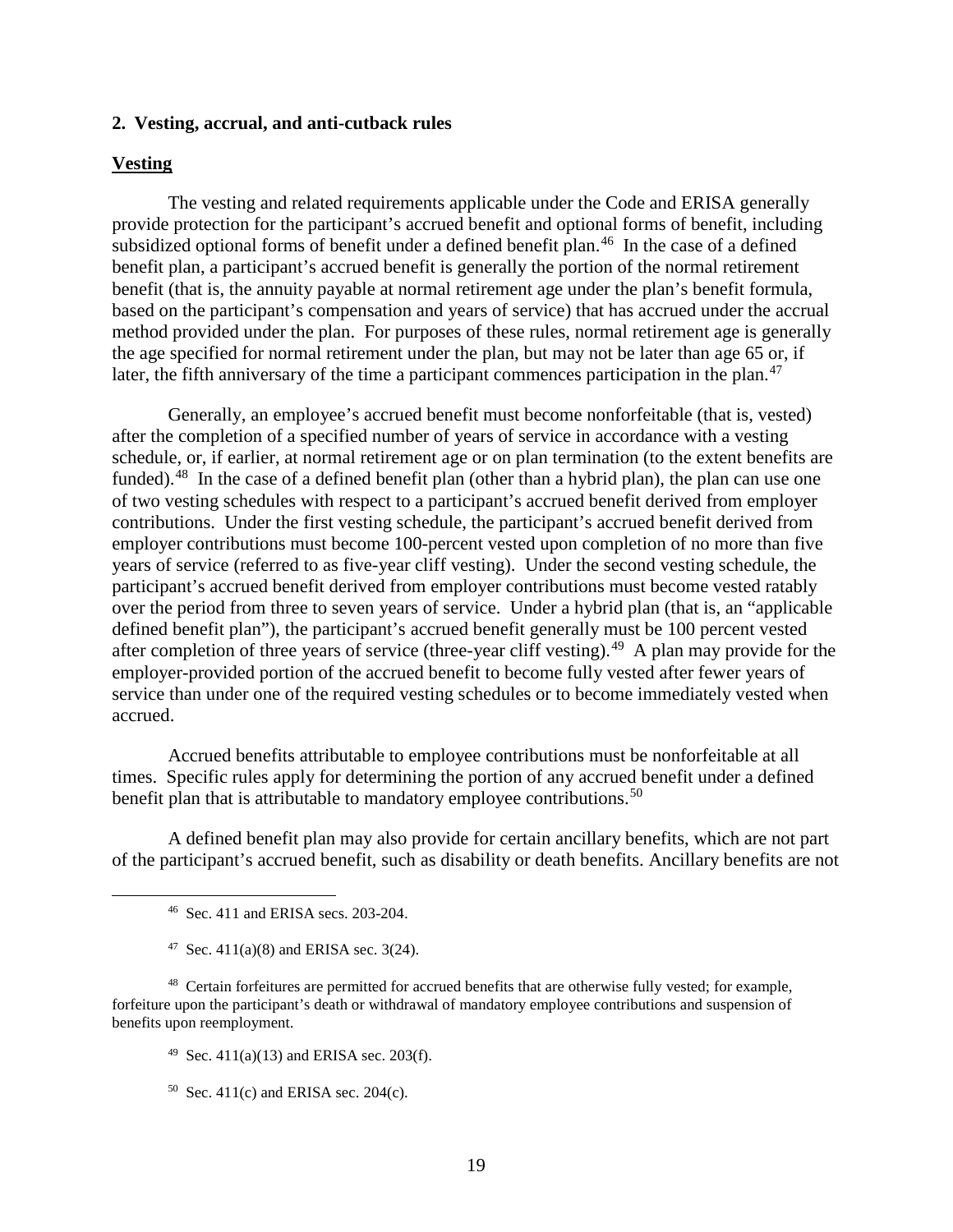## 2. Vesting, accrual, and anti-cutback rules

### Vesting

The vesting and related requirements applicable under the Code and ERISA generally provide protection for the participant's accrued benefit and optional forms of benefit, including subsidized optional forms of benefit under a defined benefit plan.[46] In the case of a defined benefit plan, a participant's accrued benefit is generally the portion of the normal retirement benefit (that is, the annuity payable at normal retirement age under the plan's benefit formula, based on the participant's compensation and years of service) that has accrued under the accrual method provided under the plan. For purposes of these rules, normal retirement age is generally the age specified for normal retirement under the plan, but may not be later than age 65 or, if later, the fifth anniversary of the time a participant commences participation in the plan.[47]

Generally, an employee's accrued benefit must become nonforfeitable (that is, vested) after the completion of a specified number of years of service in accordance with a vesting schedule, or, if earlier, at normal retirement age or on plan termination (to the extent benefits are funded).[48] In the case of a defined benefit plan (other than a hybrid plan), the plan can use one of two vesting schedules with respect to a participant's accrued benefit derived from employer contributions. Under the first vesting schedule, the participant's accrued benefit derived from employer contributions must become 100-percent vested upon completion of no more than five years of service (referred to as five-year cliff vesting). Under the second vesting schedule, the participant's accrued benefit derived from employer contributions must become vested ratably over the period from three to seven years of service. Under a hybrid plan (that is, an "applicable defined benefit plan"), the participant's accrued benefit generally must be 100 percent vested after completion of three years of service (three-year cliff vesting).[49] A plan may provide for the employer-provided portion of the accrued benefit to become fully vested after fewer years of service than under one of the required vesting schedules or to become immediately vested when accrued.

Accrued benefits attributable to employee contributions must be nonforfeitable at all times. Specific rules apply for determining the portion of any accrued benefit under a defined benefit plan that is attributable to mandatory employee contributions.[50]

A defined benefit plan may also provide for certain ancillary benefits, which are not part of the participant's accrued benefit, such as disability or death benefits. Ancillary benefits are not

---

[46] Sec. 411 and ERISA secs. 203-204.

[47] Sec. 411(a)(8) and ERISA sec. 3(24).

[48] Certain forfeitures are permitted for accrued benefits that are otherwise fully vested; for example, forfeiture upon the participant's death or withdrawal of mandatory employee contributions and suspension of benefits upon reemployment.

[49] Sec. 411(a)(13) and ERISA sec. 203(f).

[50] Sec. 411(c) and ERISA sec. 204(c).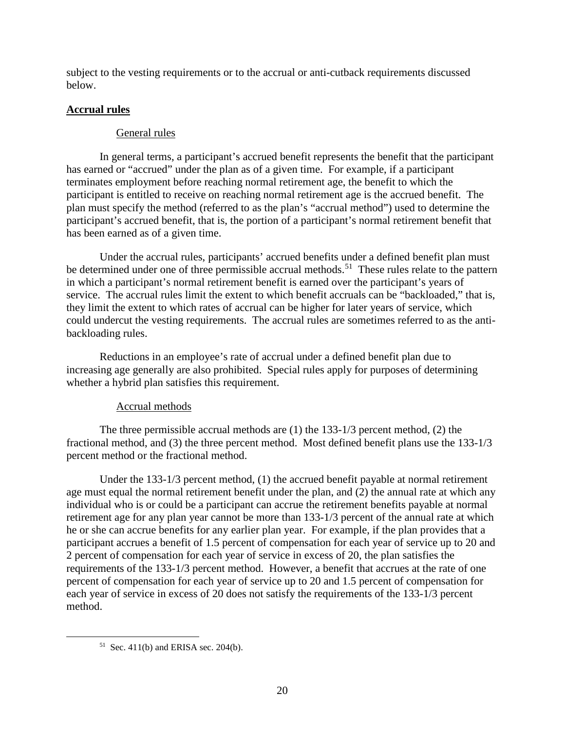subject to the vesting requirements or to the accrual or anti-cutback requirements discussed below.

## **Accrual rules**

### General rules

In general terms, a participant's accrued benefit represents the benefit that the participant has earned or "accrued" under the plan as of a given time. For example, if a participant terminates employment before reaching normal retirement age, the benefit to which the participant is entitled to receive on reaching normal retirement age is the accrued benefit. The plan must specify the method (referred to as the plan's "accrual method") used to determine the participant's accrued benefit, that is, the portion of a participant's normal retirement benefit that has been earned as of a given time.

Under the accrual rules, participants' accrued benefits under a defined benefit plan must be determined under one of three permissible accrual methods.[51] These rules relate to the pattern in which a participant's normal retirement benefit is earned over the participant's years of service. The accrual rules limit the extent to which benefit accruals can be "backloaded," that is, they limit the extent to which rates of accrual can be higher for later years of service, which could undercut the vesting requirements. The accrual rules are sometimes referred to as the anti-backloading rules.

Reductions in an employee's rate of accrual under a defined benefit plan due to increasing age generally are also prohibited. Special rules apply for purposes of determining whether a hybrid plan satisfies this requirement.

### Accrual methods

The three permissible accrual methods are (1) the 133-1/3 percent method, (2) the fractional method, and (3) the three percent method. Most defined benefit plans use the 133-1/3 percent method or the fractional method.

Under the 133-1/3 percent method, (1) the accrued benefit payable at normal retirement age must equal the normal retirement benefit under the plan, and (2) the annual rate at which any individual who is or could be a participant can accrue the retirement benefits payable at normal retirement age for any plan year cannot be more than 133-1/3 percent of the annual rate at which he or she can accrue benefits for any earlier plan year. For example, if the plan provides that a participant accrues a benefit of 1.5 percent of compensation for each year of service up to 20 and 2 percent of compensation for each year of service in excess of 20, the plan satisfies the requirements of the 133-1/3 percent method. However, a benefit that accrues at the rate of one percent of compensation for each year of service up to 20 and 1.5 percent of compensation for each year of service in excess of 20 does not satisfy the requirements of the 133-1/3 percent method.

---

[51] Sec. 411(b) and ERISA sec. 204(b).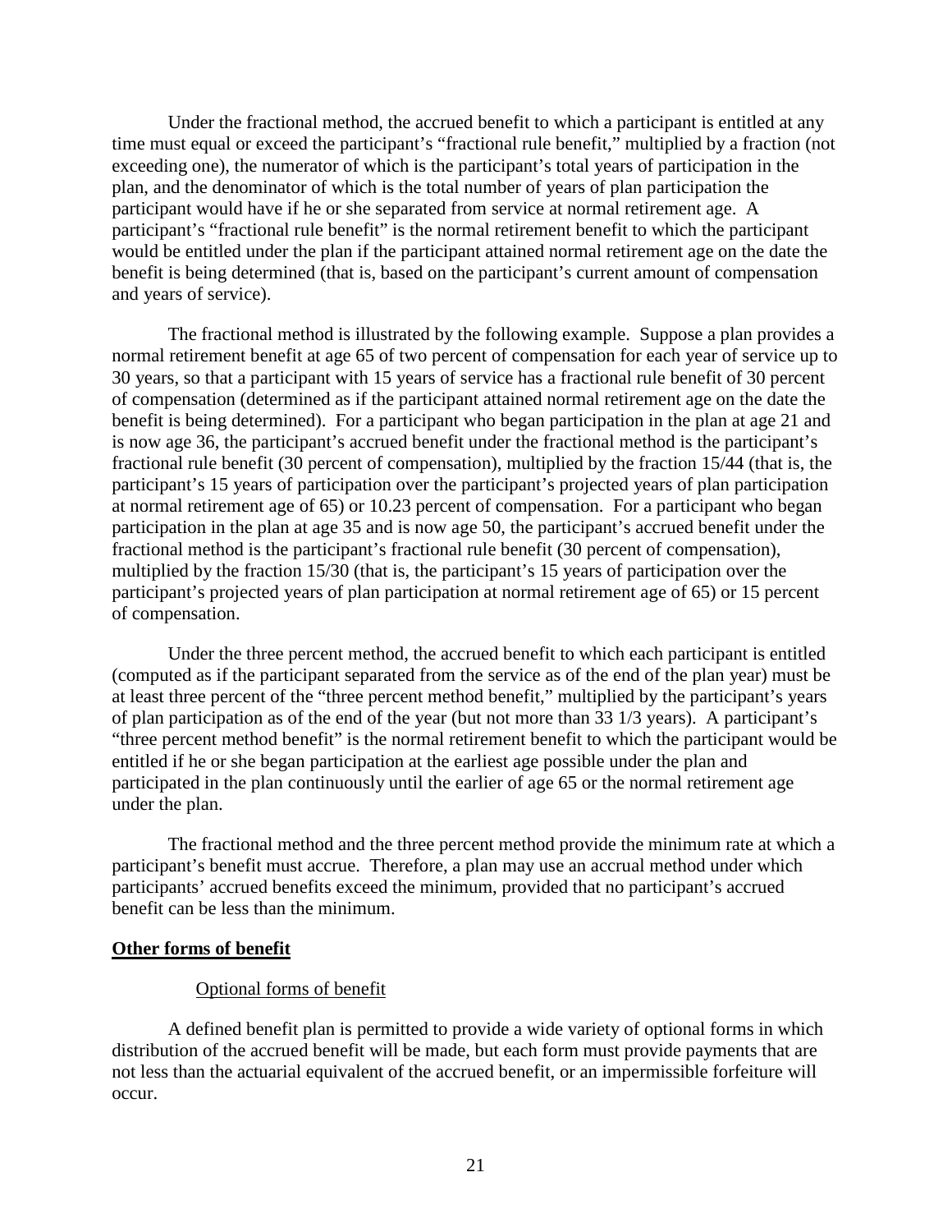Under the fractional method, the accrued benefit to which a participant is entitled at any time must equal or exceed the participant's "fractional rule benefit," multiplied by a fraction (not exceeding one), the numerator of which is the participant's total years of participation in the plan, and the denominator of which is the total number of years of plan participation the participant would have if he or she separated from service at normal retirement age. A participant's "fractional rule benefit" is the normal retirement benefit to which the participant would be entitled under the plan if the participant attained normal retirement age on the date the benefit is being determined (that is, based on the participant's current amount of compensation and years of service).

The fractional method is illustrated by the following example. Suppose a plan provides a normal retirement benefit at age 65 of two percent of compensation for each year of service up to 30 years, so that a participant with 15 years of service has a fractional rule benefit of 30 percent of compensation (determined as if the participant attained normal retirement age on the date the benefit is being determined). For a participant who began participation in the plan at age 21 and is now age 36, the participant's accrued benefit under the fractional method is the participant's fractional rule benefit (30 percent of compensation), multiplied by the fraction 15/44 (that is, the participant's 15 years of participation over the participant's projected years of plan participation at normal retirement age of 65) or 10.23 percent of compensation. For a participant who began participation in the plan at age 35 and is now age 50, the participant's accrued benefit under the fractional method is the participant's fractional rule benefit (30 percent of compensation), multiplied by the fraction 15/30 (that is, the participant's 15 years of participation over the participant's projected years of plan participation at normal retirement age of 65) or 15 percent of compensation.

Under the three percent method, the accrued benefit to which each participant is entitled (computed as if the participant separated from the service as of the end of the plan year) must be at least three percent of the "three percent method benefit," multiplied by the participant's years of plan participation as of the end of the year (but not more than 33 1/3 years). A participant's "three percent method benefit" is the normal retirement benefit to which the participant would be entitled if he or she began participation at the earliest age possible under the plan and participated in the plan continuously until the earlier of age 65 or the normal retirement age under the plan.

The fractional method and the three percent method provide the minimum rate at which a participant's benefit must accrue. Therefore, a plan may use an accrual method under which participants' accrued benefits exceed the minimum, provided that no participant's accrued benefit can be less than the minimum.

**Other forms of benefit**

Optional forms of benefit

A defined benefit plan is permitted to provide a wide variety of optional forms in which distribution of the accrued benefit will be made, but each form must provide payments that are not less than the actuarial equivalent of the accrued benefit, or an impermissible forfeiture will occur.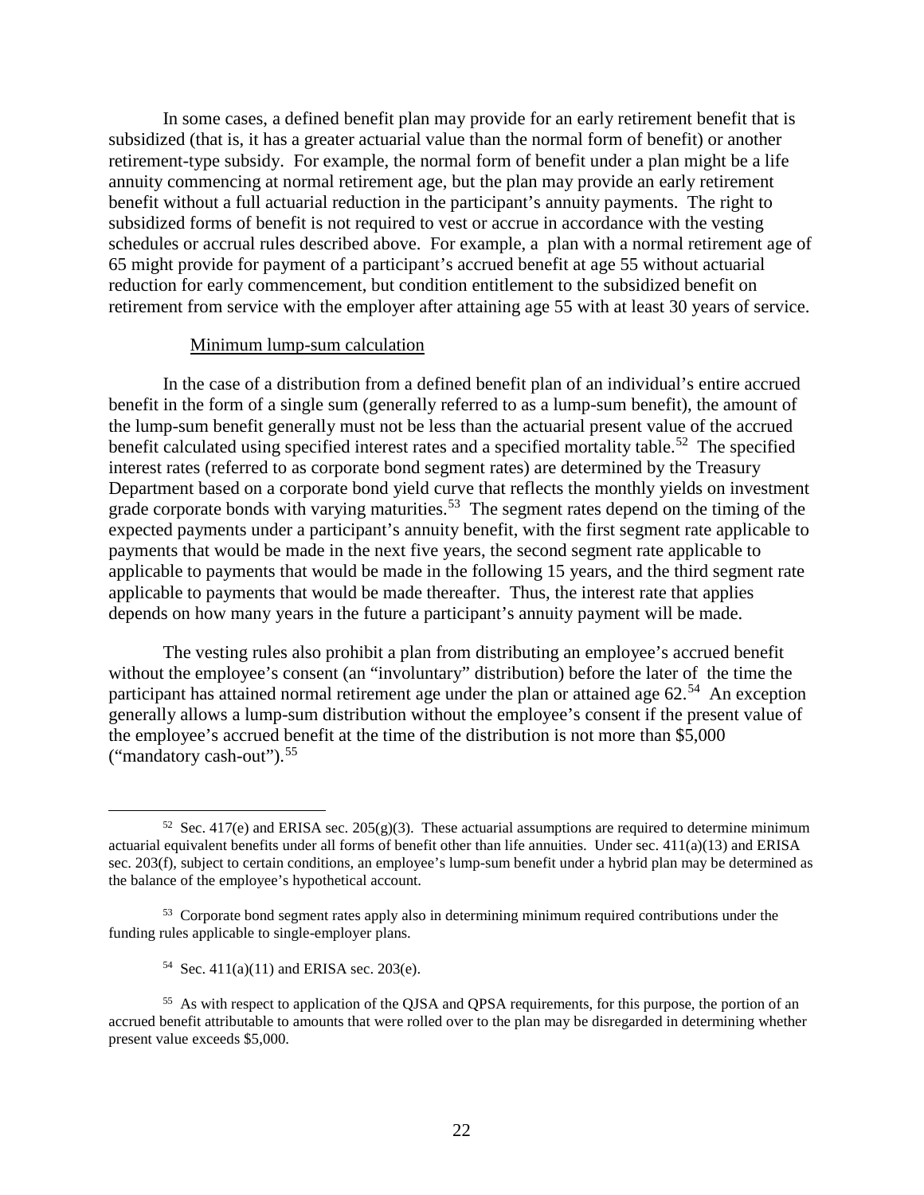In some cases, a defined benefit plan may provide for an early retirement benefit that is subsidized (that is, it has a greater actuarial value than the normal form of benefit) or another retirement-type subsidy. For example, the normal form of benefit under a plan might be a life annuity commencing at normal retirement age, but the plan may provide an early retirement benefit without a full actuarial reduction in the participant's annuity payments. The right to subsidized forms of benefit is not required to vest or accrue in accordance with the vesting schedules or accrual rules described above. For example, a plan with a normal retirement age of 65 might provide for payment of a participant's accrued benefit at age 55 without actuarial reduction for early commencement, but condition entitlement to the subsidized benefit on retirement from service with the employer after attaining age 55 with at least 30 years of service.

#### Minimum lump-sum calculation

In the case of a distribution from a defined benefit plan of an individual's entire accrued benefit in the form of a single sum (generally referred to as a lump-sum benefit), the amount of the lump-sum benefit generally must not be less than the actuarial present value of the accrued benefit calculated using specified interest rates and a specified mortality table.[52] The specified interest rates (referred to as corporate bond segment rates) are determined by the Treasury Department based on a corporate bond yield curve that reflects the monthly yields on investment grade corporate bonds with varying maturities.[53] The segment rates depend on the timing of the expected payments under a participant's annuity benefit, with the first segment rate applicable to payments that would be made in the next five years, the second segment rate applicable to applicable to payments that would be made in the following 15 years, and the third segment rate applicable to payments that would be made thereafter. Thus, the interest rate that applies depends on how many years in the future a participant's annuity payment will be made.

The vesting rules also prohibit a plan from distributing an employee's accrued benefit without the employee's consent (an "involuntary" distribution) before the later of the time the participant has attained normal retirement age under the plan or attained age 62.[54] An exception generally allows a lump-sum distribution without the employee's consent if the present value of the employee's accrued benefit at the time of the distribution is not more than \$5,000 ("mandatory cash-out").[55]

---

[52] Sec. 417(e) and ERISA sec. 205(g)(3). These actuarial assumptions are required to determine minimum actuarial equivalent benefits under all forms of benefit other than life annuities. Under sec. 411(a)(13) and ERISA sec. 203(f), subject to certain conditions, an employee's lump-sum benefit under a hybrid plan may be determined as the balance of the employee's hypothetical account.

[53] Corporate bond segment rates apply also in determining minimum required contributions under the funding rules applicable to single-employer plans.

[54] Sec. 411(a)(11) and ERISA sec. 203(e).

[55] As with respect to application of the QJSA and QPSA requirements, for this purpose, the portion of an accrued benefit attributable to amounts that were rolled over to the plan may be disregarded in determining whether present value exceeds \$5,000.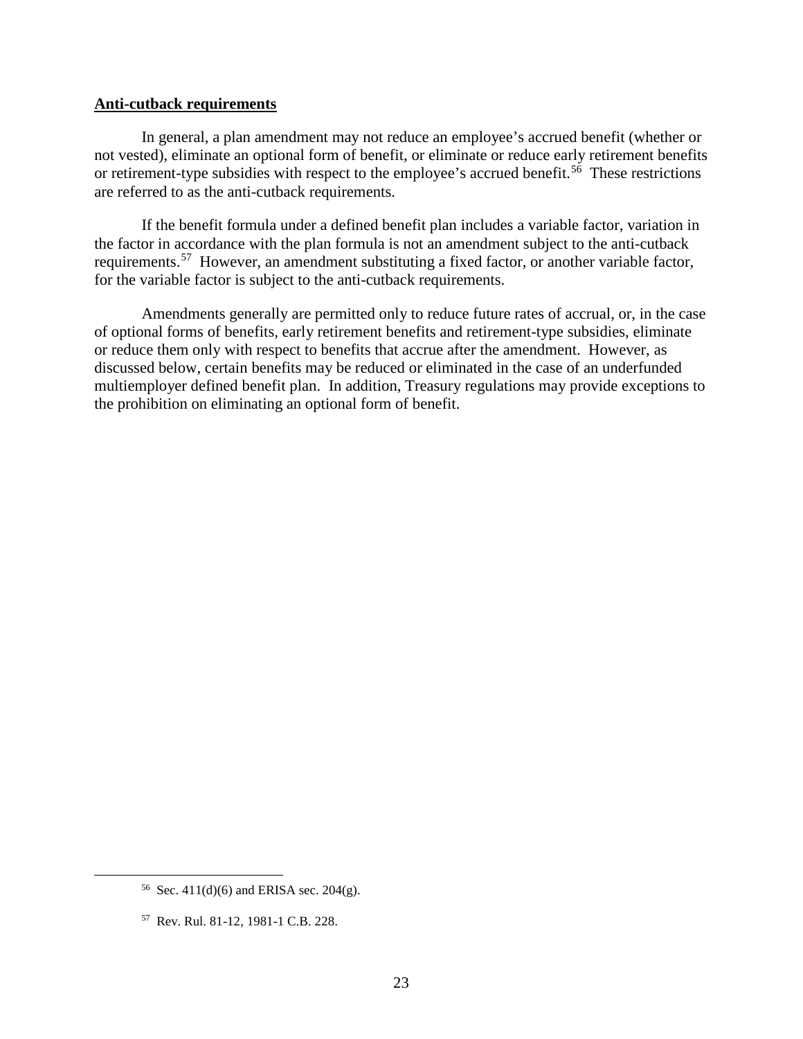**Anti-cutback requirements**

In general, a plan amendment may not reduce an employee's accrued benefit (whether or not vested), eliminate an optional form of benefit, or eliminate or reduce early retirement benefits or retirement-type subsidies with respect to the employee's accrued benefit.[56] These restrictions are referred to as the anti-cutback requirements.

If the benefit formula under a defined benefit plan includes a variable factor, variation in the factor in accordance with the plan formula is not an amendment subject to the anti-cutback requirements.[57] However, an amendment substituting a fixed factor, or another variable factor, for the variable factor is subject to the anti-cutback requirements.

Amendments generally are permitted only to reduce future rates of accrual, or, in the case of optional forms of benefits, early retirement benefits and retirement-type subsidies, eliminate or reduce them only with respect to benefits that accrue after the amendment. However, as discussed below, certain benefits may be reduced or eliminated in the case of an underfunded multiemployer defined benefit plan. In addition, Treasury regulations may provide exceptions to the prohibition on eliminating an optional form of benefit.

---

[56] Sec. 411(d)(6) and ERISA sec. 204(g).

[57] Rev. Rul. 81-12, 1981-1 C.B. 228.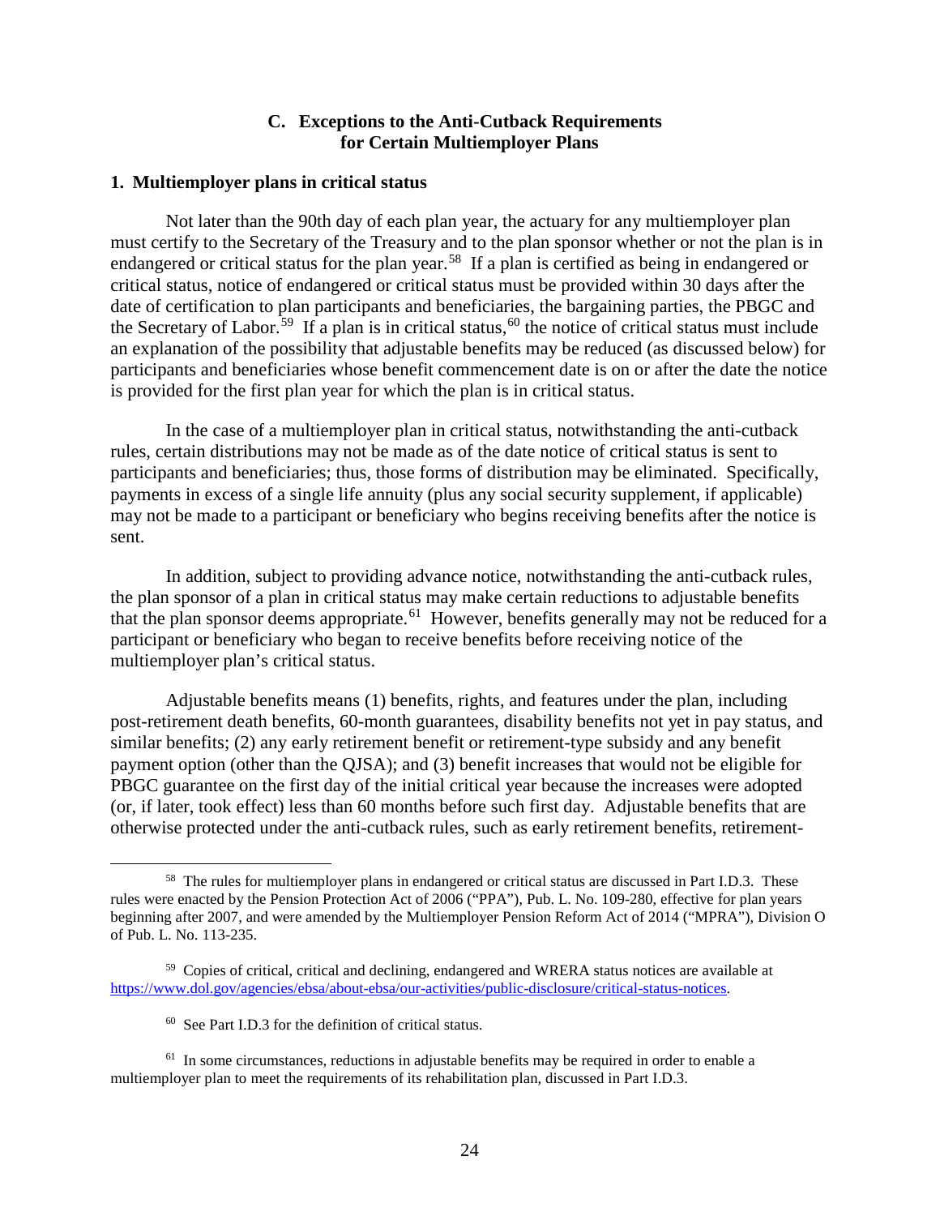### C. Exceptions to the Anti-Cutback Requirements for Certain Multiemployer Plans

#### 1. Multiemployer plans in critical status

Not later than the 90th day of each plan year, the actuary for any multiemployer plan must certify to the Secretary of the Treasury and to the plan sponsor whether or not the plan is in endangered or critical status for the plan year.[58] If a plan is certified as being in endangered or critical status, notice of endangered or critical status must be provided within 30 days after the date of certification to plan participants and beneficiaries, the bargaining parties, the PBGC and the Secretary of Labor.[59] If a plan is in critical status,[60] the notice of critical status must include an explanation of the possibility that adjustable benefits may be reduced (as discussed below) for participants and beneficiaries whose benefit commencement date is on or after the date the notice is provided for the first plan year for which the plan is in critical status.

In the case of a multiemployer plan in critical status, notwithstanding the anti-cutback rules, certain distributions may not be made as of the date notice of critical status is sent to participants and beneficiaries; thus, those forms of distribution may be eliminated. Specifically, payments in excess of a single life annuity (plus any social security supplement, if applicable) may not be made to a participant or beneficiary who begins receiving benefits after the notice is sent.

In addition, subject to providing advance notice, notwithstanding the anti-cutback rules, the plan sponsor of a plan in critical status may make certain reductions to adjustable benefits that the plan sponsor deems appropriate.[61] However, benefits generally may not be reduced for a participant or beneficiary who began to receive benefits before receiving notice of the multiemployer plan's critical status.

Adjustable benefits means (1) benefits, rights, and features under the plan, including post-retirement death benefits, 60-month guarantees, disability benefits not yet in pay status, and similar benefits; (2) any early retirement benefit or retirement-type subsidy and any benefit payment option (other than the QJSA); and (3) benefit increases that would not be eligible for PBGC guarantee on the first day of the initial critical year because the increases were adopted (or, if later, took effect) less than 60 months before such first day. Adjustable benefits that are otherwise protected under the anti-cutback rules, such as early retirement benefits, retirement-

---

[58] The rules for multiemployer plans in endangered or critical status are discussed in Part I.D.3. These rules were enacted by the Pension Protection Act of 2006 ("PPA"), Pub. L. No. 109-280, effective for plan years beginning after 2007, and were amended by the Multiemployer Pension Reform Act of 2014 ("MPRA"), Division O of Pub. L. No. 113-235.

[59] Copies of critical, critical and declining, endangered and WRERA status notices are available at https://www.dol.gov/agencies/ebsa/about-ebsa/our-activities/public-disclosure/critical-status-notices.

[60] See Part I.D.3 for the definition of critical status.

[61] In some circumstances, reductions in adjustable benefits may be required in order to enable a multiemployer plan to meet the requirements of its rehabilitation plan, discussed in Part I.D.3.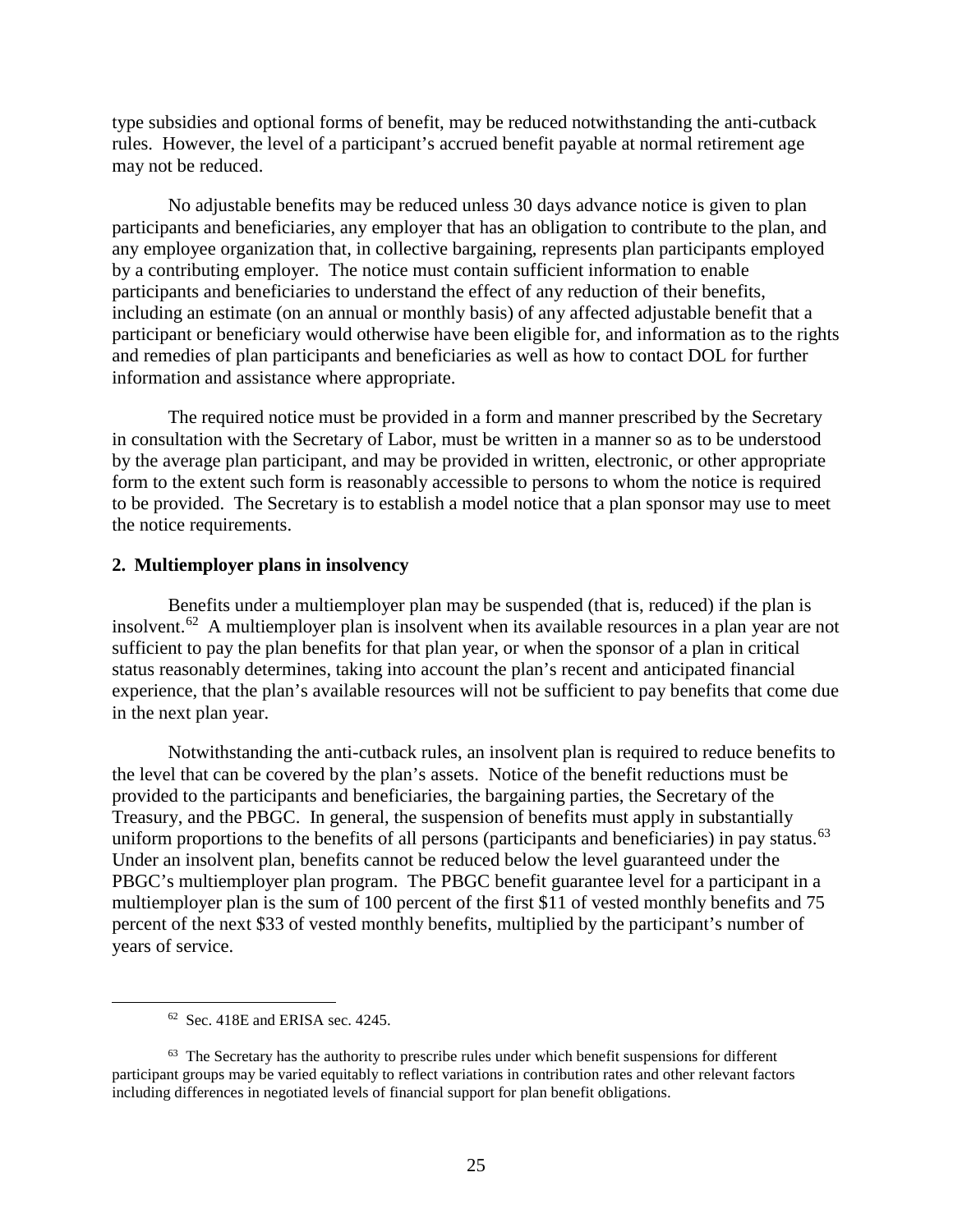type subsidies and optional forms of benefit, may be reduced notwithstanding the anti-cutback rules. However, the level of a participant's accrued benefit payable at normal retirement age may not be reduced.

No adjustable benefits may be reduced unless 30 days advance notice is given to plan participants and beneficiaries, any employer that has an obligation to contribute to the plan, and any employee organization that, in collective bargaining, represents plan participants employed by a contributing employer. The notice must contain sufficient information to enable participants and beneficiaries to understand the effect of any reduction of their benefits, including an estimate (on an annual or monthly basis) of any affected adjustable benefit that a participant or beneficiary would otherwise have been eligible for, and information as to the rights and remedies of plan participants and beneficiaries as well as how to contact DOL for further information and assistance where appropriate.

The required notice must be provided in a form and manner prescribed by the Secretary in consultation with the Secretary of Labor, must be written in a manner so as to be understood by the average plan participant, and may be provided in written, electronic, or other appropriate form to the extent such form is reasonably accessible to persons to whom the notice is required to be provided. The Secretary is to establish a model notice that a plan sponsor may use to meet the notice requirements.

### 2. Multiemployer plans in insolvency

Benefits under a multiemployer plan may be suspended (that is, reduced) if the plan is insolvent.[62] A multiemployer plan is insolvent when its available resources in a plan year are not sufficient to pay the plan benefits for that plan year, or when the sponsor of a plan in critical status reasonably determines, taking into account the plan's recent and anticipated financial experience, that the plan's available resources will not be sufficient to pay benefits that come due in the next plan year.

Notwithstanding the anti-cutback rules, an insolvent plan is required to reduce benefits to the level that can be covered by the plan's assets. Notice of the benefit reductions must be provided to the participants and beneficiaries, the bargaining parties, the Secretary of the Treasury, and the PBGC. In general, the suspension of benefits must apply in substantially uniform proportions to the benefits of all persons (participants and beneficiaries) in pay status.[63] Under an insolvent plan, benefits cannot be reduced below the level guaranteed under the PBGC's multiemployer plan program. The PBGC benefit guarantee level for a participant in a multiemployer plan is the sum of 100 percent of the first $11 of vested monthly benefits and 75 percent of the next $33 of vested monthly benefits, multiplied by the participant's number of years of service.

---

[62] Sec. 418E and ERISA sec. 4245.

[63] The Secretary has the authority to prescribe rules under which benefit suspensions for different participant groups may be varied equitably to reflect variations in contribution rates and other relevant factors including differences in negotiated levels of financial support for plan benefit obligations.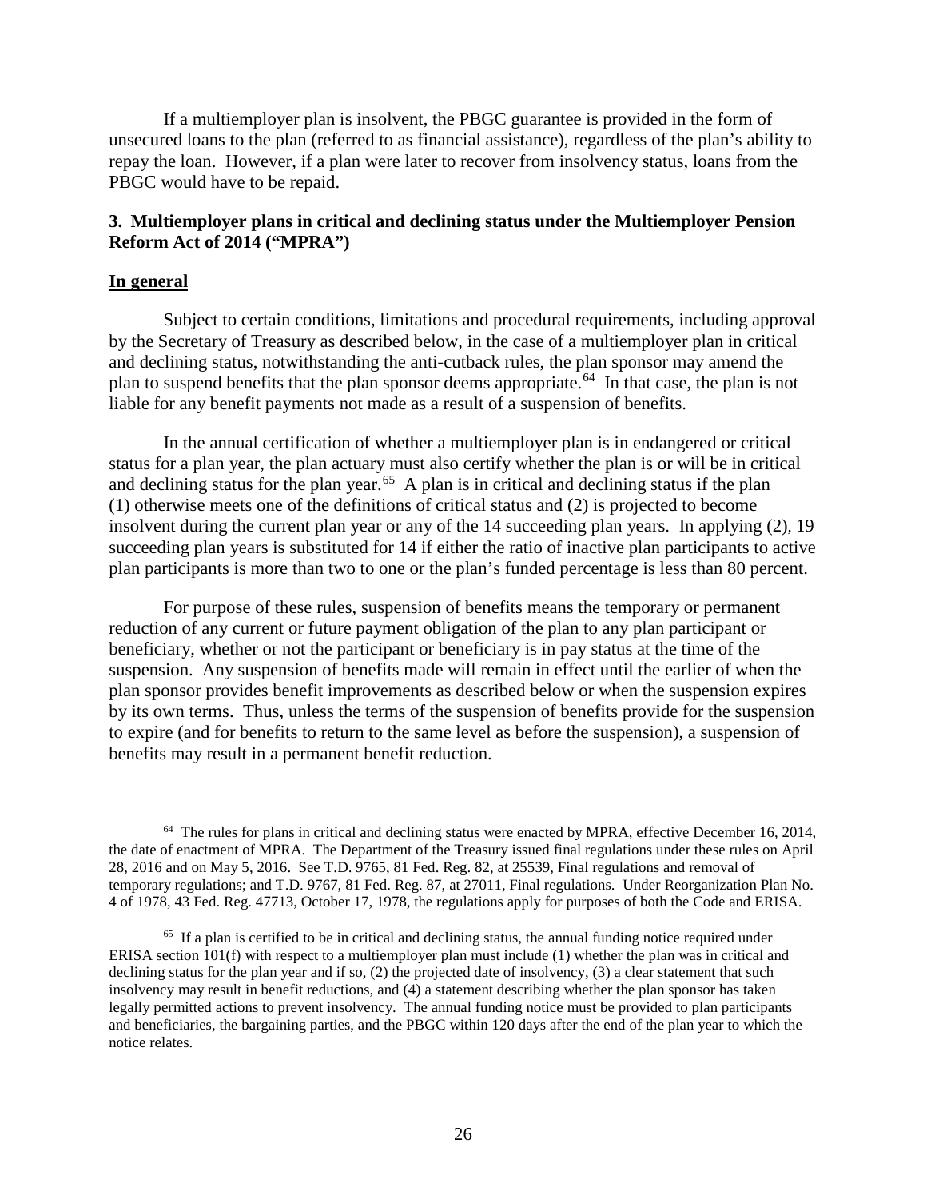If a multiemployer plan is insolvent, the PBGC guarantee is provided in the form of unsecured loans to the plan (referred to as financial assistance), regardless of the plan's ability to repay the loan. However, if a plan were later to recover from insolvency status, loans from the PBGC would have to be repaid.

### 3. Multiemployer plans in critical and declining status under the Multiemployer Pension Reform Act of 2014 ("MPRA")

**In general**

Subject to certain conditions, limitations and procedural requirements, including approval by the Secretary of Treasury as described below, in the case of a multiemployer plan in critical and declining status, notwithstanding the anti-cutback rules, the plan sponsor may amend the plan to suspend benefits that the plan sponsor deems appropriate.[64] In that case, the plan is not liable for any benefit payments not made as a result of a suspension of benefits.

In the annual certification of whether a multiemployer plan is in endangered or critical status for a plan year, the plan actuary must also certify whether the plan is or will be in critical and declining status for the plan year.[65] A plan is in critical and declining status if the plan (1) otherwise meets one of the definitions of critical status and (2) is projected to become insolvent during the current plan year or any of the 14 succeeding plan years. In applying (2), 19 succeeding plan years is substituted for 14 if either the ratio of inactive plan participants to active plan participants is more than two to one or the plan's funded percentage is less than 80 percent.

For purpose of these rules, suspension of benefits means the temporary or permanent reduction of any current or future payment obligation of the plan to any plan participant or beneficiary, whether or not the participant or beneficiary is in pay status at the time of the suspension. Any suspension of benefits made will remain in effect until the earlier of when the plan sponsor provides benefit improvements as described below or when the suspension expires by its own terms. Thus, unless the terms of the suspension of benefits provide for the suspension to expire (and for benefits to return to the same level as before the suspension), a suspension of benefits may result in a permanent benefit reduction.

---

[64] The rules for plans in critical and declining status were enacted by MPRA, effective December 16, 2014, the date of enactment of MPRA. The Department of the Treasury issued final regulations under these rules on April 28, 2016 and on May 5, 2016. See T.D. 9765, 81 Fed. Reg. 82, at 25539, Final regulations and removal of temporary regulations; and T.D. 9767, 81 Fed. Reg. 87, at 27011, Final regulations. Under Reorganization Plan No. 4 of 1978, 43 Fed. Reg. 47713, October 17, 1978, the regulations apply for purposes of both the Code and ERISA.

[65] If a plan is certified to be in critical and declining status, the annual funding notice required under ERISA section 101(f) with respect to a multiemployer plan must include (1) whether the plan was in critical and declining status for the plan year and if so, (2) the projected date of insolvency, (3) a clear statement that such insolvency may result in benefit reductions, and (4) a statement describing whether the plan sponsor has taken legally permitted actions to prevent insolvency. The annual funding notice must be provided to plan participants and beneficiaries, the bargaining parties, and the PBGC within 120 days after the end of the plan year to which the notice relates.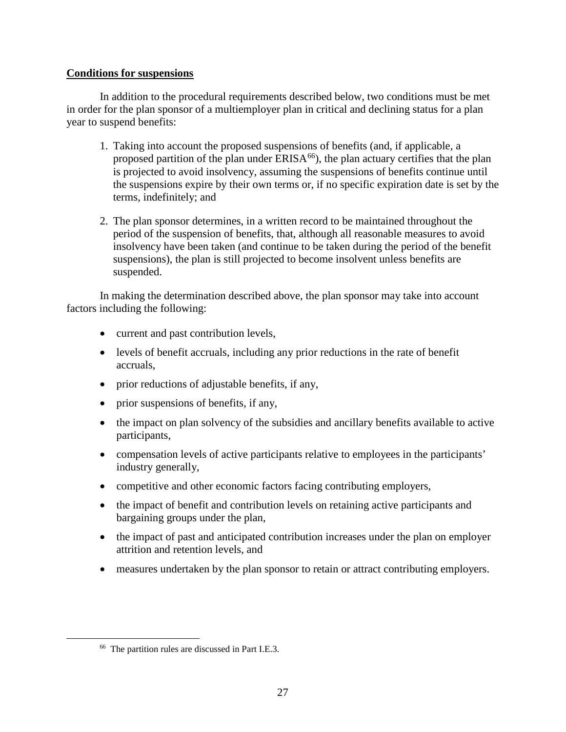**Conditions for suspensions**

In addition to the procedural requirements described below, two conditions must be met in order for the plan sponsor of a multiemployer plan in critical and declining status for a plan year to suspend benefits:

1. Taking into account the proposed suspensions of benefits (and, if applicable, a proposed partition of the plan under ERISA[66]), the plan actuary certifies that the plan is projected to avoid insolvency, assuming the suspensions of benefits continue until the suspensions expire by their own terms or, if no specific expiration date is set by the terms, indefinitely; and
2. The plan sponsor determines, in a written record to be maintained throughout the period of the suspension of benefits, that, although all reasonable measures to avoid insolvency have been taken (and continue to be taken during the period of the benefit suspensions), the plan is still projected to become insolvent unless benefits are suspended.

In making the determination described above, the plan sponsor may take into account factors including the following:

- current and past contribution levels,
- levels of benefit accruals, including any prior reductions in the rate of benefit accruals,
- prior reductions of adjustable benefits, if any,
- prior suspensions of benefits, if any,
- the impact on plan solvency of the subsidies and ancillary benefits available to active participants,
- compensation levels of active participants relative to employees in the participants' industry generally,
- competitive and other economic factors facing contributing employers,
- the impact of benefit and contribution levels on retaining active participants and bargaining groups under the plan,
- the impact of past and anticipated contribution increases under the plan on employer attrition and retention levels, and
- measures undertaken by the plan sponsor to retain or attract contributing employers.

[66] The partition rules are discussed in Part I.E.3.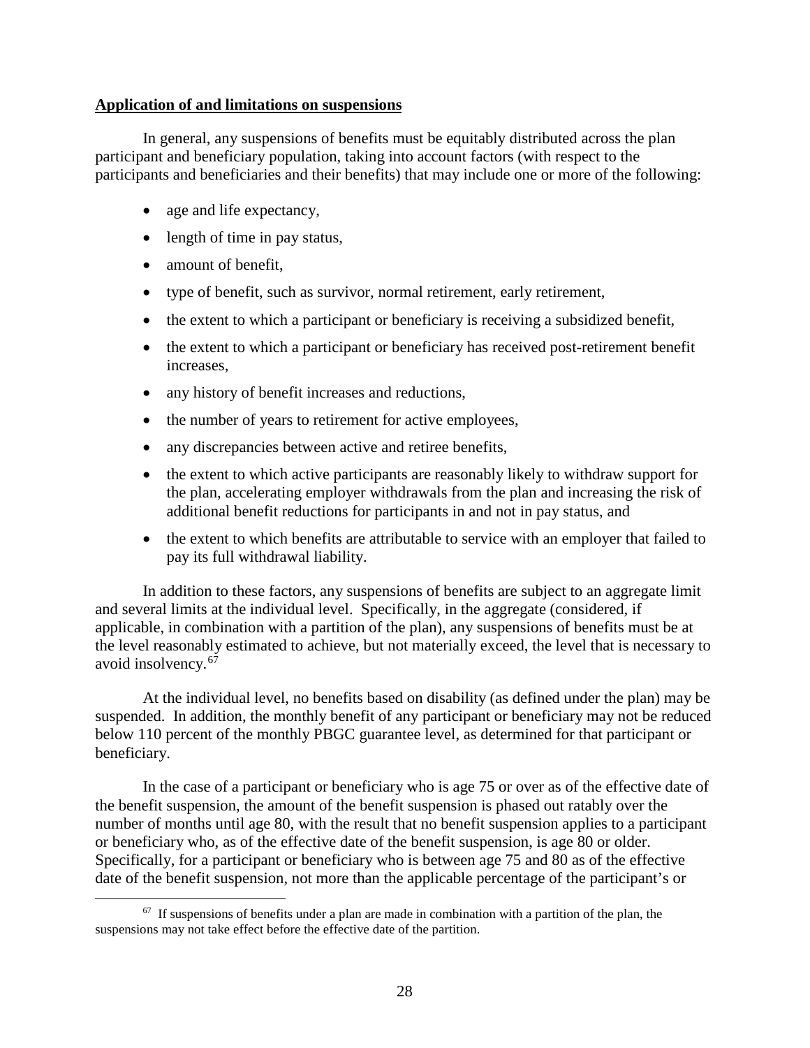**Application of and limitations on suspensions**

In general, any suspensions of benefits must be equitably distributed across the plan participant and beneficiary population, taking into account factors (with respect to the participants and beneficiaries and their benefits) that may include one or more of the following:

- age and life expectancy,
- length of time in pay status,
- amount of benefit,
- type of benefit, such as survivor, normal retirement, early retirement,
- the extent to which a participant or beneficiary is receiving a subsidized benefit,
- the extent to which a participant or beneficiary has received post-retirement benefit increases,
- any history of benefit increases and reductions,
- the number of years to retirement for active employees,
- any discrepancies between active and retiree benefits,
- the extent to which active participants are reasonably likely to withdraw support for the plan, accelerating employer withdrawals from the plan and increasing the risk of additional benefit reductions for participants in and not in pay status, and
- the extent to which benefits are attributable to service with an employer that failed to pay its full withdrawal liability.

In addition to these factors, any suspensions of benefits are subject to an aggregate limit and several limits at the individual level. Specifically, in the aggregate (considered, if applicable, in combination with a partition of the plan), any suspensions of benefits must be at the level reasonably estimated to achieve, but not materially exceed, the level that is necessary to avoid insolvency.[67]

At the individual level, no benefits based on disability (as defined under the plan) may be suspended. In addition, the monthly benefit of any participant or beneficiary may not be reduced below 110 percent of the monthly PBGC guarantee level, as determined for that participant or beneficiary.

In the case of a participant or beneficiary who is age 75 or over as of the effective date of the benefit suspension, the amount of the benefit suspension is phased out ratably over the number of months until age 80, with the result that no benefit suspension applies to a participant or beneficiary who, as of the effective date of the benefit suspension, is age 80 or older. Specifically, for a participant or beneficiary who is between age 75 and 80 as of the effective date of the benefit suspension, not more than the applicable percentage of the participant's or

[67] If suspensions of benefits under a plan are made in combination with a partition of the plan, the suspensions may not take effect before the effective date of the partition.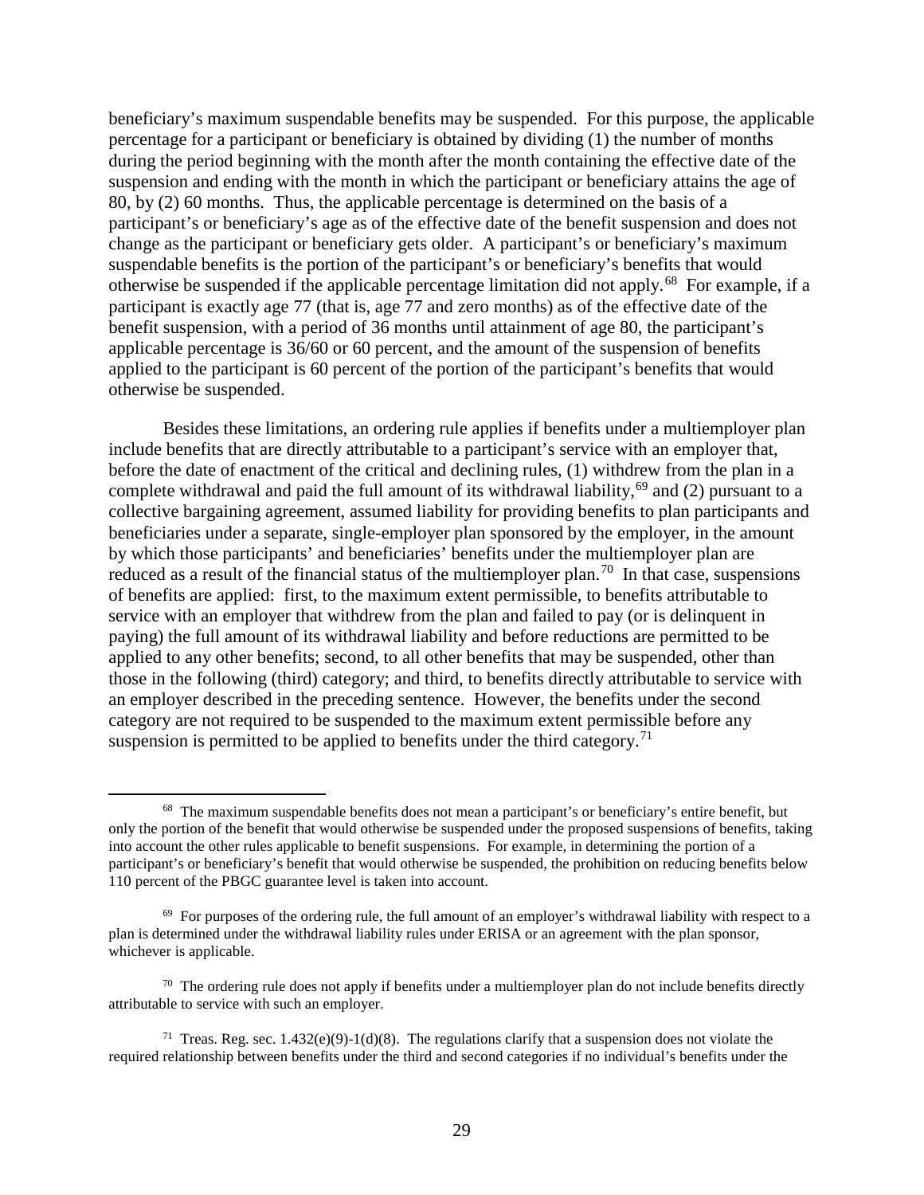beneficiary's maximum suspendable benefits may be suspended. For this purpose, the applicable percentage for a participant or beneficiary is obtained by dividing (1) the number of months during the period beginning with the month after the month containing the effective date of the suspension and ending with the month in which the participant or beneficiary attains the age of 80, by (2) 60 months. Thus, the applicable percentage is determined on the basis of a participant's or beneficiary's age as of the effective date of the benefit suspension and does not change as the participant or beneficiary gets older. A participant's or beneficiary's maximum suspendable benefits is the portion of the participant's or beneficiary's benefits that would otherwise be suspended if the applicable percentage limitation did not apply.[68] For example, if a participant is exactly age 77 (that is, age 77 and zero months) as of the effective date of the benefit suspension, with a period of 36 months until attainment of age 80, the participant's applicable percentage is 36/60 or 60 percent, and the amount of the suspension of benefits applied to the participant is 60 percent of the portion of the participant's benefits that would otherwise be suspended.

Besides these limitations, an ordering rule applies if benefits under a multiemployer plan include benefits that are directly attributable to a participant's service with an employer that, before the date of enactment of the critical and declining rules, (1) withdrew from the plan in a complete withdrawal and paid the full amount of its withdrawal liability,[69] and (2) pursuant to a collective bargaining agreement, assumed liability for providing benefits to plan participants and beneficiaries under a separate, single-employer plan sponsored by the employer, in the amount by which those participants' and beneficiaries' benefits under the multiemployer plan are reduced as a result of the financial status of the multiemployer plan.[70] In that case, suspensions of benefits are applied: first, to the maximum extent permissible, to benefits attributable to service with an employer that withdrew from the plan and failed to pay (or is delinquent in paying) the full amount of its withdrawal liability and before reductions are permitted to be applied to any other benefits; second, to all other benefits that may be suspended, other than those in the following (third) category; and third, to benefits directly attributable to service with an employer described in the preceding sentence. However, the benefits under the second category are not required to be suspended to the maximum extent permissible before any suspension is permitted to be applied to benefits under the third category.[71]

---

[68] The maximum suspendable benefits does not mean a participant's or beneficiary's entire benefit, but only the portion of the benefit that would otherwise be suspended under the proposed suspensions of benefits, taking into account the other rules applicable to benefit suspensions. For example, in determining the portion of a participant's or beneficiary's benefit that would otherwise be suspended, the prohibition on reducing benefits below 110 percent of the PBGC guarantee level is taken into account.

[69] For purposes of the ordering rule, the full amount of an employer's withdrawal liability with respect to a plan is determined under the withdrawal liability rules under ERISA or an agreement with the plan sponsor, whichever is applicable.

[70] The ordering rule does not apply if benefits under a multiemployer plan do not include benefits directly attributable to service with such an employer.

[71] Treas. Reg. sec. 1.432(e)(9)-1(d)(8). The regulations clarify that a suspension does not violate the required relationship between benefits under the third and second categories if no individual's benefits under the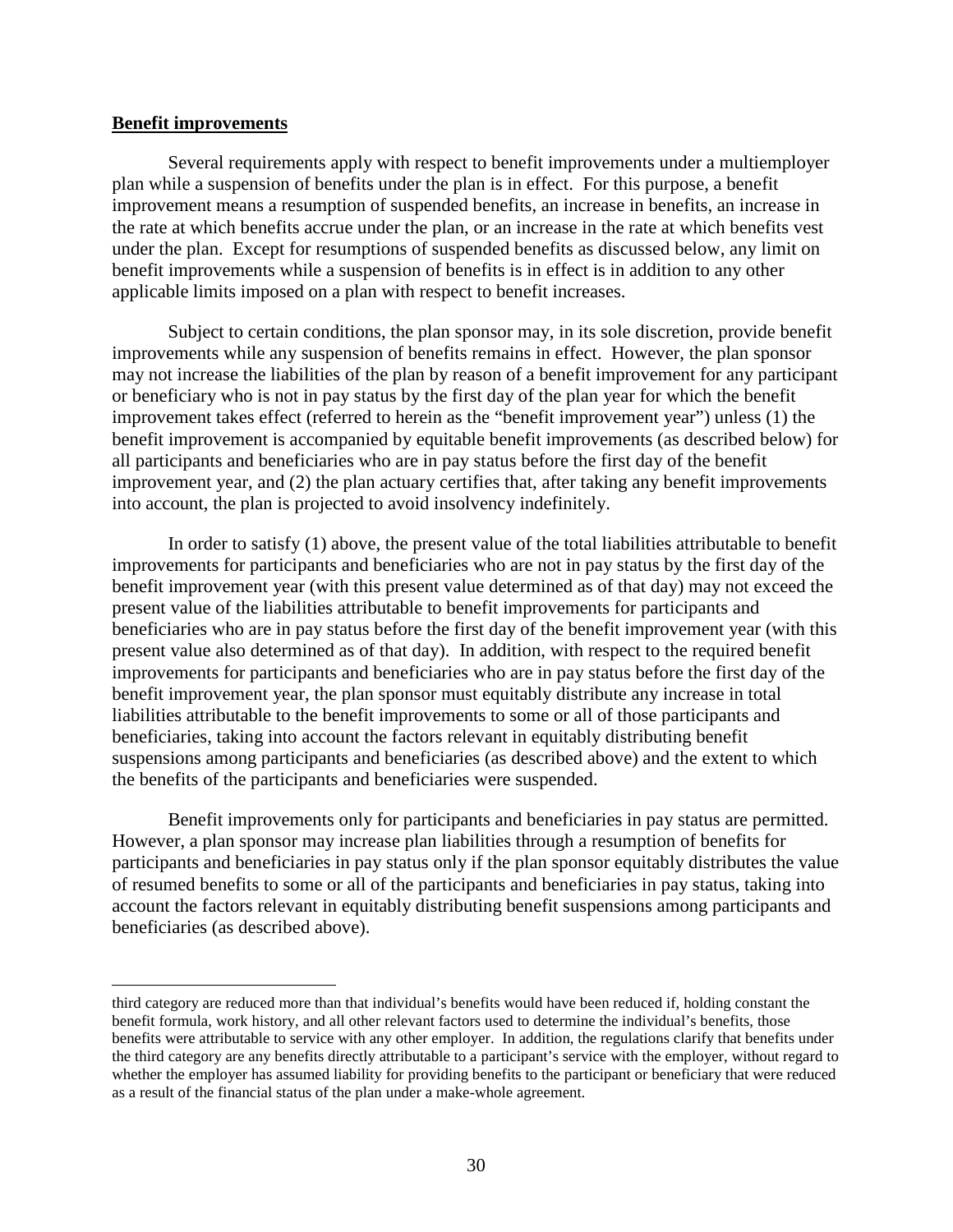## Benefit improvements

Several requirements apply with respect to benefit improvements under a multiemployer plan while a suspension of benefits under the plan is in effect. For this purpose, a benefit improvement means a resumption of suspended benefits, an increase in benefits, an increase in the rate at which benefits accrue under the plan, or an increase in the rate at which benefits vest under the plan. Except for resumptions of suspended benefits as discussed below, any limit on benefit improvements while a suspension of benefits is in effect is in addition to any other applicable limits imposed on a plan with respect to benefit increases.

Subject to certain conditions, the plan sponsor may, in its sole discretion, provide benefit improvements while any suspension of benefits remains in effect. However, the plan sponsor may not increase the liabilities of the plan by reason of a benefit improvement for any participant or beneficiary who is not in pay status by the first day of the plan year for which the benefit improvement takes effect (referred to herein as the "benefit improvement year") unless (1) the benefit improvement is accompanied by equitable benefit improvements (as described below) for all participants and beneficiaries who are in pay status before the first day of the benefit improvement year, and (2) the plan actuary certifies that, after taking any benefit improvements into account, the plan is projected to avoid insolvency indefinitely.

In order to satisfy (1) above, the present value of the total liabilities attributable to benefit improvements for participants and beneficiaries who are not in pay status by the first day of the benefit improvement year (with this present value determined as of that day) may not exceed the present value of the liabilities attributable to benefit improvements for participants and beneficiaries who are in pay status before the first day of the benefit improvement year (with this present value also determined as of that day). In addition, with respect to the required benefit improvements for participants and beneficiaries who are in pay status before the first day of the benefit improvement year, the plan sponsor must equitably distribute any increase in total liabilities attributable to the benefit improvements to some or all of those participants and beneficiaries, taking into account the factors relevant in equitably distributing benefit suspensions among participants and beneficiaries (as described above) and the extent to which the benefits of the participants and beneficiaries were suspended.

Benefit improvements only for participants and beneficiaries in pay status are permitted. However, a plan sponsor may increase plan liabilities through a resumption of benefits for participants and beneficiaries in pay status only if the plan sponsor equitably distributes the value of resumed benefits to some or all of the participants and beneficiaries in pay status, taking into account the factors relevant in equitably distributing benefit suspensions among participants and beneficiaries (as described above).

---

third category are reduced more than that individual's benefits would have been reduced if, holding constant the benefit formula, work history, and all other relevant factors used to determine the individual's benefits, those benefits were attributable to service with any other employer. In addition, the regulations clarify that benefits under the third category are any benefits directly attributable to a participant's service with the employer, without regard to whether the employer has assumed liability for providing benefits to the participant or beneficiary that were reduced as a result of the financial status of the plan under a make-whole agreement.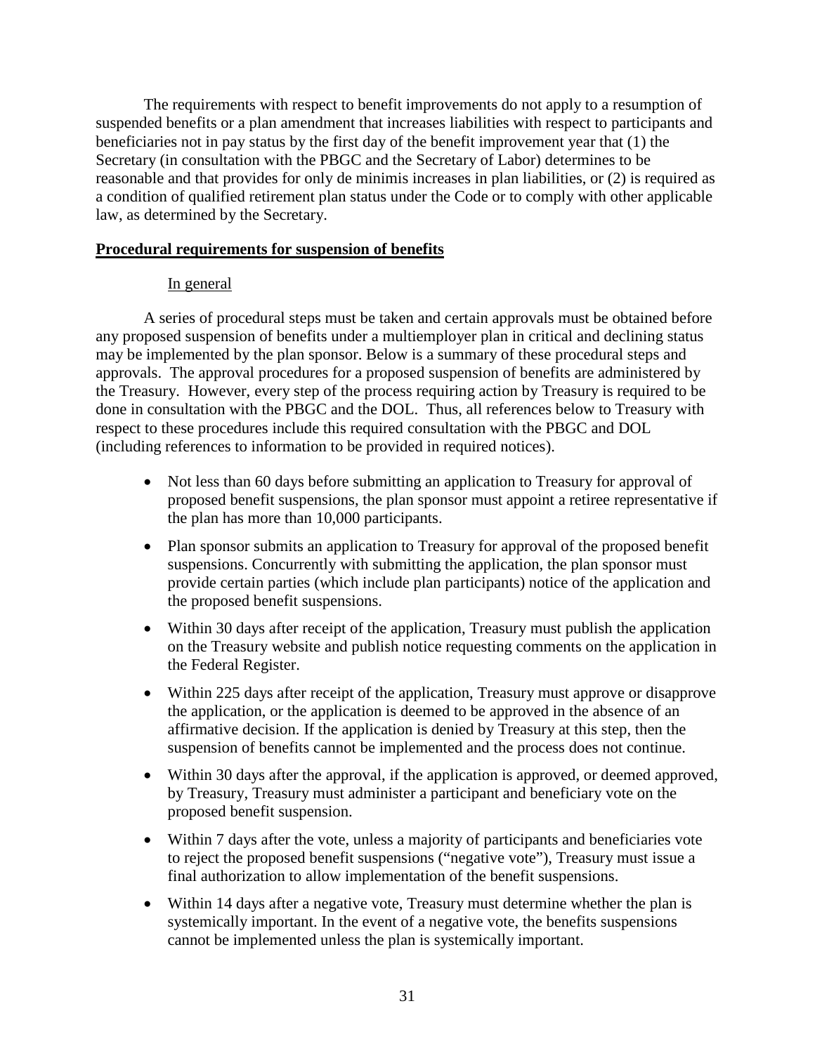The requirements with respect to benefit improvements do not apply to a resumption of suspended benefits or a plan amendment that increases liabilities with respect to participants and beneficiaries not in pay status by the first day of the benefit improvement year that (1) the Secretary (in consultation with the PBGC and the Secretary of Labor) determines to be reasonable and that provides for only de minimis increases in plan liabilities, or (2) is required as a condition of qualified retirement plan status under the Code or to comply with other applicable law, as determined by the Secretary.

## Procedural requirements for suspension of benefits

### In general

A series of procedural steps must be taken and certain approvals must be obtained before any proposed suspension of benefits under a multiemployer plan in critical and declining status may be implemented by the plan sponsor. Below is a summary of these procedural steps and approvals. The approval procedures for a proposed suspension of benefits are administered by the Treasury. However, every step of the process requiring action by Treasury is required to be done in consultation with the PBGC and the DOL. Thus, all references below to Treasury with respect to these procedures include this required consultation with the PBGC and DOL (including references to information to be provided in required notices).

- Not less than 60 days before submitting an application to Treasury for approval of proposed benefit suspensions, the plan sponsor must appoint a retiree representative if the plan has more than 10,000 participants.
- Plan sponsor submits an application to Treasury for approval of the proposed benefit suspensions. Concurrently with submitting the application, the plan sponsor must provide certain parties (which include plan participants) notice of the application and the proposed benefit suspensions.
- Within 30 days after receipt of the application, Treasury must publish the application on the Treasury website and publish notice requesting comments on the application in the Federal Register.
- Within 225 days after receipt of the application, Treasury must approve or disapprove the application, or the application is deemed to be approved in the absence of an affirmative decision. If the application is denied by Treasury at this step, then the suspension of benefits cannot be implemented and the process does not continue.
- Within 30 days after the approval, if the application is approved, or deemed approved, by Treasury, Treasury must administer a participant and beneficiary vote on the proposed benefit suspension.
- Within 7 days after the vote, unless a majority of participants and beneficiaries vote to reject the proposed benefit suspensions ("negative vote"), Treasury must issue a final authorization to allow implementation of the benefit suspensions.
- Within 14 days after a negative vote, Treasury must determine whether the plan is systemically important. In the event of a negative vote, the benefits suspensions cannot be implemented unless the plan is systemically important.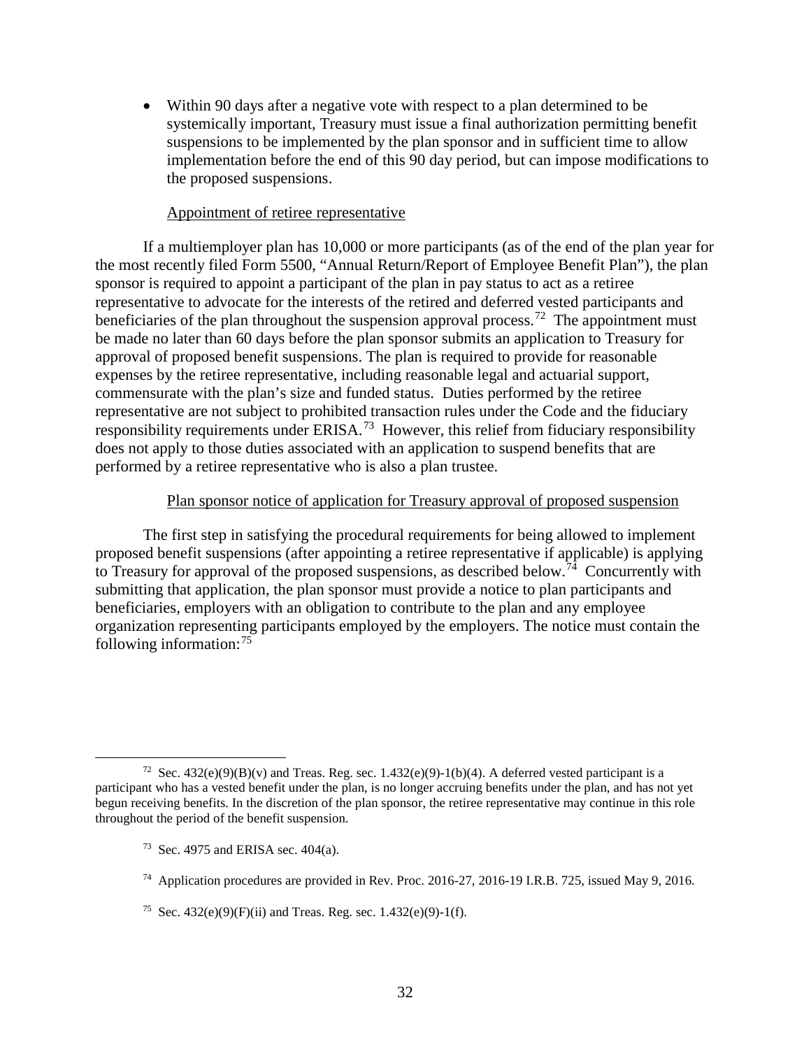- Within 90 days after a negative vote with respect to a plan determined to be systemically important, Treasury must issue a final authorization permitting benefit suspensions to be implemented by the plan sponsor and in sufficient time to allow implementation before the end of this 90 day period, but can impose modifications to the proposed suspensions.

### Appointment of retiree representative

If a multiemployer plan has 10,000 or more participants (as of the end of the plan year for the most recently filed Form 5500, "Annual Return/Report of Employee Benefit Plan"), the plan sponsor is required to appoint a participant of the plan in pay status to act as a retiree representative to advocate for the interests of the retired and deferred vested participants and beneficiaries of the plan throughout the suspension approval process.[72] The appointment must be made no later than 60 days before the plan sponsor submits an application to Treasury for approval of proposed benefit suspensions. The plan is required to provide for reasonable expenses by the retiree representative, including reasonable legal and actuarial support, commensurate with the plan's size and funded status. Duties performed by the retiree representative are not subject to prohibited transaction rules under the Code and the fiduciary responsibility requirements under ERISA.[73] However, this relief from fiduciary responsibility does not apply to those duties associated with an application to suspend benefits that are performed by a retiree representative who is also a plan trustee.

### Plan sponsor notice of application for Treasury approval of proposed suspension

The first step in satisfying the procedural requirements for being allowed to implement proposed benefit suspensions (after appointing a retiree representative if applicable) is applying to Treasury for approval of the proposed suspensions, as described below.[74] Concurrently with submitting that application, the plan sponsor must provide a notice to plan participants and beneficiaries, employers with an obligation to contribute to the plan and any employee organization representing participants employed by the employers. The notice must contain the following information:[75]

---

[72] Sec. 432(e)(9)(B)(v) and Treas. Reg. sec. 1.432(e)(9)-1(b)(4). A deferred vested participant is a participant who has a vested benefit under the plan, is no longer accruing benefits under the plan, and has not yet begun receiving benefits. In the discretion of the plan sponsor, the retiree representative may continue in this role throughout the period of the benefit suspension.

[73] Sec. 4975 and ERISA sec. 404(a).

[74] Application procedures are provided in Rev. Proc. 2016-27, 2016-19 I.R.B. 725, issued May 9, 2016.

[75] Sec. 432(e)(9)(F)(ii) and Treas. Reg. sec. 1.432(e)(9)-1(f).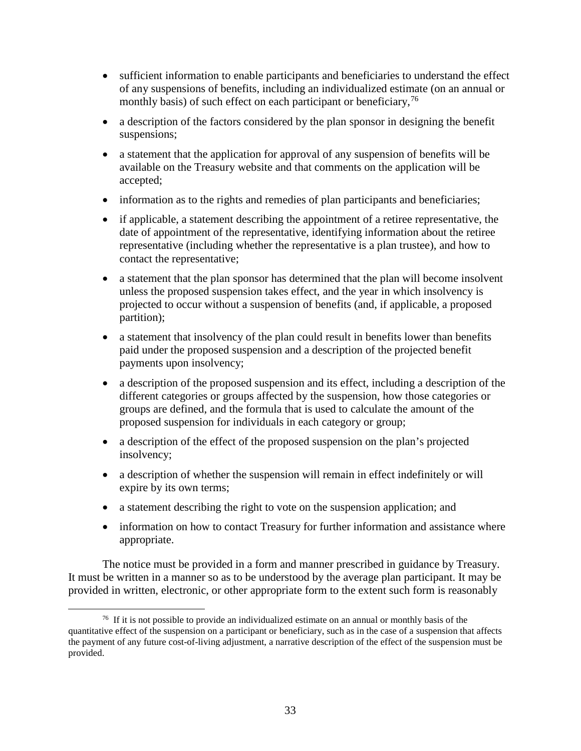- sufficient information to enable participants and beneficiaries to understand the effect of any suspensions of benefits, including an individualized estimate (on an annual or monthly basis) of such effect on each participant or beneficiary,[76]
- a description of the factors considered by the plan sponsor in designing the benefit suspensions;
- a statement that the application for approval of any suspension of benefits will be available on the Treasury website and that comments on the application will be accepted;
- information as to the rights and remedies of plan participants and beneficiaries;
- if applicable, a statement describing the appointment of a retiree representative, the date of appointment of the representative, identifying information about the retiree representative (including whether the representative is a plan trustee), and how to contact the representative;
- a statement that the plan sponsor has determined that the plan will become insolvent unless the proposed suspension takes effect, and the year in which insolvency is projected to occur without a suspension of benefits (and, if applicable, a proposed partition);
- a statement that insolvency of the plan could result in benefits lower than benefits paid under the proposed suspension and a description of the projected benefit payments upon insolvency;
- a description of the proposed suspension and its effect, including a description of the different categories or groups affected by the suspension, how those categories or groups are defined, and the formula that is used to calculate the amount of the proposed suspension for individuals in each category or group;
- a description of the effect of the proposed suspension on the plan's projected insolvency;
- a description of whether the suspension will remain in effect indefinitely or will expire by its own terms;
- a statement describing the right to vote on the suspension application; and
- information on how to contact Treasury for further information and assistance where appropriate.

The notice must be provided in a form and manner prescribed in guidance by Treasury. It must be written in a manner so as to be understood by the average plan participant. It may be provided in written, electronic, or other appropriate form to the extent such form is reasonably

[76] If it is not possible to provide an individualized estimate on an annual or monthly basis of the quantitative effect of the suspension on a participant or beneficiary, such as in the case of a suspension that affects the payment of any future cost-of-living adjustment, a narrative description of the effect of the suspension must be provided.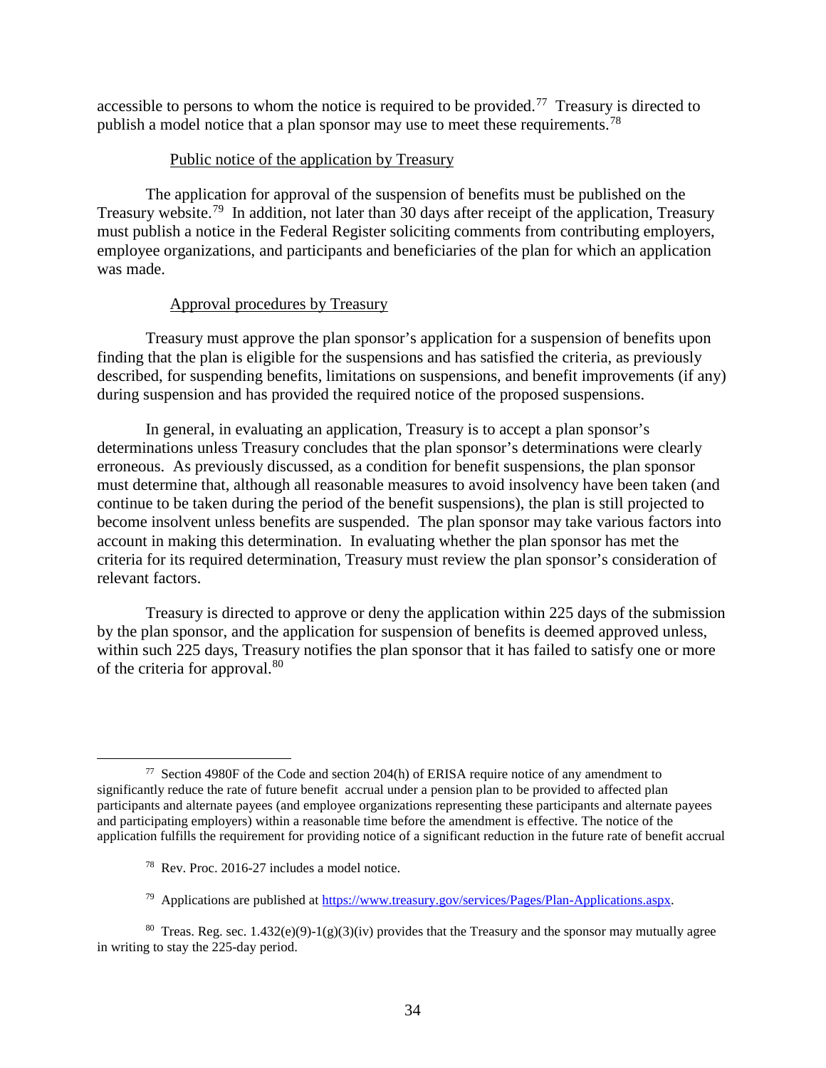accessible to persons to whom the notice is required to be provided.[77] Treasury is directed to publish a model notice that a plan sponsor may use to meet these requirements.[78]

Public notice of the application by Treasury

The application for approval of the suspension of benefits must be published on the Treasury website.[79] In addition, not later than 30 days after receipt of the application, Treasury must publish a notice in the Federal Register soliciting comments from contributing employers, employee organizations, and participants and beneficiaries of the plan for which an application was made.

Approval procedures by Treasury

Treasury must approve the plan sponsor's application for a suspension of benefits upon finding that the plan is eligible for the suspensions and has satisfied the criteria, as previously described, for suspending benefits, limitations on suspensions, and benefit improvements (if any) during suspension and has provided the required notice of the proposed suspensions.

In general, in evaluating an application, Treasury is to accept a plan sponsor's determinations unless Treasury concludes that the plan sponsor's determinations were clearly erroneous. As previously discussed, as a condition for benefit suspensions, the plan sponsor must determine that, although all reasonable measures to avoid insolvency have been taken (and continue to be taken during the period of the benefit suspensions), the plan is still projected to become insolvent unless benefits are suspended. The plan sponsor may take various factors into account in making this determination. In evaluating whether the plan sponsor has met the criteria for its required determination, Treasury must review the plan sponsor's consideration of relevant factors.

Treasury is directed to approve or deny the application within 225 days of the submission by the plan sponsor, and the application for suspension of benefits is deemed approved unless, within such 225 days, Treasury notifies the plan sponsor that it has failed to satisfy one or more of the criteria for approval.[80]

---

[77] Section 4980F of the Code and section 204(h) of ERISA require notice of any amendment to significantly reduce the rate of future benefit accrual under a pension plan to be provided to affected plan participants and alternate payees (and employee organizations representing these participants and alternate payees and participating employers) within a reasonable time before the amendment is effective. The notice of the application fulfills the requirement for providing notice of a significant reduction in the future rate of benefit accrual

[78] Rev. Proc. 2016-27 includes a model notice.

[79] Applications are published at https://www.treasury.gov/services/Pages/Plan-Applications.aspx.

[80] Treas. Reg. sec. 1.432(e)(9)-1(g)(3)(iv) provides that the Treasury and the sponsor may mutually agree in writing to stay the 225-day period.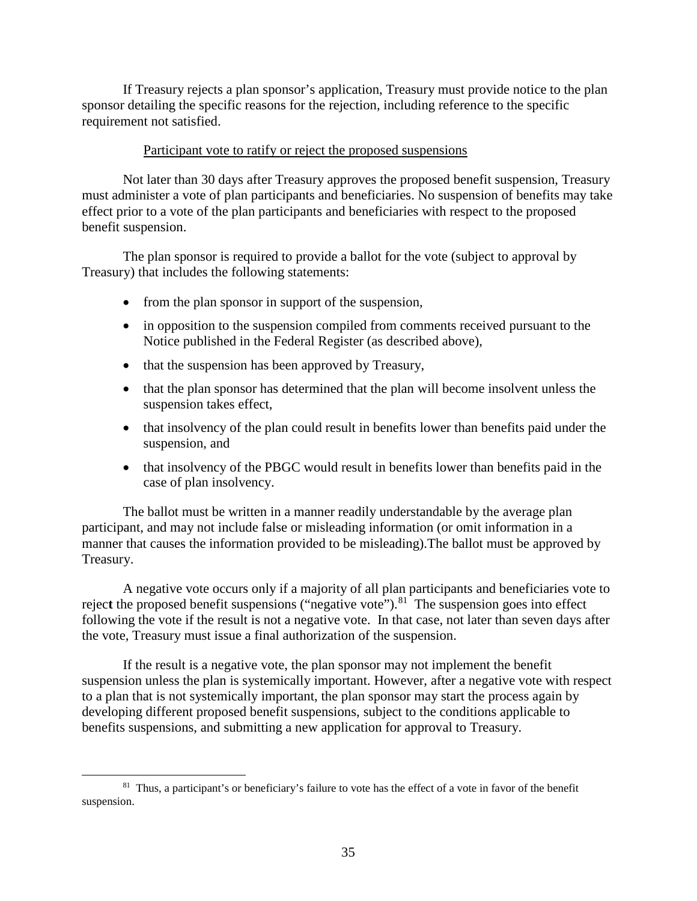If Treasury rejects a plan sponsor's application, Treasury must provide notice to the plan sponsor detailing the specific reasons for the rejection, including reference to the specific requirement not satisfied.

Participant vote to ratify or reject the proposed suspensions

Not later than 30 days after Treasury approves the proposed benefit suspension, Treasury must administer a vote of plan participants and beneficiaries. No suspension of benefits may take effect prior to a vote of the plan participants and beneficiaries with respect to the proposed benefit suspension.

The plan sponsor is required to provide a ballot for the vote (subject to approval by Treasury) that includes the following statements:

- from the plan sponsor in support of the suspension,
- in opposition to the suspension compiled from comments received pursuant to the Notice published in the Federal Register (as described above),
- that the suspension has been approved by Treasury,
- that the plan sponsor has determined that the plan will become insolvent unless the suspension takes effect,
- that insolvency of the plan could result in benefits lower than benefits paid under the suspension, and
- that insolvency of the PBGC would result in benefits lower than benefits paid in the case of plan insolvency.

The ballot must be written in a manner readily understandable by the average plan participant, and may not include false or misleading information (or omit information in a manner that causes the information provided to be misleading).The ballot must be approved by Treasury.

A negative vote occurs only if a majority of all plan participants and beneficiaries vote to reject the proposed benefit suspensions ("negative vote").[81] The suspension goes into effect following the vote if the result is not a negative vote. In that case, not later than seven days after the vote, Treasury must issue a final authorization of the suspension.

If the result is a negative vote, the plan sponsor may not implement the benefit suspension unless the plan is systemically important. However, after a negative vote with respect to a plan that is not systemically important, the plan sponsor may start the process again by developing different proposed benefit suspensions, subject to the conditions applicable to benefits suspensions, and submitting a new application for approval to Treasury.

[81] Thus, a participant's or beneficiary's failure to vote has the effect of a vote in favor of the benefit suspension.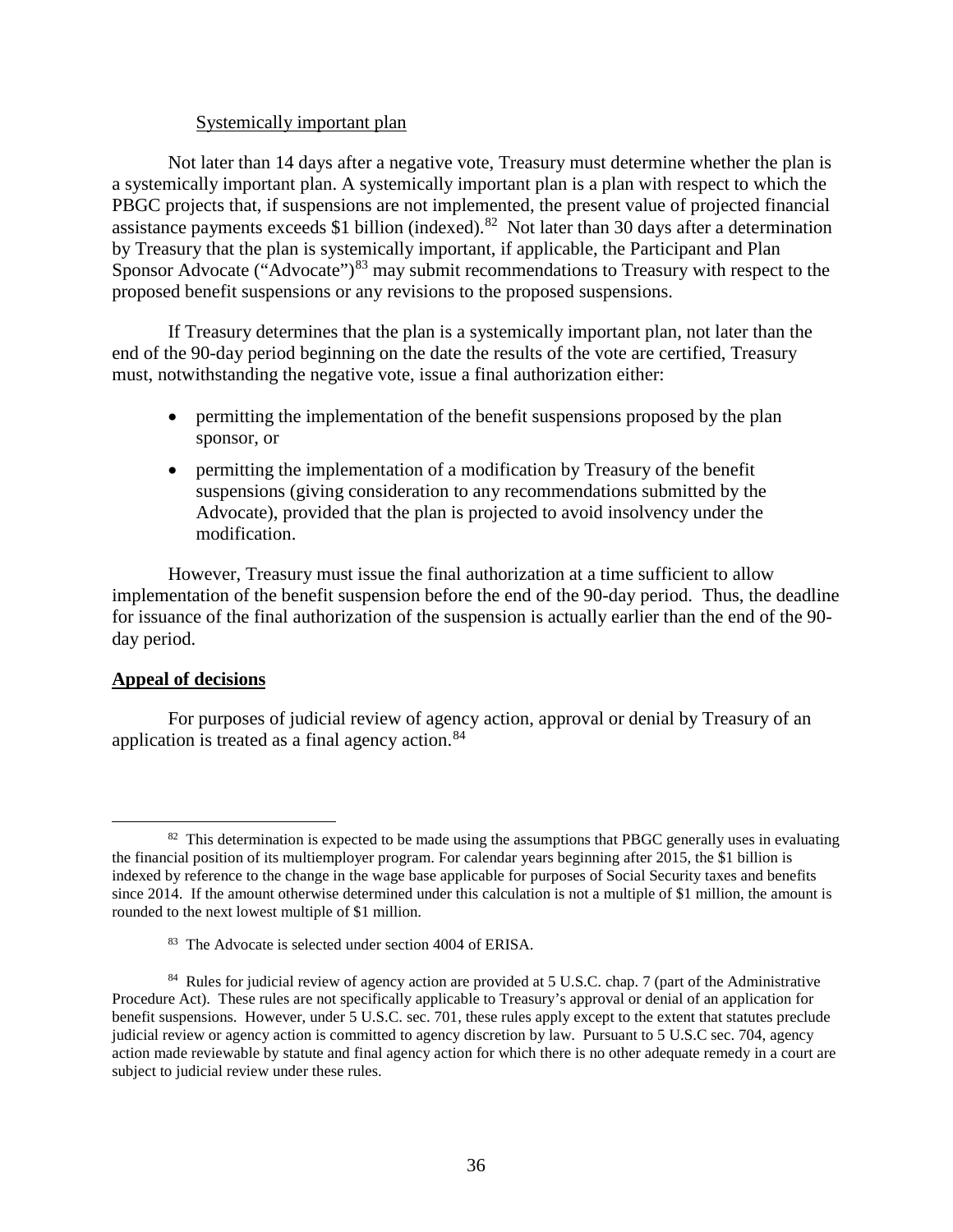Systemically important plan

Not later than 14 days after a negative vote, Treasury must determine whether the plan is a systemically important plan. A systemically important plan is a plan with respect to which the PBGC projects that, if suspensions are not implemented, the present value of projected financial assistance payments exceeds \$1 billion (indexed).[82] Not later than 30 days after a determination by Treasury that the plan is systemically important, if applicable, the Participant and Plan Sponsor Advocate ("Advocate")[83] may submit recommendations to Treasury with respect to the proposed benefit suspensions or any revisions to the proposed suspensions.

If Treasury determines that the plan is a systemically important plan, not later than the end of the 90-day period beginning on the date the results of the vote are certified, Treasury must, notwithstanding the negative vote, issue a final authorization either:

- permitting the implementation of the benefit suspensions proposed by the plan sponsor, or
- permitting the implementation of a modification by Treasury of the benefit suspensions (giving consideration to any recommendations submitted by the Advocate), provided that the plan is projected to avoid insolvency under the modification.

However, Treasury must issue the final authorization at a time sufficient to allow implementation of the benefit suspension before the end of the 90-day period. Thus, the deadline for issuance of the final authorization of the suspension is actually earlier than the end of the 90-day period.

**Appeal of decisions**

For purposes of judicial review of agency action, approval or denial by Treasury of an application is treated as a final agency action.[84]

---

[82] This determination is expected to be made using the assumptions that PBGC generally uses in evaluating the financial position of its multiemployer program. For calendar years beginning after 2015, the \$1 billion is indexed by reference to the change in the wage base applicable for purposes of Social Security taxes and benefits since 2014. If the amount otherwise determined under this calculation is not a multiple of \$1 million, the amount is rounded to the next lowest multiple of \$1 million.

[83] The Advocate is selected under section 4004 of ERISA.

[84] Rules for judicial review of agency action are provided at 5 U.S.C. chap. 7 (part of the Administrative Procedure Act). These rules are not specifically applicable to Treasury's approval or denial of an application for benefit suspensions. However, under 5 U.S.C. sec. 701, these rules apply except to the extent that statutes preclude judicial review or agency action is committed to agency discretion by law. Pursuant to 5 U.S.C sec. 704, agency action made reviewable by statute and final agency action for which there is no other adequate remedy in a court are subject to judicial review under these rules.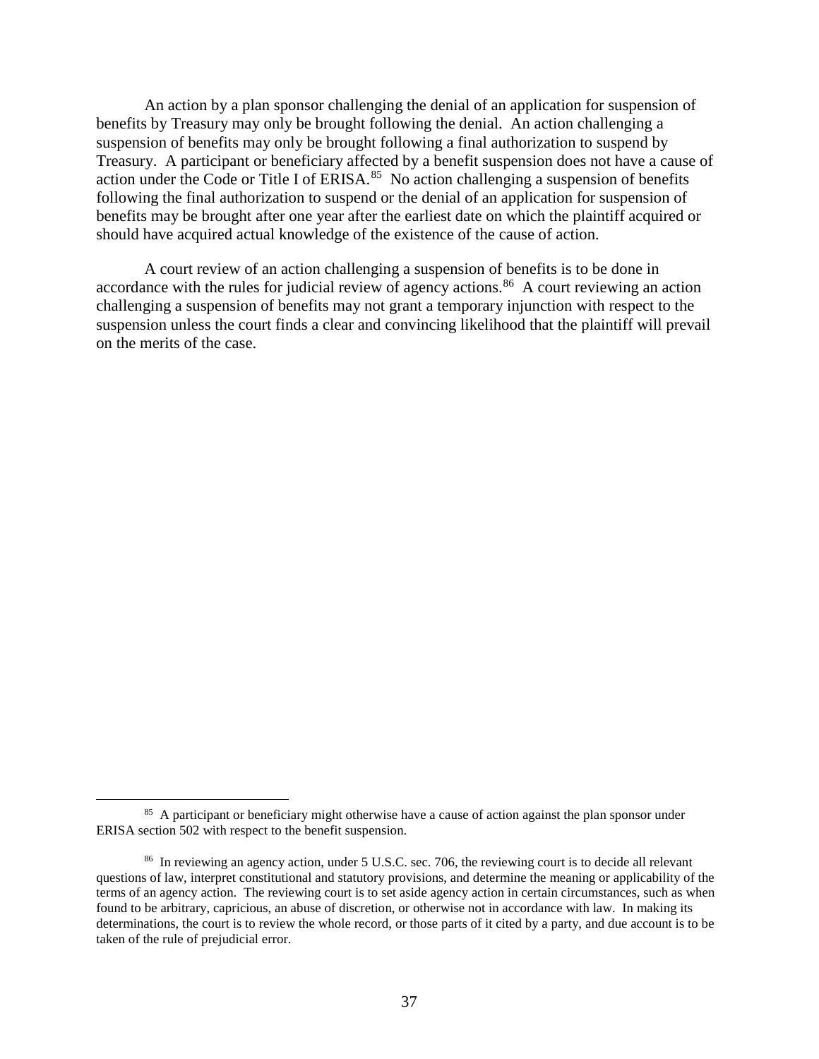An action by a plan sponsor challenging the denial of an application for suspension of benefits by Treasury may only be brought following the denial. An action challenging a suspension of benefits may only be brought following a final authorization to suspend by Treasury. A participant or beneficiary affected by a benefit suspension does not have a cause of action under the Code or Title I of ERISA.[85] No action challenging a suspension of benefits following the final authorization to suspend or the denial of an application for suspension of benefits may be brought after one year after the earliest date on which the plaintiff acquired or should have acquired actual knowledge of the existence of the cause of action.

A court review of an action challenging a suspension of benefits is to be done in accordance with the rules for judicial review of agency actions.[86] A court reviewing an action challenging a suspension of benefits may not grant a temporary injunction with respect to the suspension unless the court finds a clear and convincing likelihood that the plaintiff will prevail on the merits of the case.

---

[85] A participant or beneficiary might otherwise have a cause of action against the plan sponsor under ERISA section 502 with respect to the benefit suspension.

[86] In reviewing an agency action, under 5 U.S.C. sec. 706, the reviewing court is to decide all relevant questions of law, interpret constitutional and statutory provisions, and determine the meaning or applicability of the terms of an agency action. The reviewing court is to set aside agency action in certain circumstances, such as when found to be arbitrary, capricious, an abuse of discretion, or otherwise not in accordance with law. In making its determinations, the court is to review the whole record, or those parts of it cited by a party, and due account is to be taken of the rule of prejudicial error.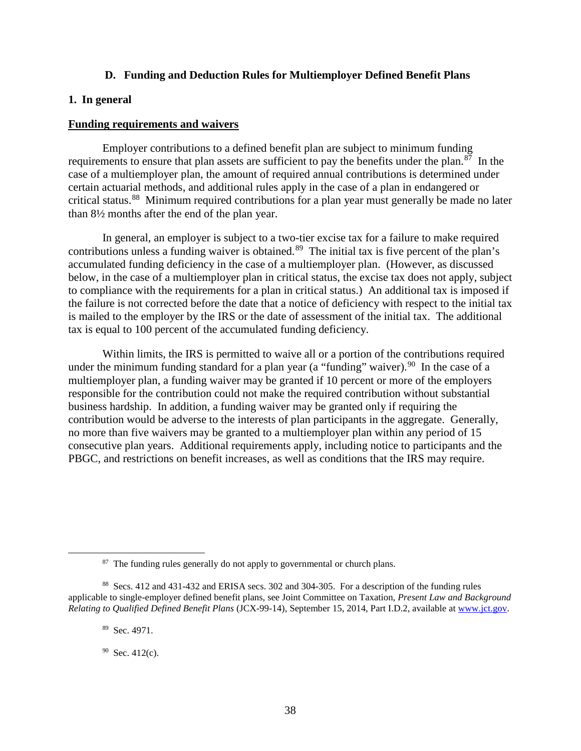### D. Funding and Deduction Rules for Multiemployer Defined Benefit Plans

#### 1. In general

**Funding requirements and waivers**

Employer contributions to a defined benefit plan are subject to minimum funding requirements to ensure that plan assets are sufficient to pay the benefits under the plan.[87] In the case of a multiemployer plan, the amount of required annual contributions is determined under certain actuarial methods, and additional rules apply in the case of a plan in endangered or critical status.[88] Minimum required contributions for a plan year must generally be made no later than 8½ months after the end of the plan year.

In general, an employer is subject to a two-tier excise tax for a failure to make required contributions unless a funding waiver is obtained.[89] The initial tax is five percent of the plan's accumulated funding deficiency in the case of a multiemployer plan. (However, as discussed below, in the case of a multiemployer plan in critical status, the excise tax does not apply, subject to compliance with the requirements for a plan in critical status.) An additional tax is imposed if the failure is not corrected before the date that a notice of deficiency with respect to the initial tax is mailed to the employer by the IRS or the date of assessment of the initial tax. The additional tax is equal to 100 percent of the accumulated funding deficiency.

Within limits, the IRS is permitted to waive all or a portion of the contributions required under the minimum funding standard for a plan year (a "funding" waiver).[90] In the case of a multiemployer plan, a funding waiver may be granted if 10 percent or more of the employers responsible for the contribution could not make the required contribution without substantial business hardship. In addition, a funding waiver may be granted only if requiring the contribution would be adverse to the interests of plan participants in the aggregate. Generally, no more than five waivers may be granted to a multiemployer plan within any period of 15 consecutive plan years. Additional requirements apply, including notice to participants and the PBGC, and restrictions on benefit increases, as well as conditions that the IRS may require.

---

[87] The funding rules generally do not apply to governmental or church plans.

[88] Secs. 412 and 431-432 and ERISA secs. 302 and 304-305. For a description of the funding rules applicable to single-employer defined benefit plans, see Joint Committee on Taxation, *Present Law and Background Relating to Qualified Defined Benefit Plans* (JCX-99-14), September 15, 2014, Part I.D.2, available at www.jct.gov.

[89] Sec. 4971.

[90] Sec. 412(c).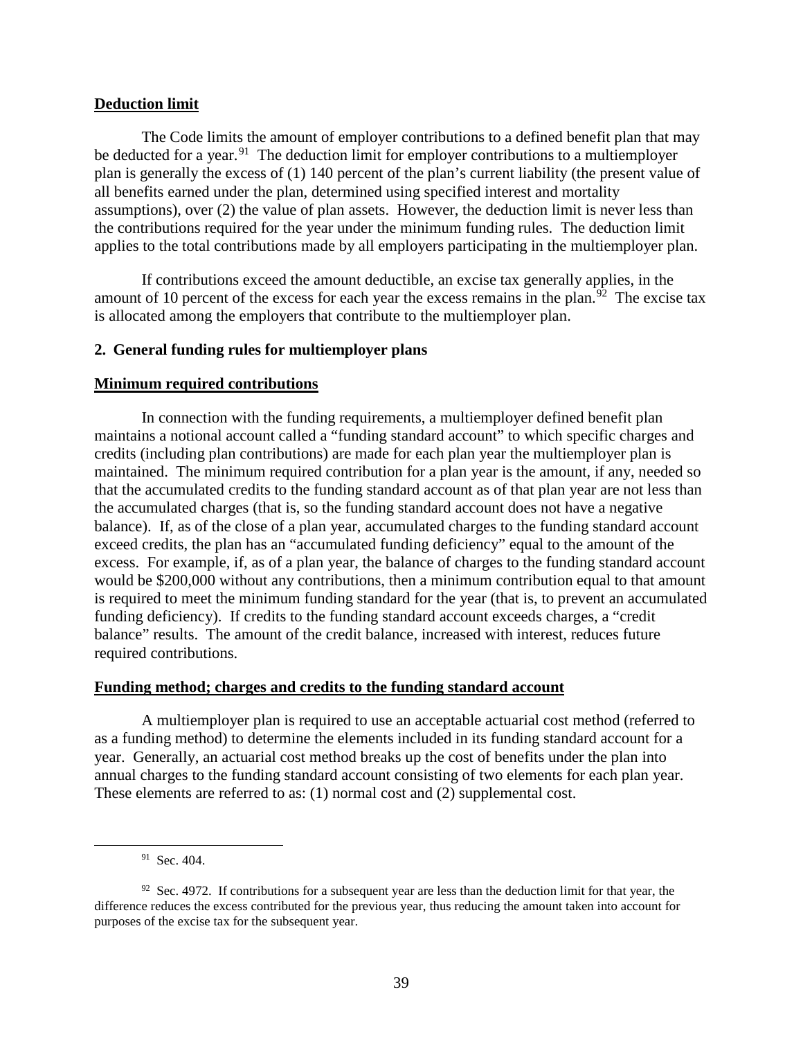**Deduction limit**

The Code limits the amount of employer contributions to a defined benefit plan that may be deducted for a year.[91] The deduction limit for employer contributions to a multiemployer plan is generally the excess of (1) 140 percent of the plan's current liability (the present value of all benefits earned under the plan, determined using specified interest and mortality assumptions), over (2) the value of plan assets. However, the deduction limit is never less than the contributions required for the year under the minimum funding rules. The deduction limit applies to the total contributions made by all employers participating in the multiemployer plan.

If contributions exceed the amount deductible, an excise tax generally applies, in the amount of 10 percent of the excess for each year the excess remains in the plan.[92] The excise tax is allocated among the employers that contribute to the multiemployer plan.

## 2. General funding rules for multiemployer plans

**Minimum required contributions**

In connection with the funding requirements, a multiemployer defined benefit plan maintains a notional account called a "funding standard account" to which specific charges and credits (including plan contributions) are made for each plan year the multiemployer plan is maintained. The minimum required contribution for a plan year is the amount, if any, needed so that the accumulated credits to the funding standard account as of that plan year are not less than the accumulated charges (that is, so the funding standard account does not have a negative balance). If, as of the close of a plan year, accumulated charges to the funding standard account exceed credits, the plan has an "accumulated funding deficiency" equal to the amount of the excess. For example, if, as of a plan year, the balance of charges to the funding standard account would be $200,000 without any contributions, then a minimum contribution equal to that amount is required to meet the minimum funding standard for the year (that is, to prevent an accumulated funding deficiency). If credits to the funding standard account exceeds charges, a "credit balance" results. The amount of the credit balance, increased with interest, reduces future required contributions.

**Funding method; charges and credits to the funding standard account**

A multiemployer plan is required to use an acceptable actuarial cost method (referred to as a funding method) to determine the elements included in its funding standard account for a year. Generally, an actuarial cost method breaks up the cost of benefits under the plan into annual charges to the funding standard account consisting of two elements for each plan year. These elements are referred to as: (1) normal cost and (2) supplemental cost.

---

[91] Sec. 404.

[92] Sec. 4972. If contributions for a subsequent year are less than the deduction limit for that year, the difference reduces the excess contributed for the previous year, thus reducing the amount taken into account for purposes of the excise tax for the subsequent year.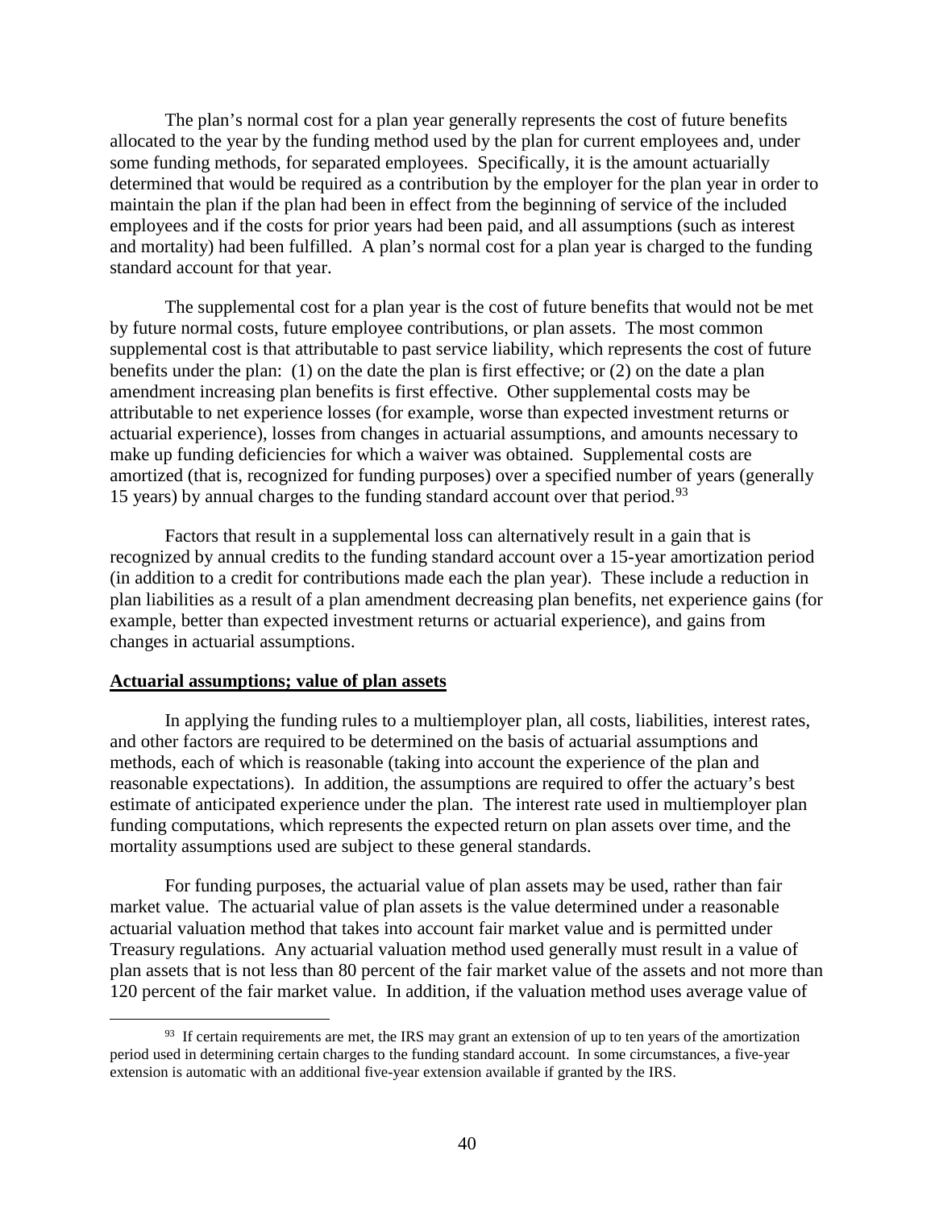The plan's normal cost for a plan year generally represents the cost of future benefits allocated to the year by the funding method used by the plan for current employees and, under some funding methods, for separated employees. Specifically, it is the amount actuarially determined that would be required as a contribution by the employer for the plan year in order to maintain the plan if the plan had been in effect from the beginning of service of the included employees and if the costs for prior years had been paid, and all assumptions (such as interest and mortality) had been fulfilled. A plan's normal cost for a plan year is charged to the funding standard account for that year.

The supplemental cost for a plan year is the cost of future benefits that would not be met by future normal costs, future employee contributions, or plan assets. The most common supplemental cost is that attributable to past service liability, which represents the cost of future benefits under the plan: (1) on the date the plan is first effective; or (2) on the date a plan amendment increasing plan benefits is first effective. Other supplemental costs may be attributable to net experience losses (for example, worse than expected investment returns or actuarial experience), losses from changes in actuarial assumptions, and amounts necessary to make up funding deficiencies for which a waiver was obtained. Supplemental costs are amortized (that is, recognized for funding purposes) over a specified number of years (generally 15 years) by annual charges to the funding standard account over that period.[93]

Factors that result in a supplemental loss can alternatively result in a gain that is recognized by annual credits to the funding standard account over a 15-year amortization period (in addition to a credit for contributions made each the plan year). These include a reduction in plan liabilities as a result of a plan amendment decreasing plan benefits, net experience gains (for example, better than expected investment returns or actuarial experience), and gains from changes in actuarial assumptions.

**Actuarial assumptions; value of plan assets**

In applying the funding rules to a multiemployer plan, all costs, liabilities, interest rates, and other factors are required to be determined on the basis of actuarial assumptions and methods, each of which is reasonable (taking into account the experience of the plan and reasonable expectations). In addition, the assumptions are required to offer the actuary's best estimate of anticipated experience under the plan. The interest rate used in multiemployer plan funding computations, which represents the expected return on plan assets over time, and the mortality assumptions used are subject to these general standards.

For funding purposes, the actuarial value of plan assets may be used, rather than fair market value. The actuarial value of plan assets is the value determined under a reasonable actuarial valuation method that takes into account fair market value and is permitted under Treasury regulations. Any actuarial valuation method used generally must result in a value of plan assets that is not less than 80 percent of the fair market value of the assets and not more than 120 percent of the fair market value. In addition, if the valuation method uses average value of

---

[93] If certain requirements are met, the IRS may grant an extension of up to ten years of the amortization period used in determining certain charges to the funding standard account. In some circumstances, a five-year extension is automatic with an additional five-year extension available if granted by the IRS.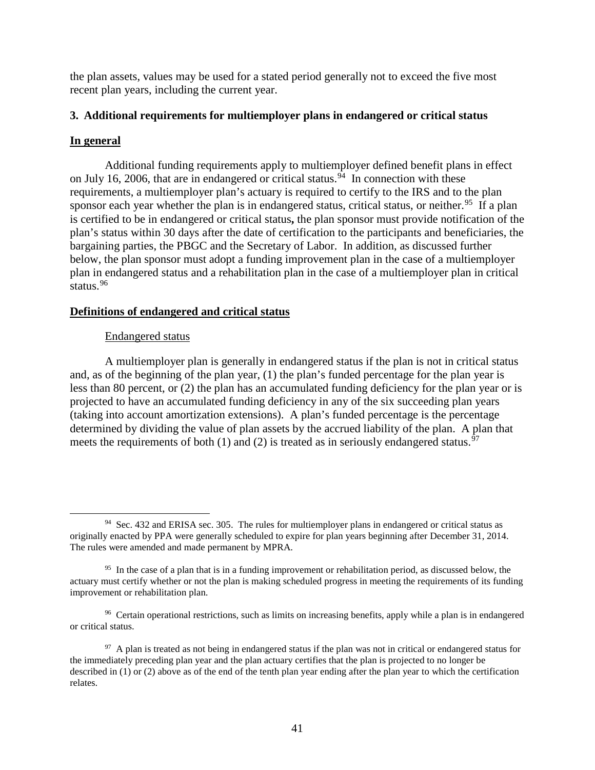the plan assets, values may be used for a stated period generally not to exceed the five most recent plan years, including the current year.

### 3. Additional requirements for multiemployer plans in endangered or critical status

**In general**

Additional funding requirements apply to multiemployer defined benefit plans in effect on July 16, 2006, that are in endangered or critical status.[94] In connection with these requirements, a multiemployer plan's actuary is required to certify to the IRS and to the plan sponsor each year whether the plan is in endangered status, critical status, or neither.[95] If a plan is certified to be in endangered or critical status**,** the plan sponsor must provide notification of the plan's status within 30 days after the date of certification to the participants and beneficiaries, the bargaining parties, the PBGC and the Secretary of Labor. In addition, as discussed further below, the plan sponsor must adopt a funding improvement plan in the case of a multiemployer plan in endangered status and a rehabilitation plan in the case of a multiemployer plan in critical status.[96]

**Definitions of endangered and critical status**

Endangered status

A multiemployer plan is generally in endangered status if the plan is not in critical status and, as of the beginning of the plan year, (1) the plan's funded percentage for the plan year is less than 80 percent, or (2) the plan has an accumulated funding deficiency for the plan year or is projected to have an accumulated funding deficiency in any of the six succeeding plan years (taking into account amortization extensions). A plan's funded percentage is the percentage determined by dividing the value of plan assets by the accrued liability of the plan. A plan that meets the requirements of both (1) and (2) is treated as in seriously endangered status.[97]

---

[94] Sec. 432 and ERISA sec. 305. The rules for multiemployer plans in endangered or critical status as originally enacted by PPA were generally scheduled to expire for plan years beginning after December 31, 2014. The rules were amended and made permanent by MPRA.

[95] In the case of a plan that is in a funding improvement or rehabilitation period, as discussed below, the actuary must certify whether or not the plan is making scheduled progress in meeting the requirements of its funding improvement or rehabilitation plan.

[96] Certain operational restrictions, such as limits on increasing benefits, apply while a plan is in endangered or critical status.

[97] A plan is treated as not being in endangered status if the plan was not in critical or endangered status for the immediately preceding plan year and the plan actuary certifies that the plan is projected to no longer be described in (1) or (2) above as of the end of the tenth plan year ending after the plan year to which the certification relates.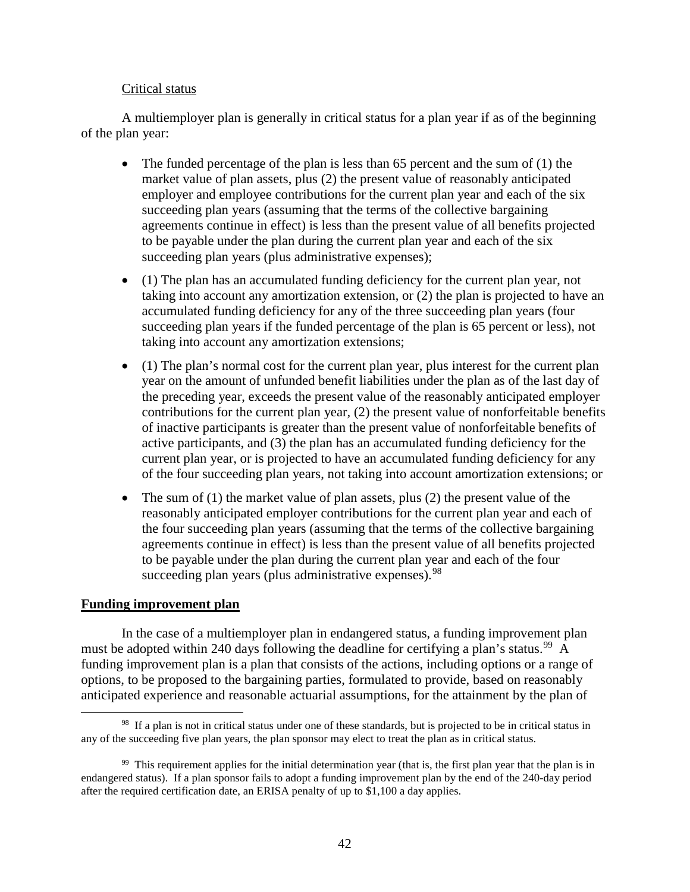Critical status

A multiemployer plan is generally in critical status for a plan year if as of the beginning of the plan year:

- The funded percentage of the plan is less than 65 percent and the sum of (1) the market value of plan assets, plus (2) the present value of reasonably anticipated employer and employee contributions for the current plan year and each of the six succeeding plan years (assuming that the terms of the collective bargaining agreements continue in effect) is less than the present value of all benefits projected to be payable under the plan during the current plan year and each of the six succeeding plan years (plus administrative expenses);

- (1) The plan has an accumulated funding deficiency for the current plan year, not taking into account any amortization extension, or (2) the plan is projected to have an accumulated funding deficiency for any of the three succeeding plan years (four succeeding plan years if the funded percentage of the plan is 65 percent or less), not taking into account any amortization extensions;

- (1) The plan's normal cost for the current plan year, plus interest for the current plan year on the amount of unfunded benefit liabilities under the plan as of the last day of the preceding year, exceeds the present value of the reasonably anticipated employer contributions for the current plan year, (2) the present value of nonforfeitable benefits of inactive participants is greater than the present value of nonforfeitable benefits of active participants, and (3) the plan has an accumulated funding deficiency for the current plan year, or is projected to have an accumulated funding deficiency for any of the four succeeding plan years, not taking into account amortization extensions; or

- The sum of (1) the market value of plan assets, plus (2) the present value of the reasonably anticipated employer contributions for the current plan year and each of the four succeeding plan years (assuming that the terms of the collective bargaining agreements continue in effect) is less than the present value of all benefits projected to be payable under the plan during the current plan year and each of the four succeeding plan years (plus administrative expenses).[98]

**Funding improvement plan**

In the case of a multiemployer plan in endangered status, a funding improvement plan must be adopted within 240 days following the deadline for certifying a plan's status.[99] A funding improvement plan is a plan that consists of the actions, including options or a range of options, to be proposed to the bargaining parties, formulated to provide, based on reasonably anticipated experience and reasonable actuarial assumptions, for the attainment by the plan of

[98] If a plan is not in critical status under one of these standards, but is projected to be in critical status in any of the succeeding five plan years, the plan sponsor may elect to treat the plan as in critical status.

[99] This requirement applies for the initial determination year (that is, the first plan year that the plan is in endangered status). If a plan sponsor fails to adopt a funding improvement plan by the end of the 240-day period after the required certification date, an ERISA penalty of up to $1,100 a day applies.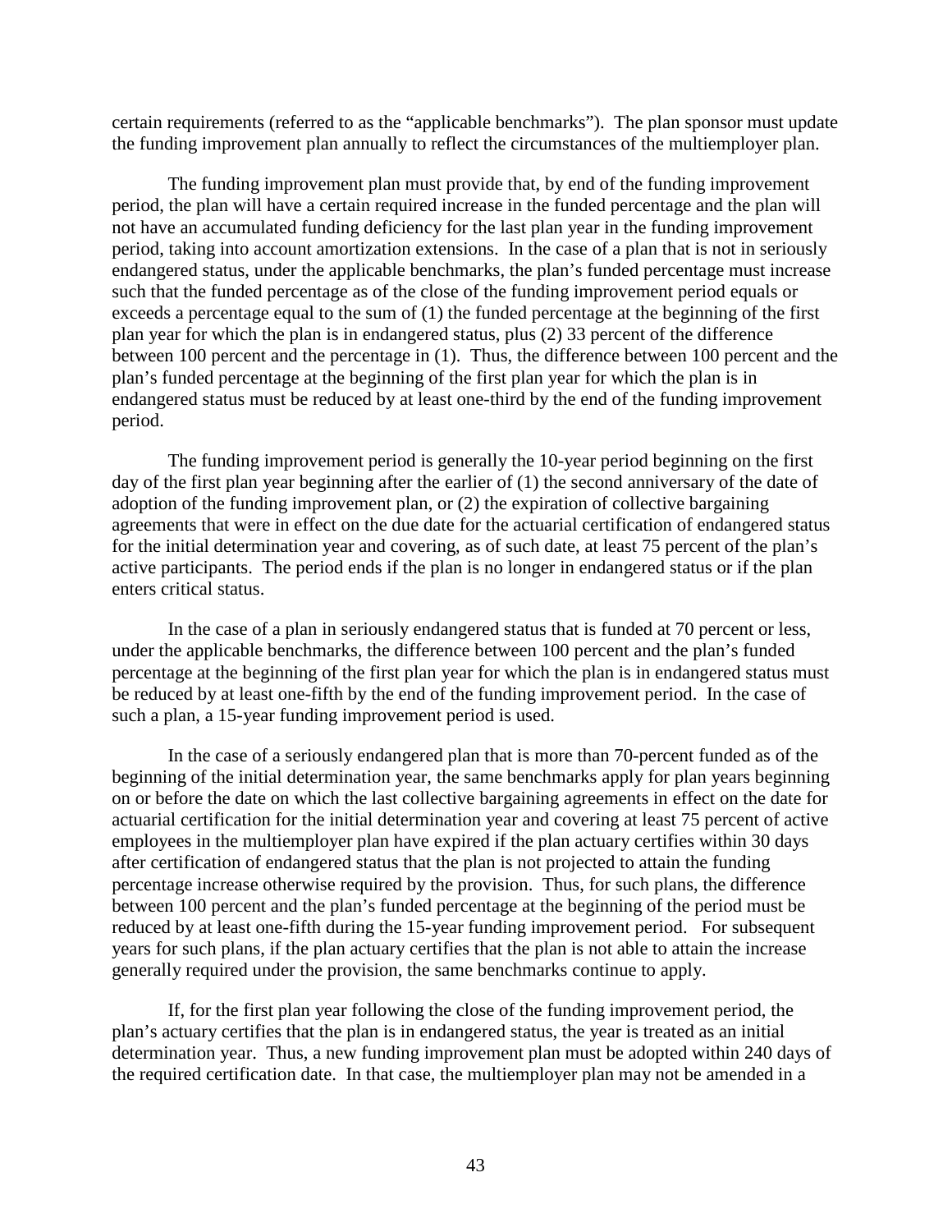certain requirements (referred to as the "applicable benchmarks"). The plan sponsor must update the funding improvement plan annually to reflect the circumstances of the multiemployer plan.

The funding improvement plan must provide that, by end of the funding improvement period, the plan will have a certain required increase in the funded percentage and the plan will not have an accumulated funding deficiency for the last plan year in the funding improvement period, taking into account amortization extensions. In the case of a plan that is not in seriously endangered status, under the applicable benchmarks, the plan's funded percentage must increase such that the funded percentage as of the close of the funding improvement period equals or exceeds a percentage equal to the sum of (1) the funded percentage at the beginning of the first plan year for which the plan is in endangered status, plus (2) 33 percent of the difference between 100 percent and the percentage in (1). Thus, the difference between 100 percent and the plan's funded percentage at the beginning of the first plan year for which the plan is in endangered status must be reduced by at least one-third by the end of the funding improvement period.

The funding improvement period is generally the 10-year period beginning on the first day of the first plan year beginning after the earlier of (1) the second anniversary of the date of adoption of the funding improvement plan, or (2) the expiration of collective bargaining agreements that were in effect on the due date for the actuarial certification of endangered status for the initial determination year and covering, as of such date, at least 75 percent of the plan's active participants. The period ends if the plan is no longer in endangered status or if the plan enters critical status.

In the case of a plan in seriously endangered status that is funded at 70 percent or less, under the applicable benchmarks, the difference between 100 percent and the plan's funded percentage at the beginning of the first plan year for which the plan is in endangered status must be reduced by at least one-fifth by the end of the funding improvement period. In the case of such a plan, a 15-year funding improvement period is used.

In the case of a seriously endangered plan that is more than 70-percent funded as of the beginning of the initial determination year, the same benchmarks apply for plan years beginning on or before the date on which the last collective bargaining agreements in effect on the date for actuarial certification for the initial determination year and covering at least 75 percent of active employees in the multiemployer plan have expired if the plan actuary certifies within 30 days after certification of endangered status that the plan is not projected to attain the funding percentage increase otherwise required by the provision. Thus, for such plans, the difference between 100 percent and the plan's funded percentage at the beginning of the period must be reduced by at least one-fifth during the 15-year funding improvement period. For subsequent years for such plans, if the plan actuary certifies that the plan is not able to attain the increase generally required under the provision, the same benchmarks continue to apply.

If, for the first plan year following the close of the funding improvement period, the plan's actuary certifies that the plan is in endangered status, the year is treated as an initial determination year. Thus, a new funding improvement plan must be adopted within 240 days of the required certification date. In that case, the multiemployer plan may not be amended in a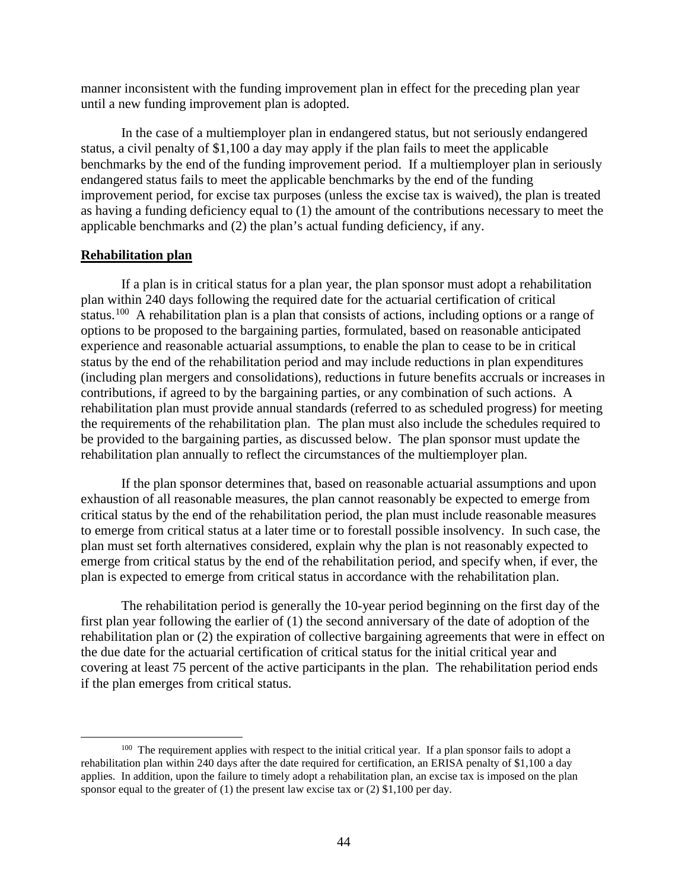manner inconsistent with the funding improvement plan in effect for the preceding plan year until a new funding improvement plan is adopted.

In the case of a multiemployer plan in endangered status, but not seriously endangered status, a civil penalty of $1,100 a day may apply if the plan fails to meet the applicable benchmarks by the end of the funding improvement period. If a multiemployer plan in seriously endangered status fails to meet the applicable benchmarks by the end of the funding improvement period, for excise tax purposes (unless the excise tax is waived), the plan is treated as having a funding deficiency equal to (1) the amount of the contributions necessary to meet the applicable benchmarks and (2) the plan's actual funding deficiency, if any.

**Rehabilitation plan**

If a plan is in critical status for a plan year, the plan sponsor must adopt a rehabilitation plan within 240 days following the required date for the actuarial certification of critical status.[100] A rehabilitation plan is a plan that consists of actions, including options or a range of options to be proposed to the bargaining parties, formulated, based on reasonable anticipated experience and reasonable actuarial assumptions, to enable the plan to cease to be in critical status by the end of the rehabilitation period and may include reductions in plan expenditures (including plan mergers and consolidations), reductions in future benefits accruals or increases in contributions, if agreed to by the bargaining parties, or any combination of such actions. A rehabilitation plan must provide annual standards (referred to as scheduled progress) for meeting the requirements of the rehabilitation plan. The plan must also include the schedules required to be provided to the bargaining parties, as discussed below. The plan sponsor must update the rehabilitation plan annually to reflect the circumstances of the multiemployer plan.

If the plan sponsor determines that, based on reasonable actuarial assumptions and upon exhaustion of all reasonable measures, the plan cannot reasonably be expected to emerge from critical status by the end of the rehabilitation period, the plan must include reasonable measures to emerge from critical status at a later time or to forestall possible insolvency. In such case, the plan must set forth alternatives considered, explain why the plan is not reasonably expected to emerge from critical status by the end of the rehabilitation period, and specify when, if ever, the plan is expected to emerge from critical status in accordance with the rehabilitation plan.

The rehabilitation period is generally the 10-year period beginning on the first day of the first plan year following the earlier of (1) the second anniversary of the date of adoption of the rehabilitation plan or (2) the expiration of collective bargaining agreements that were in effect on the due date for the actuarial certification of critical status for the initial critical year and covering at least 75 percent of the active participants in the plan. The rehabilitation period ends if the plan emerges from critical status.

---

[100] The requirement applies with respect to the initial critical year. If a plan sponsor fails to adopt a rehabilitation plan within 240 days after the date required for certification, an ERISA penalty of $1,100 a day applies. In addition, upon the failure to timely adopt a rehabilitation plan, an excise tax is imposed on the plan sponsor equal to the greater of (1) the present law excise tax or (2) $1,100 per day.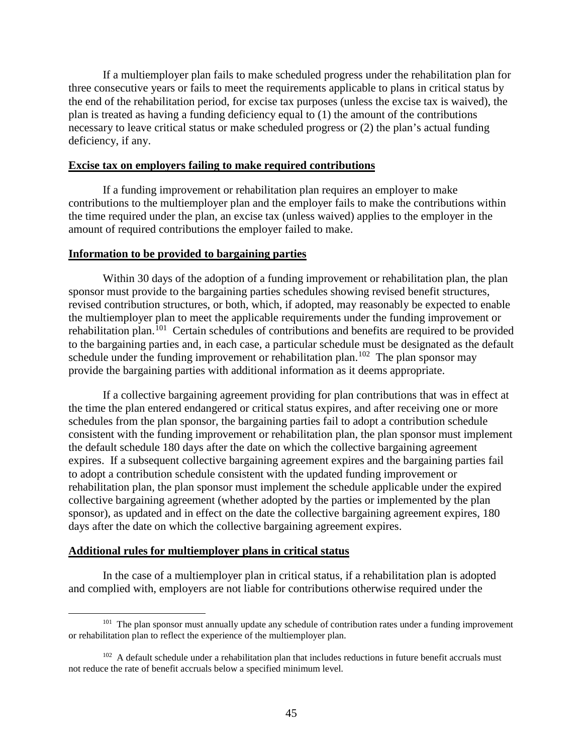If a multiemployer plan fails to make scheduled progress under the rehabilitation plan for three consecutive years or fails to meet the requirements applicable to plans in critical status by the end of the rehabilitation period, for excise tax purposes (unless the excise tax is waived), the plan is treated as having a funding deficiency equal to (1) the amount of the contributions necessary to leave critical status or make scheduled progress or (2) the plan's actual funding deficiency, if any.

**Excise tax on employers failing to make required contributions**

If a funding improvement or rehabilitation plan requires an employer to make contributions to the multiemployer plan and the employer fails to make the contributions within the time required under the plan, an excise tax (unless waived) applies to the employer in the amount of required contributions the employer failed to make.

**Information to be provided to bargaining parties**

Within 30 days of the adoption of a funding improvement or rehabilitation plan, the plan sponsor must provide to the bargaining parties schedules showing revised benefit structures, revised contribution structures, or both, which, if adopted, may reasonably be expected to enable the multiemployer plan to meet the applicable requirements under the funding improvement or rehabilitation plan.[101] Certain schedules of contributions and benefits are required to be provided to the bargaining parties and, in each case, a particular schedule must be designated as the default schedule under the funding improvement or rehabilitation plan.[102] The plan sponsor may provide the bargaining parties with additional information as it deems appropriate.

If a collective bargaining agreement providing for plan contributions that was in effect at the time the plan entered endangered or critical status expires, and after receiving one or more schedules from the plan sponsor, the bargaining parties fail to adopt a contribution schedule consistent with the funding improvement or rehabilitation plan, the plan sponsor must implement the default schedule 180 days after the date on which the collective bargaining agreement expires. If a subsequent collective bargaining agreement expires and the bargaining parties fail to adopt a contribution schedule consistent with the updated funding improvement or rehabilitation plan, the plan sponsor must implement the schedule applicable under the expired collective bargaining agreement (whether adopted by the parties or implemented by the plan sponsor), as updated and in effect on the date the collective bargaining agreement expires, 180 days after the date on which the collective bargaining agreement expires.

**Additional rules for multiemployer plans in critical status**

In the case of a multiemployer plan in critical status, if a rehabilitation plan is adopted and complied with, employers are not liable for contributions otherwise required under the

[101] The plan sponsor must annually update any schedule of contribution rates under a funding improvement or rehabilitation plan to reflect the experience of the multiemployer plan.

[102] A default schedule under a rehabilitation plan that includes reductions in future benefit accruals must not reduce the rate of benefit accruals below a specified minimum level.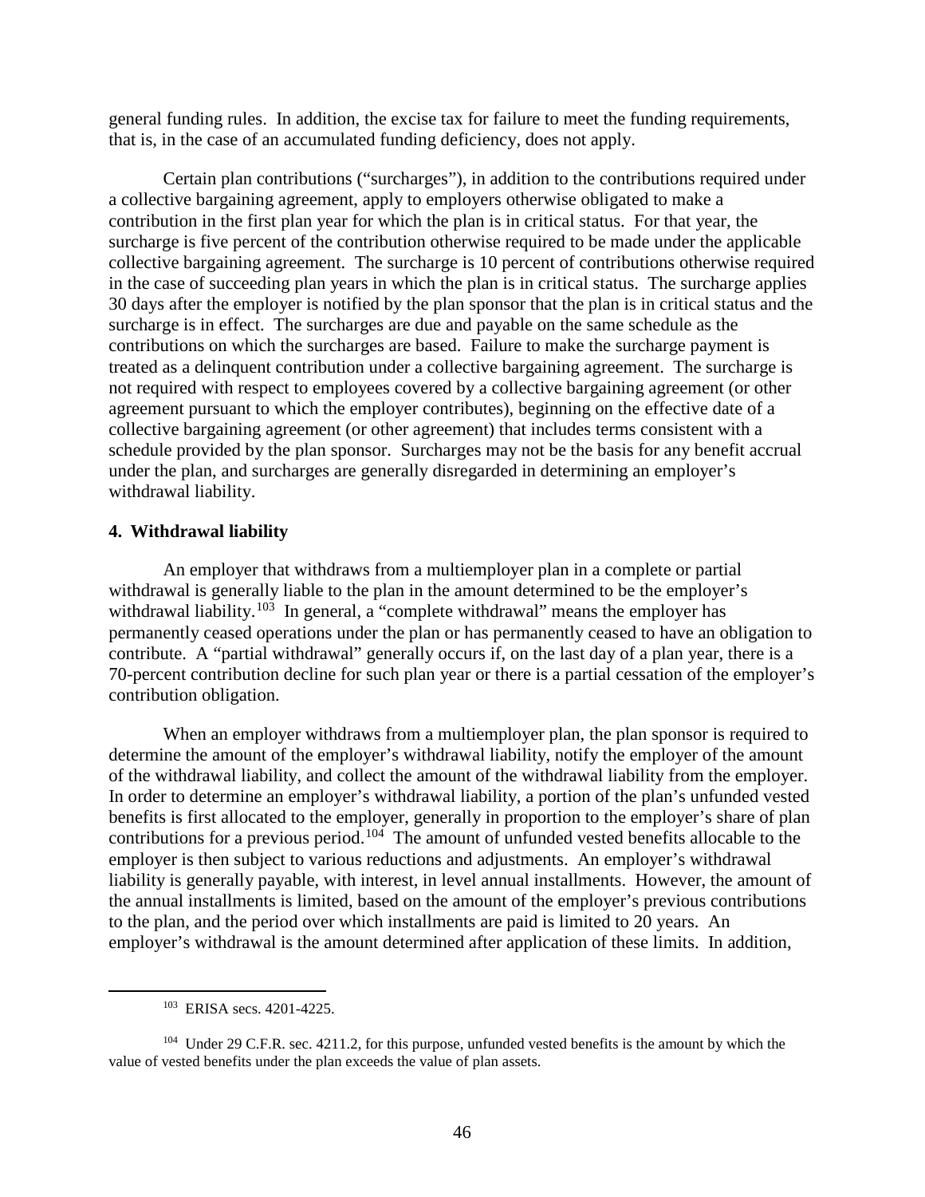general funding rules. In addition, the excise tax for failure to meet the funding requirements, that is, in the case of an accumulated funding deficiency, does not apply.

Certain plan contributions ("surcharges"), in addition to the contributions required under a collective bargaining agreement, apply to employers otherwise obligated to make a contribution in the first plan year for which the plan is in critical status. For that year, the surcharge is five percent of the contribution otherwise required to be made under the applicable collective bargaining agreement. The surcharge is 10 percent of contributions otherwise required in the case of succeeding plan years in which the plan is in critical status. The surcharge applies 30 days after the employer is notified by the plan sponsor that the plan is in critical status and the surcharge is in effect. The surcharges are due and payable on the same schedule as the contributions on which the surcharges are based. Failure to make the surcharge payment is treated as a delinquent contribution under a collective bargaining agreement. The surcharge is not required with respect to employees covered by a collective bargaining agreement (or other agreement pursuant to which the employer contributes), beginning on the effective date of a collective bargaining agreement (or other agreement) that includes terms consistent with a schedule provided by the plan sponsor. Surcharges may not be the basis for any benefit accrual under the plan, and surcharges are generally disregarded in determining an employer's withdrawal liability.

**4. Withdrawal liability**

An employer that withdraws from a multiemployer plan in a complete or partial withdrawal is generally liable to the plan in the amount determined to be the employer's withdrawal liability.[103] In general, a "complete withdrawal" means the employer has permanently ceased operations under the plan or has permanently ceased to have an obligation to contribute. A "partial withdrawal" generally occurs if, on the last day of a plan year, there is a 70-percent contribution decline for such plan year or there is a partial cessation of the employer's contribution obligation.

When an employer withdraws from a multiemployer plan, the plan sponsor is required to determine the amount of the employer's withdrawal liability, notify the employer of the amount of the withdrawal liability, and collect the amount of the withdrawal liability from the employer. In order to determine an employer's withdrawal liability, a portion of the plan's unfunded vested benefits is first allocated to the employer, generally in proportion to the employer's share of plan contributions for a previous period.[104] The amount of unfunded vested benefits allocable to the employer is then subject to various reductions and adjustments. An employer's withdrawal liability is generally payable, with interest, in level annual installments. However, the amount of the annual installments is limited, based on the amount of the employer's previous contributions to the plan, and the period over which installments are paid is limited to 20 years. An employer's withdrawal is the amount determined after application of these limits. In addition,

[103] ERISA secs. 4201-4225.

[104] Under 29 C.F.R. sec. 4211.2, for this purpose, unfunded vested benefits is the amount by which the value of vested benefits under the plan exceeds the value of plan assets.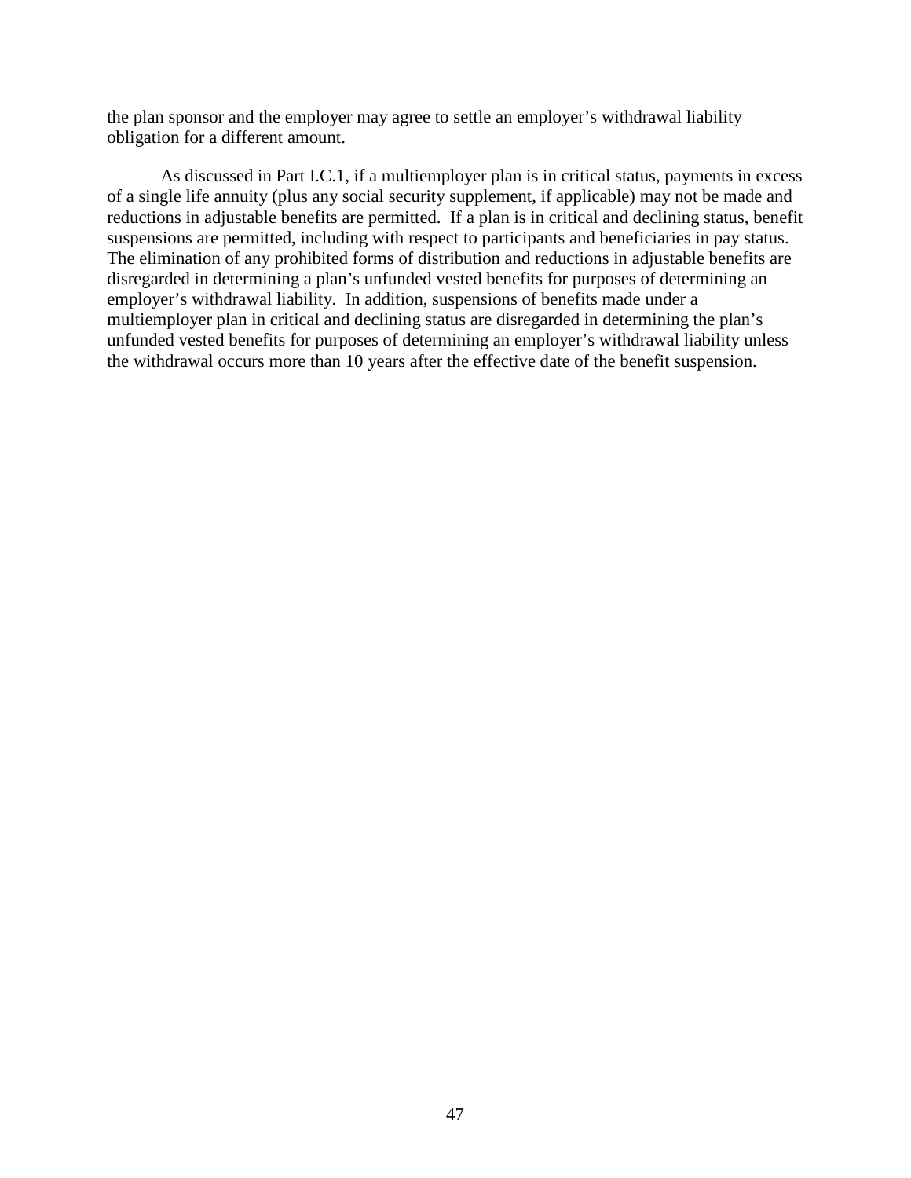the plan sponsor and the employer may agree to settle an employer's withdrawal liability obligation for a different amount.

As discussed in Part I.C.1, if a multiemployer plan is in critical status, payments in excess of a single life annuity (plus any social security supplement, if applicable) may not be made and reductions in adjustable benefits are permitted. If a plan is in critical and declining status, benefit suspensions are permitted, including with respect to participants and beneficiaries in pay status. The elimination of any prohibited forms of distribution and reductions in adjustable benefits are disregarded in determining a plan's unfunded vested benefits for purposes of determining an employer's withdrawal liability. In addition, suspensions of benefits made under a multiemployer plan in critical and declining status are disregarded in determining the plan's unfunded vested benefits for purposes of determining an employer's withdrawal liability unless the withdrawal occurs more than 10 years after the effective date of the benefit suspension.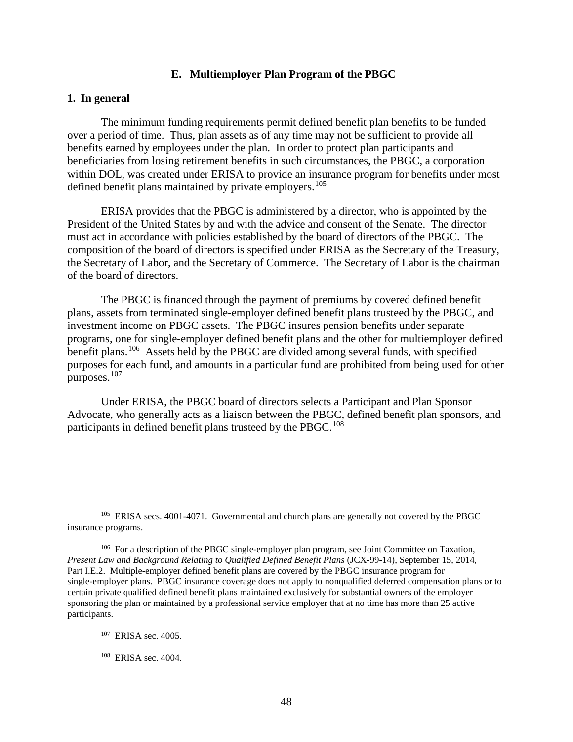### E. Multiemployer Plan Program of the PBGC

#### 1. In general

The minimum funding requirements permit defined benefit plan benefits to be funded over a period of time. Thus, plan assets as of any time may not be sufficient to provide all benefits earned by employees under the plan. In order to protect plan participants and beneficiaries from losing retirement benefits in such circumstances, the PBGC, a corporation within DOL, was created under ERISA to provide an insurance program for benefits under most defined benefit plans maintained by private employers.[105]

ERISA provides that the PBGC is administered by a director, who is appointed by the President of the United States by and with the advice and consent of the Senate. The director must act in accordance with policies established by the board of directors of the PBGC. The composition of the board of directors is specified under ERISA as the Secretary of the Treasury, the Secretary of Labor, and the Secretary of Commerce. The Secretary of Labor is the chairman of the board of directors.

The PBGC is financed through the payment of premiums by covered defined benefit plans, assets from terminated single-employer defined benefit plans trusteed by the PBGC, and investment income on PBGC assets. The PBGC insures pension benefits under separate programs, one for single-employer defined benefit plans and the other for multiemployer defined benefit plans.[106] Assets held by the PBGC are divided among several funds, with specified purposes for each fund, and amounts in a particular fund are prohibited from being used for other purposes.[107]

Under ERISA, the PBGC board of directors selects a Participant and Plan Sponsor Advocate, who generally acts as a liaison between the PBGC, defined benefit plan sponsors, and participants in defined benefit plans trusteed by the PBGC.[108]

---

[105] ERISA secs. 4001-4071. Governmental and church plans are generally not covered by the PBGC insurance programs.

[106] For a description of the PBGC single-employer plan program, see Joint Committee on Taxation, *Present Law and Background Relating to Qualified Defined Benefit Plans* (JCX-99-14), September 15, 2014, Part I.E.2. Multiple-employer defined benefit plans are covered by the PBGC insurance program for single-employer plans. PBGC insurance coverage does not apply to nonqualified deferred compensation plans or to certain private qualified defined benefit plans maintained exclusively for substantial owners of the employer sponsoring the plan or maintained by a professional service employer that at no time has more than 25 active participants.

[107] ERISA sec. 4005.

[108] ERISA sec. 4004.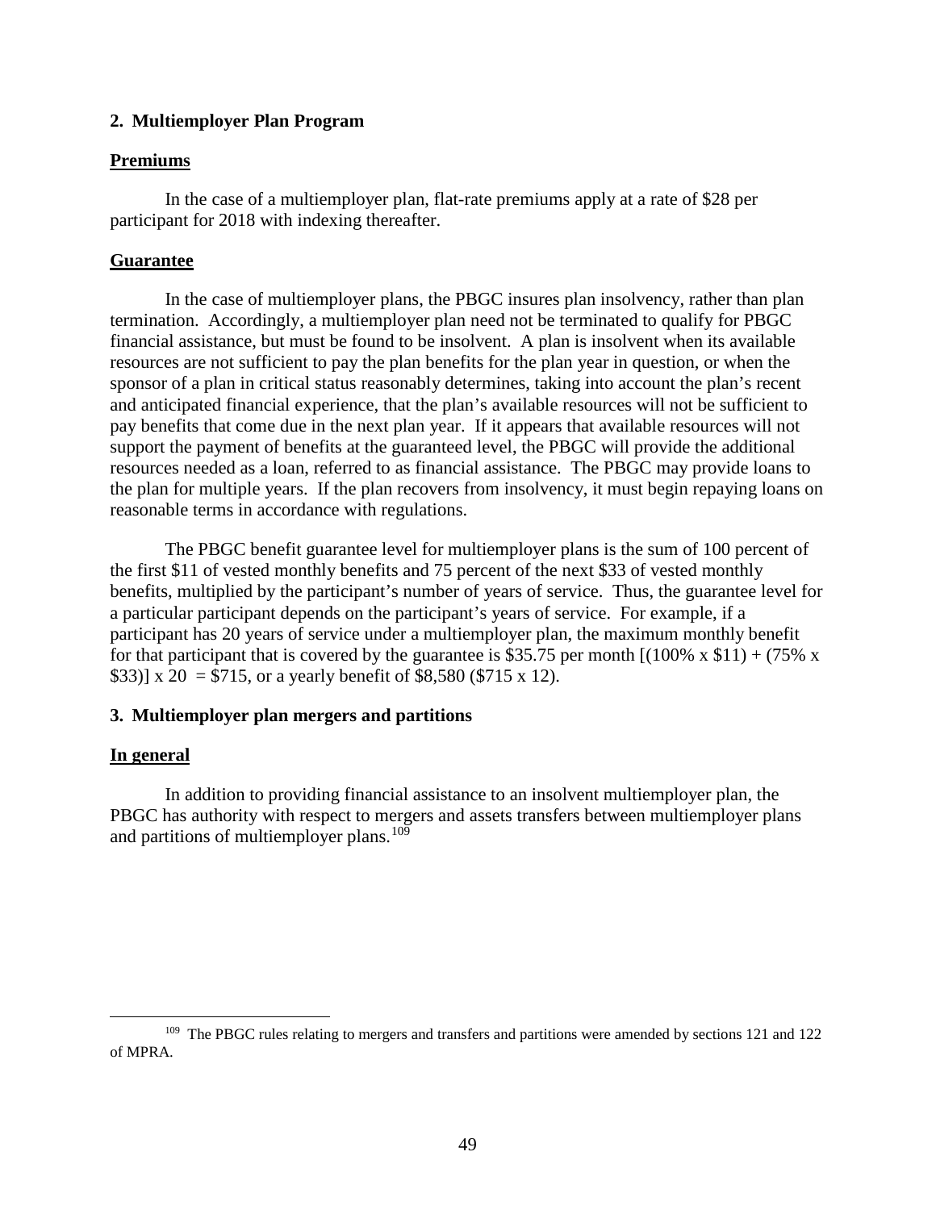### 2. Multiemployer Plan Program

**Premiums**

In the case of a multiemployer plan, flat-rate premiums apply at a rate of $28 per participant for 2018 with indexing thereafter.

**Guarantee**

In the case of multiemployer plans, the PBGC insures plan insolvency, rather than plan termination. Accordingly, a multiemployer plan need not be terminated to qualify for PBGC financial assistance, but must be found to be insolvent. A plan is insolvent when its available resources are not sufficient to pay the plan benefits for the plan year in question, or when the sponsor of a plan in critical status reasonably determines, taking into account the plan's recent and anticipated financial experience, that the plan's available resources will not be sufficient to pay benefits that come due in the next plan year. If it appears that available resources will not support the payment of benefits at the guaranteed level, the PBGC will provide the additional resources needed as a loan, referred to as financial assistance. The PBGC may provide loans to the plan for multiple years. If the plan recovers from insolvency, it must begin repaying loans on reasonable terms in accordance with regulations.

The PBGC benefit guarantee level for multiemployer plans is the sum of 100 percent of the first $11 of vested monthly benefits and 75 percent of the next $33 of vested monthly benefits, multiplied by the participant's number of years of service. Thus, the guarantee level for a particular participant depends on the participant's years of service. For example, if a participant has 20 years of service under a multiemployer plan, the maximum monthly benefit for that participant that is covered by the guarantee is $35.75 per month [(100% x $11) + (75% x $33)] x 20 = $715, or a yearly benefit of $8,580 ($715 x 12).

### 3. Multiemployer plan mergers and partitions

**In general**

In addition to providing financial assistance to an insolvent multiemployer plan, the PBGC has authority with respect to mergers and assets transfers between multiemployer plans and partitions of multiemployer plans.[109]

[109] The PBGC rules relating to mergers and transfers and partitions were amended by sections 121 and 122 of MPRA.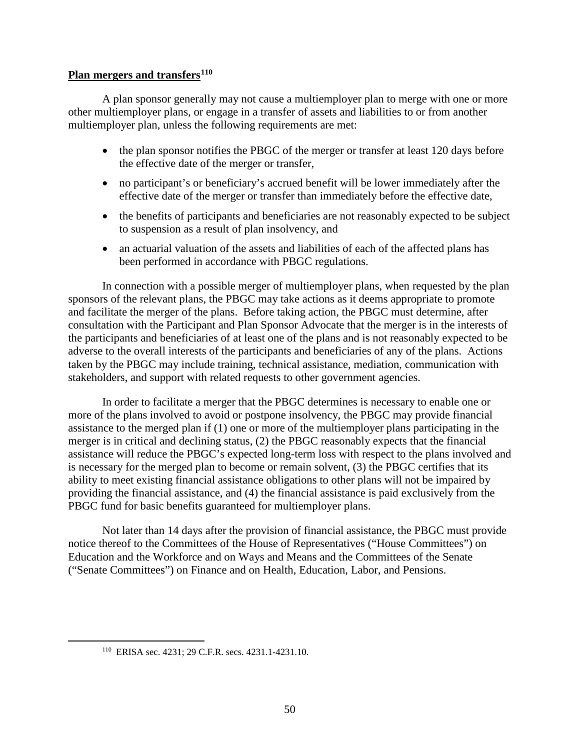**Plan mergers and transfers**[110]

A plan sponsor generally may not cause a multiemployer plan to merge with one or more other multiemployer plans, or engage in a transfer of assets and liabilities to or from another multiemployer plan, unless the following requirements are met:

- the plan sponsor notifies the PBGC of the merger or transfer at least 120 days before the effective date of the merger or transfer,
- no participant's or beneficiary's accrued benefit will be lower immediately after the effective date of the merger or transfer than immediately before the effective date,
- the benefits of participants and beneficiaries are not reasonably expected to be subject to suspension as a result of plan insolvency, and
- an actuarial valuation of the assets and liabilities of each of the affected plans has been performed in accordance with PBGC regulations.

In connection with a possible merger of multiemployer plans, when requested by the plan sponsors of the relevant plans, the PBGC may take actions as it deems appropriate to promote and facilitate the merger of the plans. Before taking action, the PBGC must determine, after consultation with the Participant and Plan Sponsor Advocate that the merger is in the interests of the participants and beneficiaries of at least one of the plans and is not reasonably expected to be adverse to the overall interests of the participants and beneficiaries of any of the plans. Actions taken by the PBGC may include training, technical assistance, mediation, communication with stakeholders, and support with related requests to other government agencies.

In order to facilitate a merger that the PBGC determines is necessary to enable one or more of the plans involved to avoid or postpone insolvency, the PBGC may provide financial assistance to the merged plan if (1) one or more of the multiemployer plans participating in the merger is in critical and declining status, (2) the PBGC reasonably expects that the financial assistance will reduce the PBGC's expected long-term loss with respect to the plans involved and is necessary for the merged plan to become or remain solvent, (3) the PBGC certifies that its ability to meet existing financial assistance obligations to other plans will not be impaired by providing the financial assistance, and (4) the financial assistance is paid exclusively from the PBGC fund for basic benefits guaranteed for multiemployer plans.

Not later than 14 days after the provision of financial assistance, the PBGC must provide notice thereof to the Committees of the House of Representatives ("House Committees") on Education and the Workforce and on Ways and Means and the Committees of the Senate ("Senate Committees") on Finance and on Health, Education, Labor, and Pensions.

[110] ERISA sec. 4231; 29 C.F.R. secs. 4231.1-4231.10.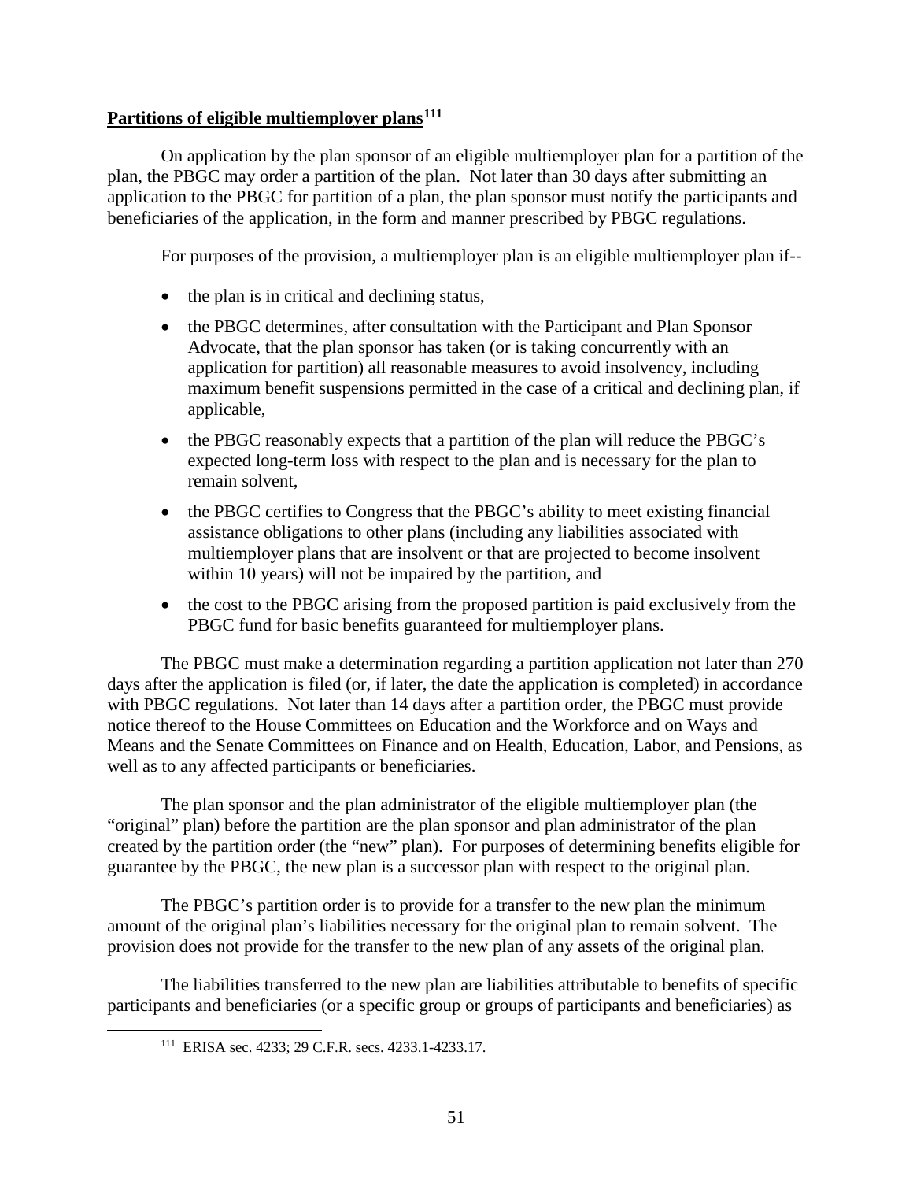**Partitions of eligible multiemployer plans**[111]

On application by the plan sponsor of an eligible multiemployer plan for a partition of the plan, the PBGC may order a partition of the plan. Not later than 30 days after submitting an application to the PBGC for partition of a plan, the plan sponsor must notify the participants and beneficiaries of the application, in the form and manner prescribed by PBGC regulations.

For purposes of the provision, a multiemployer plan is an eligible multiemployer plan if--

- the plan is in critical and declining status,
- the PBGC determines, after consultation with the Participant and Plan Sponsor Advocate, that the plan sponsor has taken (or is taking concurrently with an application for partition) all reasonable measures to avoid insolvency, including maximum benefit suspensions permitted in the case of a critical and declining plan, if applicable,
- the PBGC reasonably expects that a partition of the plan will reduce the PBGC's expected long-term loss with respect to the plan and is necessary for the plan to remain solvent,
- the PBGC certifies to Congress that the PBGC's ability to meet existing financial assistance obligations to other plans (including any liabilities associated with multiemployer plans that are insolvent or that are projected to become insolvent within 10 years) will not be impaired by the partition, and
- the cost to the PBGC arising from the proposed partition is paid exclusively from the PBGC fund for basic benefits guaranteed for multiemployer plans.

The PBGC must make a determination regarding a partition application not later than 270 days after the application is filed (or, if later, the date the application is completed) in accordance with PBGC regulations. Not later than 14 days after a partition order, the PBGC must provide notice thereof to the House Committees on Education and the Workforce and on Ways and Means and the Senate Committees on Finance and on Health, Education, Labor, and Pensions, as well as to any affected participants or beneficiaries.

The plan sponsor and the plan administrator of the eligible multiemployer plan (the "original" plan) before the partition are the plan sponsor and plan administrator of the plan created by the partition order (the "new" plan). For purposes of determining benefits eligible for guarantee by the PBGC, the new plan is a successor plan with respect to the original plan.

The PBGC's partition order is to provide for a transfer to the new plan the minimum amount of the original plan's liabilities necessary for the original plan to remain solvent. The provision does not provide for the transfer to the new plan of any assets of the original plan.

The liabilities transferred to the new plan are liabilities attributable to benefits of specific participants and beneficiaries (or a specific group or groups of participants and beneficiaries) as

[111] ERISA sec. 4233; 29 C.F.R. secs. 4233.1-4233.17.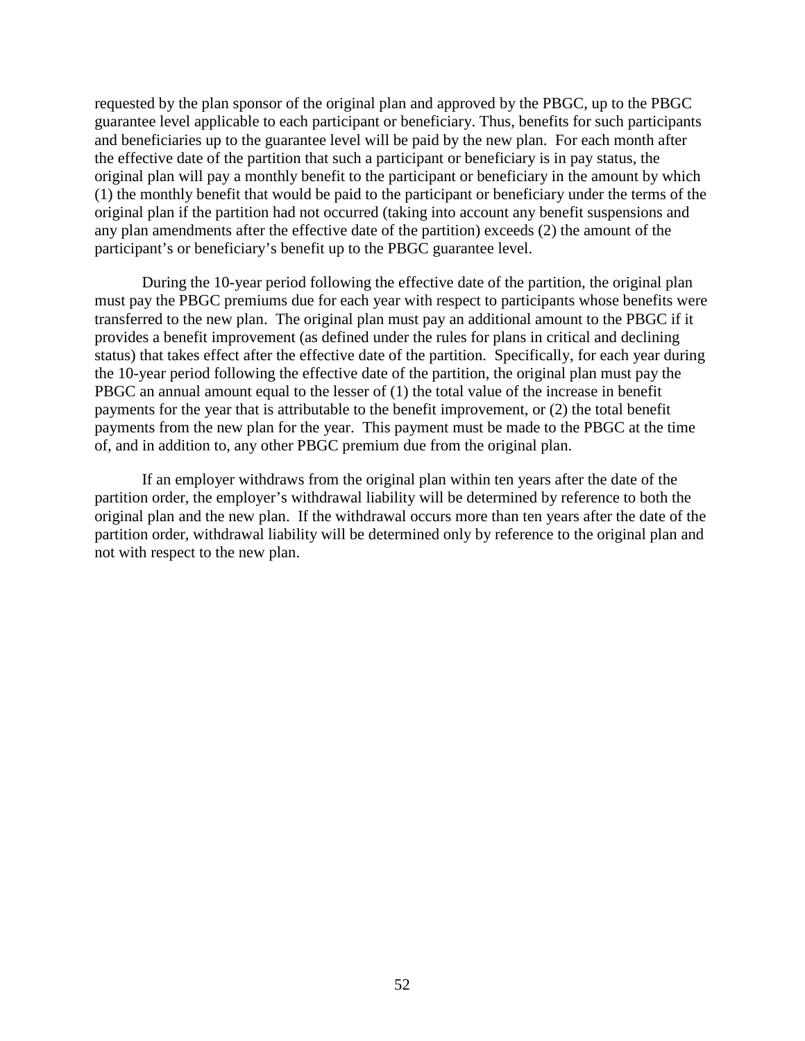requested by the plan sponsor of the original plan and approved by the PBGC, up to the PBGC guarantee level applicable to each participant or beneficiary. Thus, benefits for such participants and beneficiaries up to the guarantee level will be paid by the new plan. For each month after the effective date of the partition that such a participant or beneficiary is in pay status, the original plan will pay a monthly benefit to the participant or beneficiary in the amount by which (1) the monthly benefit that would be paid to the participant or beneficiary under the terms of the original plan if the partition had not occurred (taking into account any benefit suspensions and any plan amendments after the effective date of the partition) exceeds (2) the amount of the participant's or beneficiary's benefit up to the PBGC guarantee level.

During the 10-year period following the effective date of the partition, the original plan must pay the PBGC premiums due for each year with respect to participants whose benefits were transferred to the new plan. The original plan must pay an additional amount to the PBGC if it provides a benefit improvement (as defined under the rules for plans in critical and declining status) that takes effect after the effective date of the partition. Specifically, for each year during the 10-year period following the effective date of the partition, the original plan must pay the PBGC an annual amount equal to the lesser of (1) the total value of the increase in benefit payments for the year that is attributable to the benefit improvement, or (2) the total benefit payments from the new plan for the year. This payment must be made to the PBGC at the time of, and in addition to, any other PBGC premium due from the original plan.

If an employer withdraws from the original plan within ten years after the date of the partition order, the employer's withdrawal liability will be determined by reference to both the original plan and the new plan. If the withdrawal occurs more than ten years after the date of the partition order, withdrawal liability will be determined only by reference to the original plan and not with respect to the new plan.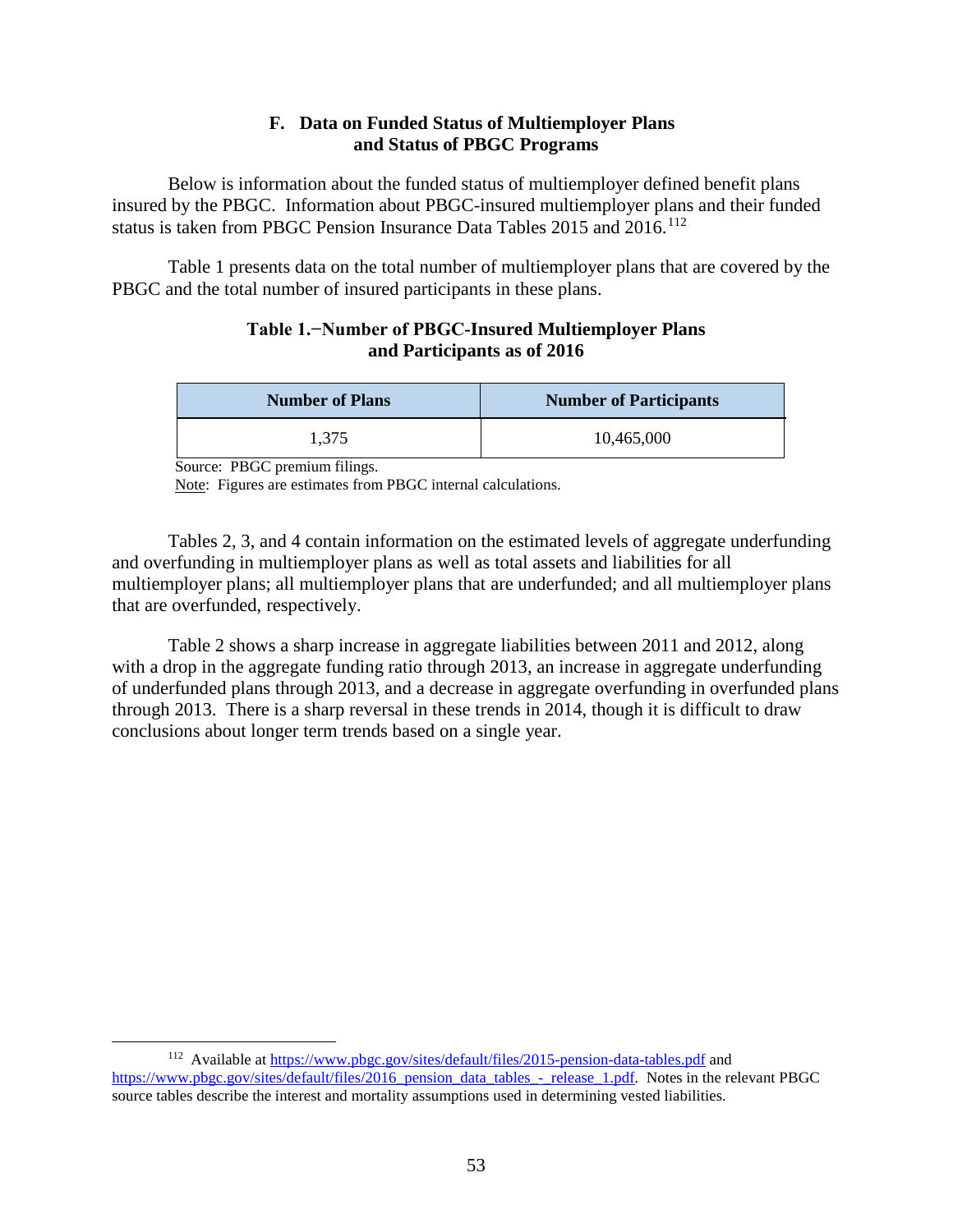### F. Data on Funded Status of Multiemployer Plans and Status of PBGC Programs

Below is information about the funded status of multiemployer defined benefit plans insured by the PBGC. Information about PBGC-insured multiemployer plans and their funded status is taken from PBGC Pension Insurance Data Tables 2015 and 2016.[112]

Table 1 presents data on the total number of multiemployer plans that are covered by the PBGC and the total number of insured participants in these plans.

**Table 1.−Number of PBGC-Insured Multiemployer Plans and Participants as of 2016**

| Number of Plans | Number of Participants |
| --- | --- |
| 1,375 | 10,465,000 |

Source: PBGC premium filings.

Note: Figures are estimates from PBGC internal calculations.

Tables 2, 3, and 4 contain information on the estimated levels of aggregate underfunding and overfunding in multiemployer plans as well as total assets and liabilities for all multiemployer plans; all multiemployer plans that are underfunded; and all multiemployer plans that are overfunded, respectively.

Table 2 shows a sharp increase in aggregate liabilities between 2011 and 2012, along with a drop in the aggregate funding ratio through 2013, an increase in aggregate underfunding of underfunded plans through 2013, and a decrease in aggregate overfunding in overfunded plans through 2013. There is a sharp reversal in these trends in 2014, though it is difficult to draw conclusions about longer term trends based on a single year.

---

[112] Available at https://www.pbgc.gov/sites/default/files/2015-pension-data-tables.pdf and https://www.pbgc.gov/sites/default/files/2016_pension_data_tables_-_release_1.pdf. Notes in the relevant PBGC source tables describe the interest and mortality assumptions used in determining vested liabilities.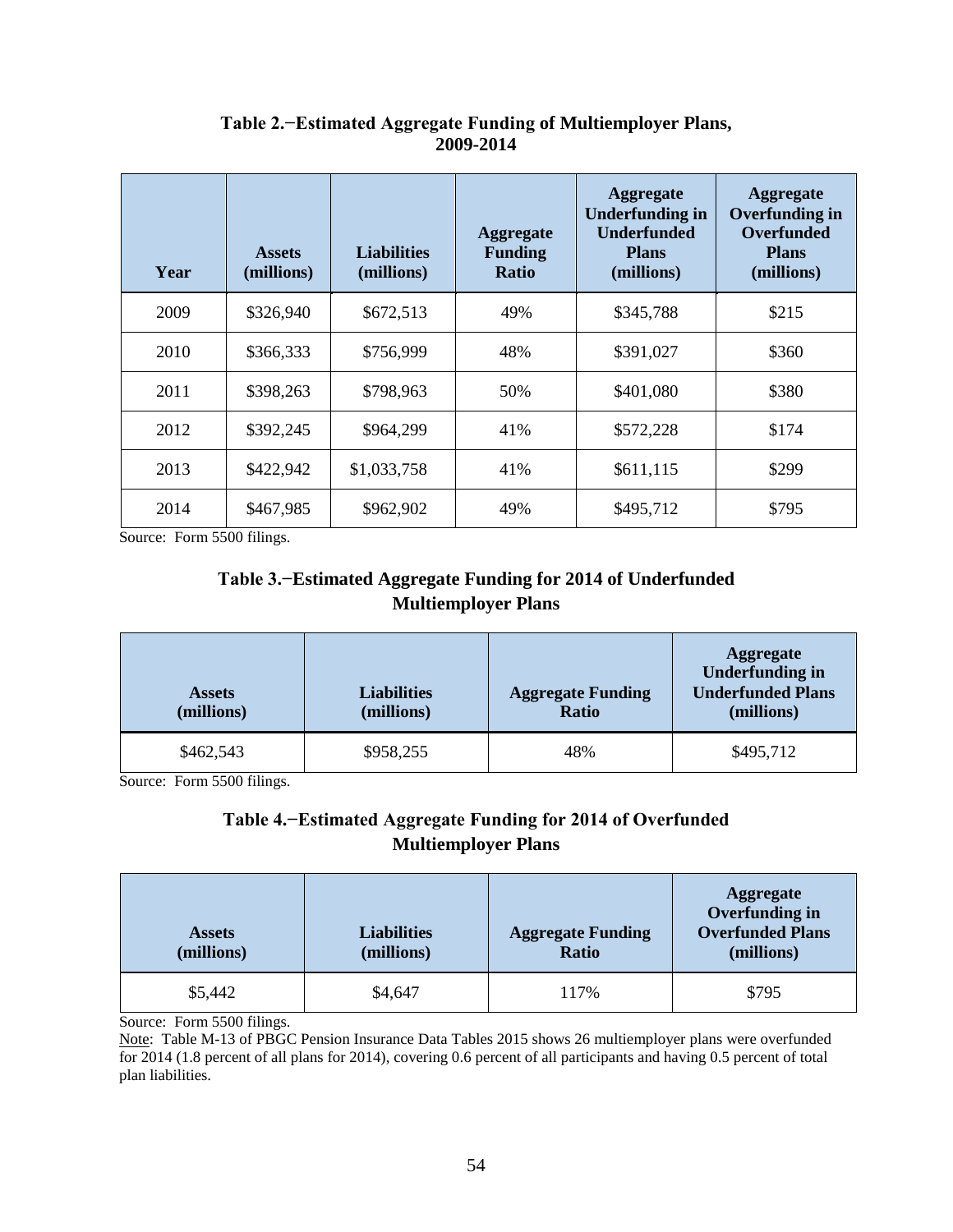**Table 2.−Estimated Aggregate Funding of Multiemployer Plans, 2009-2014**

| Year | Assets (millions) | Liabilities (millions) | Aggregate Funding Ratio | Aggregate Underfunding in Underfunded Plans (millions) | Aggregate Overfunding in Overfunded Plans (millions) |
|---|---|---|---|---|---|
| 2009 | $326,940 | $672,513 | 49% | $345,788 | $215 |
| 2010 | $366,333 | $756,999 | 48% | $391,027 | $360 |
| 2011 | $398,263 | $798,963 | 50% | $401,080 | $380 |
| 2012 | $392,245 | $964,299 | 41% | $572,228 | $174 |
| 2013 | $422,942 | $1,033,758 | 41% | $611,115 | $299 |
| 2014 | $467,985 | $962,902 | 49% | $495,712 | $795 |

Source: Form 5500 filings.

**Table 3.−Estimated Aggregate Funding for 2014 of Underfunded Multiemployer Plans**

| Assets (millions) | Liabilities (millions) | Aggregate Funding Ratio | Aggregate Underfunding in Underfunded Plans (millions) |
|---|---|---|---|
| $462,543 | $958,255 | 48% | $495,712 |

Source: Form 5500 filings.

**Table 4.−Estimated Aggregate Funding for 2014 of Overfunded Multiemployer Plans**

| Assets (millions) | Liabilities (millions) | Aggregate Funding Ratio | Aggregate Overfunding in Overfunded Plans (millions) |
|---|---|---|---|
| $5,442 | $4,647 | 117% | $795 |

Source: Form 5500 filings.

Note: Table M-13 of PBGC Pension Insurance Data Tables 2015 shows 26 multiemployer plans were overfunded for 2014 (1.8 percent of all plans for 2014), covering 0.6 percent of all participants and having 0.5 percent of total plan liabilities.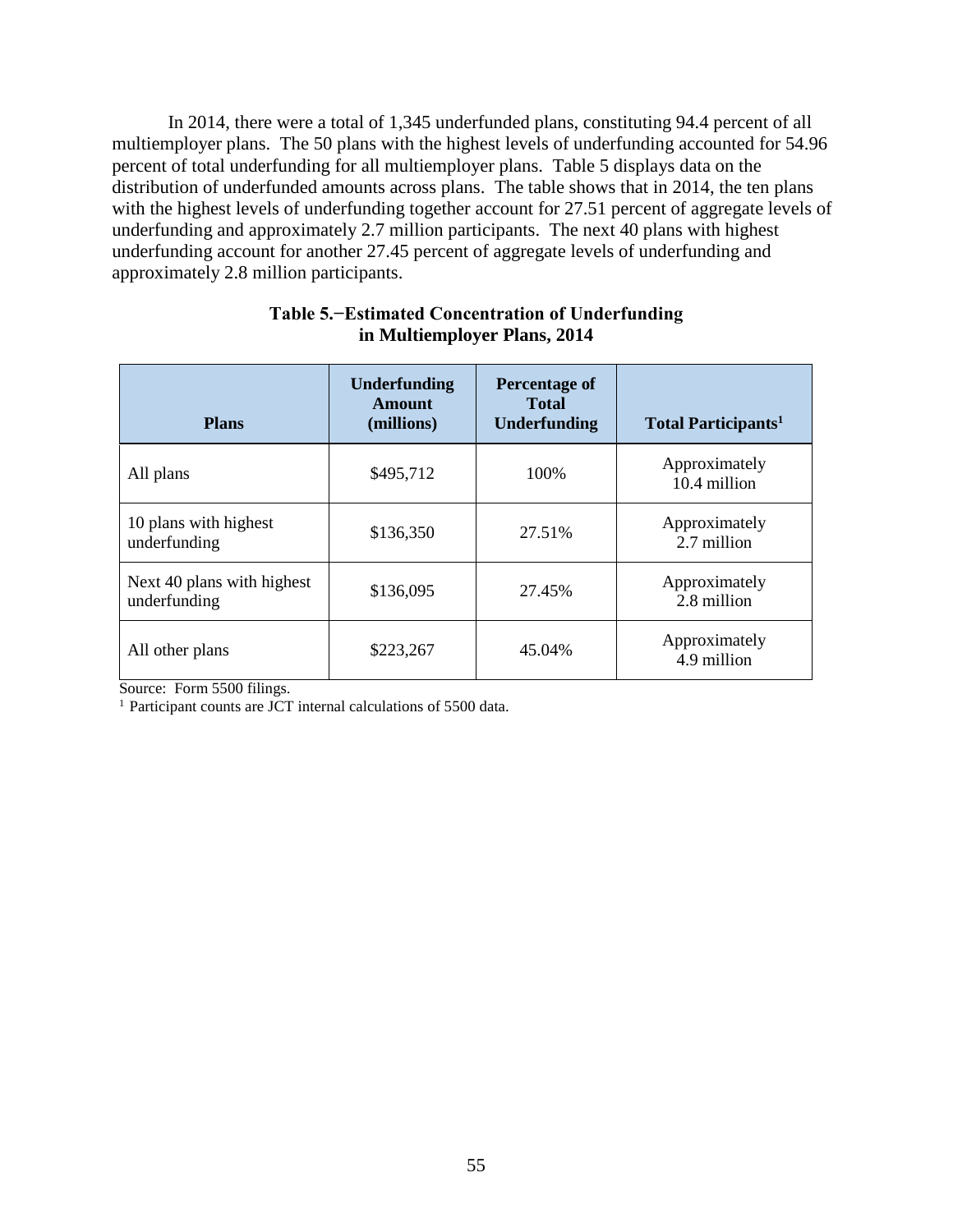In 2014, there were a total of 1,345 underfunded plans, constituting 94.4 percent of all multiemployer plans. The 50 plans with the highest levels of underfunding accounted for 54.96 percent of total underfunding for all multiemployer plans. Table 5 displays data on the distribution of underfunded amounts across plans. The table shows that in 2014, the ten plans with the highest levels of underfunding together account for 27.51 percent of aggregate levels of underfunding and approximately 2.7 million participants. The next 40 plans with highest underfunding account for another 27.45 percent of aggregate levels of underfunding and approximately 2.8 million participants.

**Table 5.−Estimated Concentration of Underfunding in Multiemployer Plans, 2014**

| Plans | Underfunding Amount (millions) | Percentage of Total Underfunding | Total Participants[1] |
|---|---|---|---|
| All plans | \$495,712 | 100% | Approximately 10.4 million |
| 10 plans with highest underfunding | \$136,350 | 27.51% | Approximately 2.7 million |
| Next 40 plans with highest underfunding | \$136,095 | 27.45% | Approximately 2.8 million |
| All other plans | \$223,267 | 45.04% | Approximately 4.9 million |

Source: Form 5500 filings.

[1] Participant counts are JCT internal calculations of 5500 data.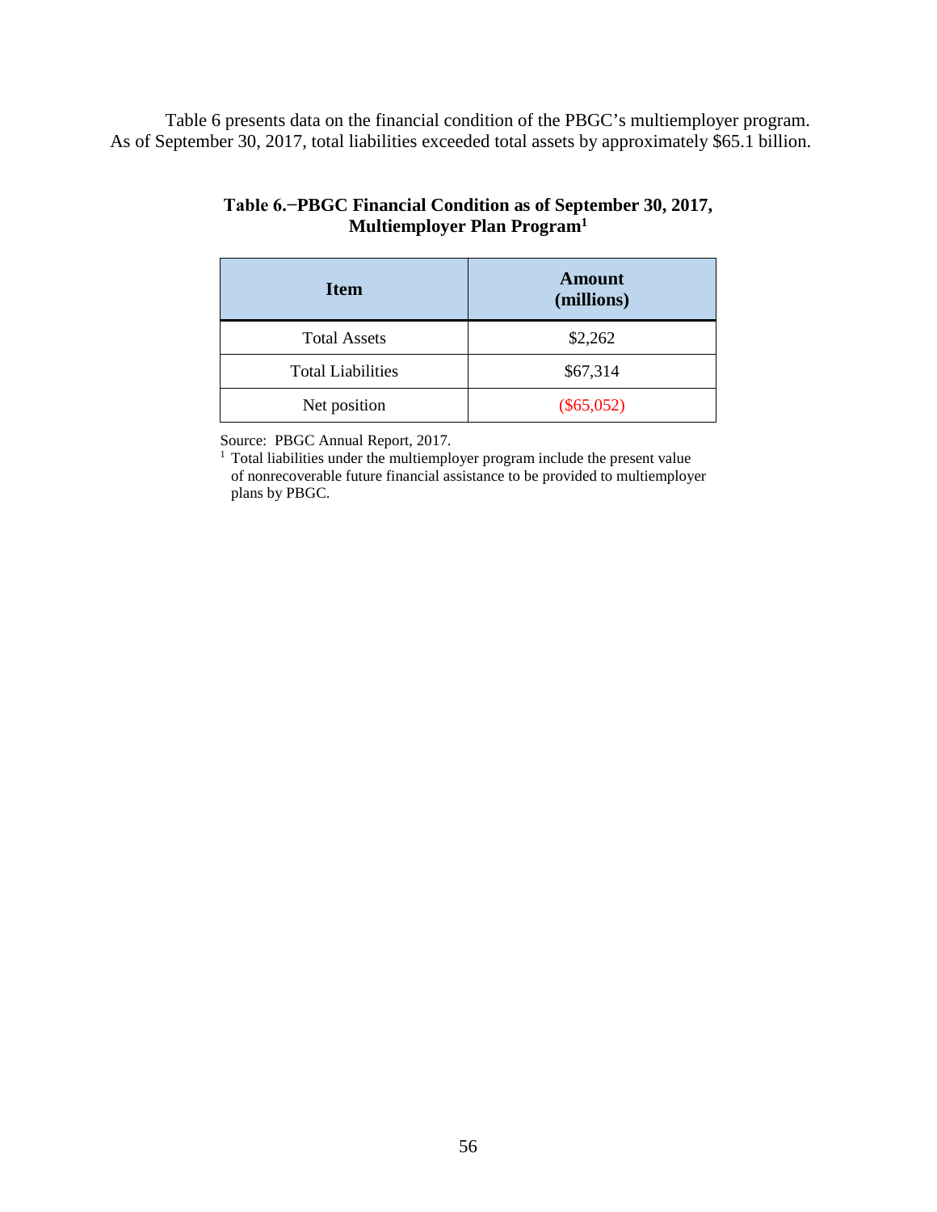Table 6 presents data on the financial condition of the PBGC's multiemployer program. As of September 30, 2017, total liabilities exceeded total assets by approximately $65.1 billion.

**Table 6.—PBGC Financial Condition as of September 30, 2017, Multiemployer Plan Program[1]**

| Item | Amount (millions) |
|---|---|
| Total Assets | $2,262 |
| Total Liabilities | $67,314 |
| Net position | ($65,052) |

Source: PBGC Annual Report, 2017.

[1] Total liabilities under the multiemployer program include the present value of nonrecoverable future financial assistance to be provided to multiemployer plans by PBGC.